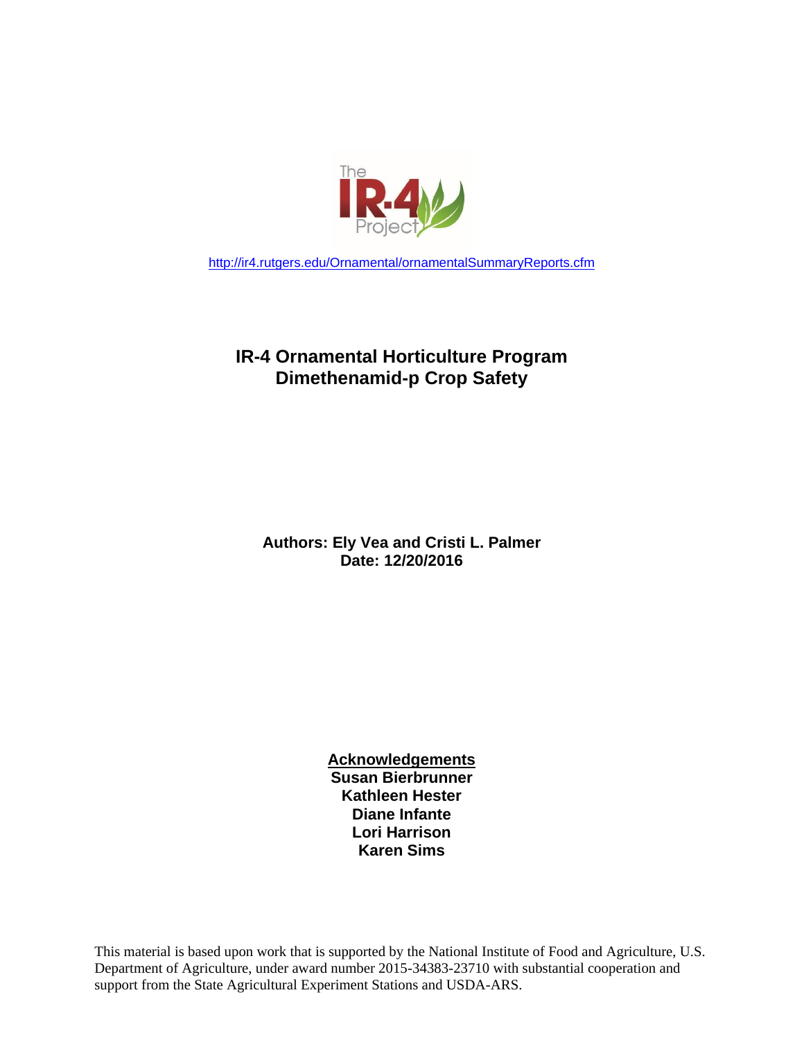http://ir4.rutgers.edu/Ornamental/ornamentalSummaryReports.cfm

# IR-4 Ornamental Horticulture Program
# Dimethenamid-p Crop Safety

**Authors: Ely Vea and Cristi L. Palmer**
**Date: 12/20/2016**

**Acknowledgements**
**Susan Bierbrunner**
**Kathleen Hester**
**Diane Infante**
**Lori Harrison**
**Karen Sims**

This material is based upon work that is supported by the National Institute of Food and Agriculture, U.S. Department of Agriculture, under award number 2015-34383-23710 with substantial cooperation and support from the State Agricultural Experiment Stations and USDA-ARS.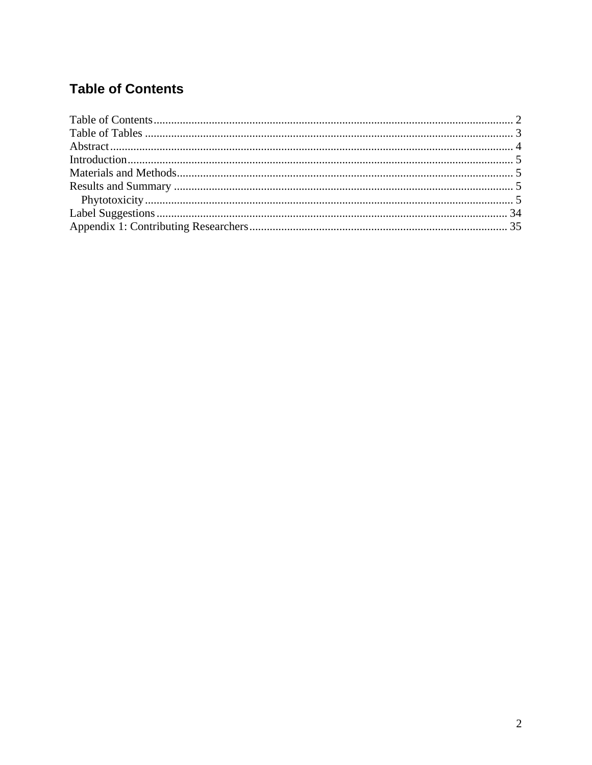## Table of Contents

Table of Contents ........................................................... 2
Table of Tables ........................................................... 3
Abstract ........................................................... 4
Introduction ........................................................... 5
Materials and Methods ........................................................... 5
Results and Summary ........................................................... 5
  Phytotoxicity ........................................................... 5
Label Suggestions ........................................................... 34
Appendix 1: Contributing Researchers ........................................................... 35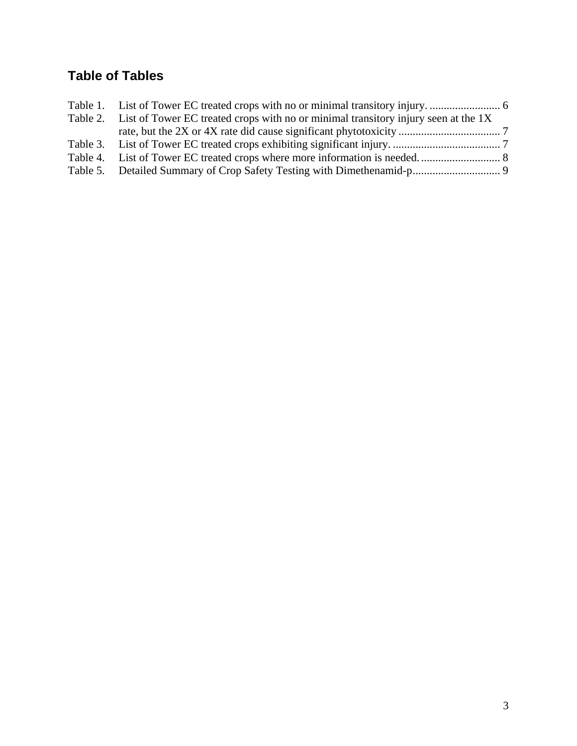## Table of Tables

Table 1. List of Tower EC treated crops with no or minimal transitory injury. ......................... 6
Table 2. List of Tower EC treated crops with no or minimal transitory injury seen at the 1X rate, but the 2X or 4X rate did cause significant phytotoxicity .................................... 7
Table 3. List of Tower EC treated crops exhibiting significant injury. ...................................... 7
Table 4. List of Tower EC treated crops where more information is needed. ............................ 8
Table 5. Detailed Summary of Crop Safety Testing with Dimethenamid-p............................... 9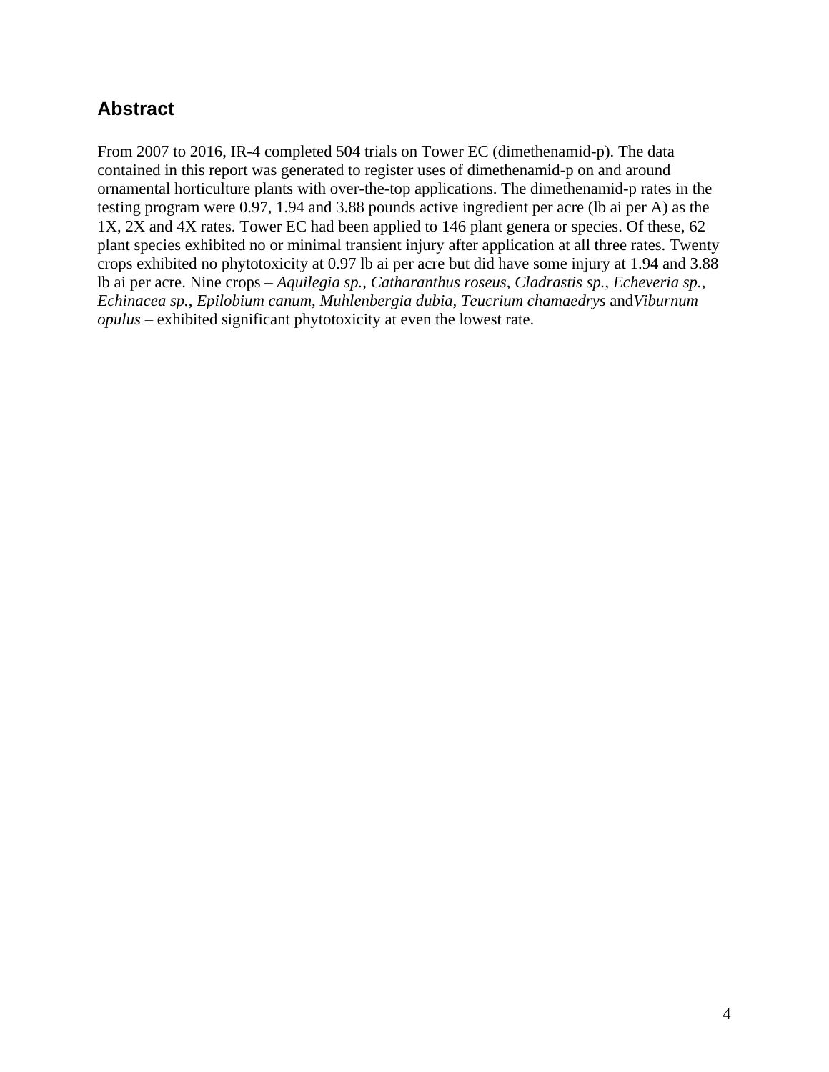## Abstract

From 2007 to 2016, IR-4 completed 504 trials on Tower EC (dimethenamid-p). The data contained in this report was generated to register uses of dimethenamid-p on and around ornamental horticulture plants with over-the-top applications. The dimethenamid-p rates in the testing program were 0.97, 1.94 and 3.88 pounds active ingredient per acre (lb ai per A) as the 1X, 2X and 4X rates. Tower EC had been applied to 146 plant genera or species. Of these, 62 plant species exhibited no or minimal transient injury after application at all three rates. Twenty crops exhibited no phytotoxicity at 0.97 lb ai per acre but did have some injury at 1.94 and 3.88 lb ai per acre. Nine crops – *Aquilegia sp., Catharanthus roseus, Cladrastis sp.*, *Echeveria sp.*, *Echinacea sp., Epilobium canum, Muhlenbergia dubia, Teucrium chamaedrys* and*Viburnum opulus* – exhibited significant phytotoxicity at even the lowest rate.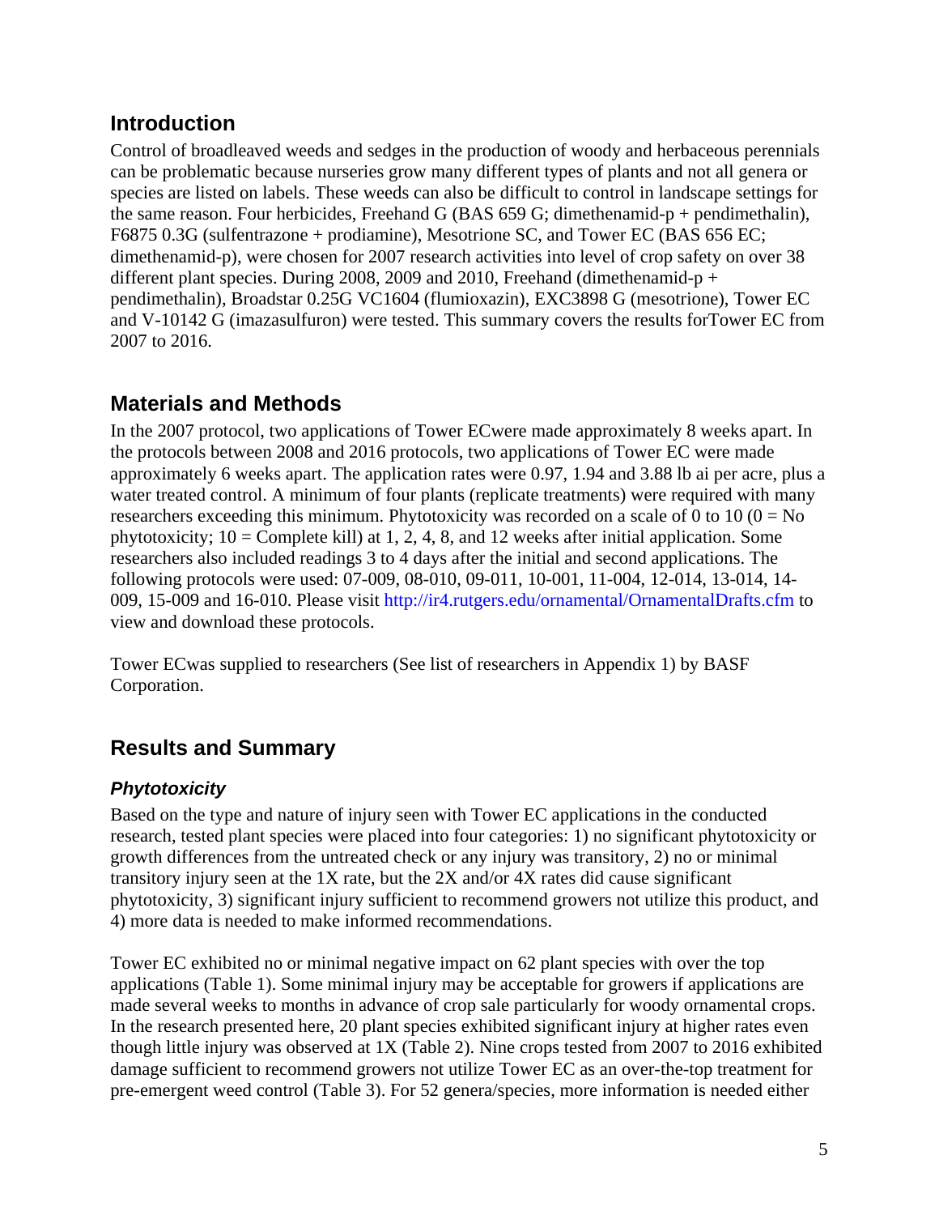## Introduction

Control of broadleaved weeds and sedges in the production of woody and herbaceous perennials can be problematic because nurseries grow many different types of plants and not all genera or species are listed on labels. These weeds can also be difficult to control in landscape settings for the same reason. Four herbicides, Freehand G (BAS 659 G; dimethenamid-p + pendimethalin), F6875 0.3G (sulfentrazone + prodiamine), Mesotrione SC, and Tower EC (BAS 656 EC; dimethenamid-p), were chosen for 2007 research activities into level of crop safety on over 38 different plant species. During 2008, 2009 and 2010, Freehand (dimethenamid-p + pendimethalin), Broadstar 0.25G VC1604 (flumioxazin), EXC3898 G (mesotrione), Tower EC and V-10142 G (imazasulfuron) were tested. This summary covers the results forTower EC from 2007 to 2016.

## Materials and Methods

In the 2007 protocol, two applications of Tower ECwere made approximately 8 weeks apart. In the protocols between 2008 and 2016 protocols, two applications of Tower EC were made approximately 6 weeks apart. The application rates were 0.97, 1.94 and 3.88 lb ai per acre, plus a water treated control. A minimum of four plants (replicate treatments) were required with many researchers exceeding this minimum. Phytotoxicity was recorded on a scale of 0 to 10 (0 = No phytotoxicity; 10 = Complete kill) at 1, 2, 4, 8, and 12 weeks after initial application. Some researchers also included readings 3 to 4 days after the initial and second applications. The following protocols were used: 07-009, 08-010, 09-011, 10-001, 11-004, 12-014, 13-014, 14-009, 15-009 and 16-010. Please visit http://ir4.rutgers.edu/ornamental/OrnamentalDrafts.cfm to view and download these protocols.

Tower ECwas supplied to researchers (See list of researchers in Appendix 1) by BASF Corporation.

## Results and Summary

### *Phytotoxicity*

Based on the type and nature of injury seen with Tower EC applications in the conducted research, tested plant species were placed into four categories: 1) no significant phytotoxicity or growth differences from the untreated check or any injury was transitory, 2) no or minimal transitory injury seen at the 1X rate, but the 2X and/or 4X rates did cause significant phytotoxicity, 3) significant injury sufficient to recommend growers not utilize this product, and 4) more data is needed to make informed recommendations.

Tower EC exhibited no or minimal negative impact on 62 plant species with over the top applications (Table 1). Some minimal injury may be acceptable for growers if applications are made several weeks to months in advance of crop sale particularly for woody ornamental crops. In the research presented here, 20 plant species exhibited significant injury at higher rates even though little injury was observed at 1X (Table 2). Nine crops tested from 2007 to 2016 exhibited damage sufficient to recommend growers not utilize Tower EC as an over-the-top treatment for pre-emergent weed control (Table 3). For 52 genera/species, more information is needed either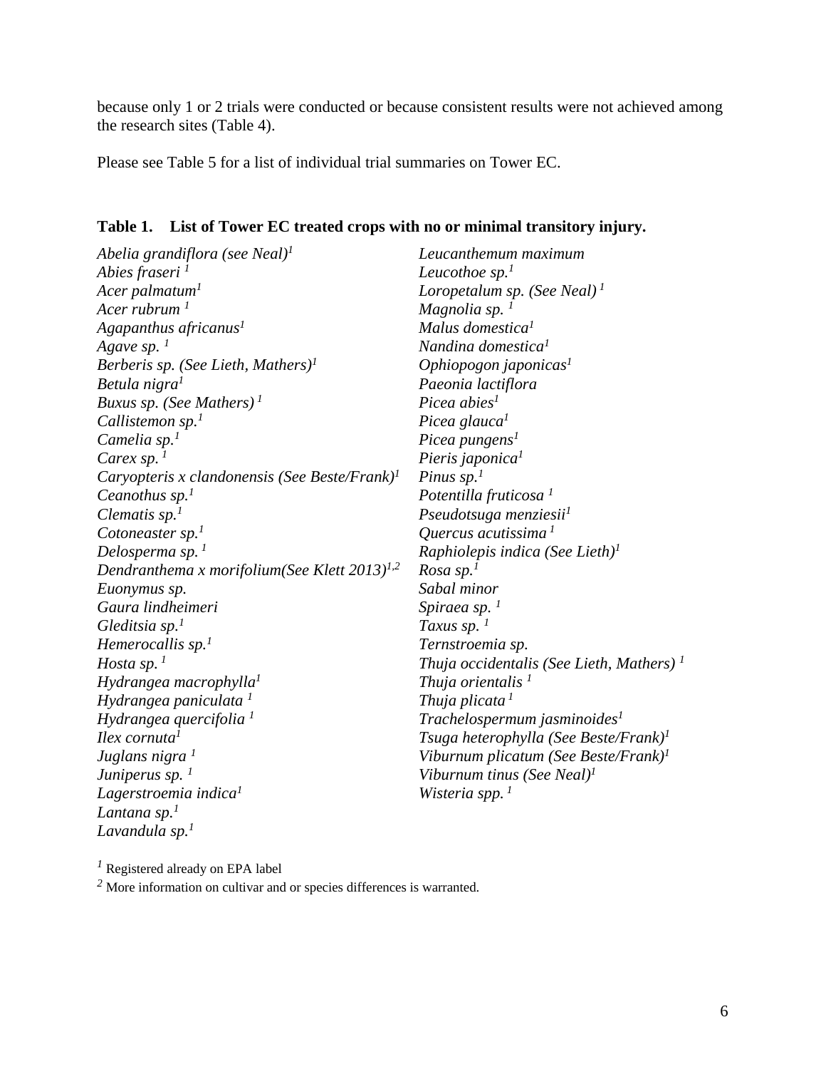because only 1 or 2 trials were conducted or because consistent results were not achieved among the research sites (Table 4).

Please see Table 5 for a list of individual trial summaries on Tower EC.

**Table 1. List of Tower EC treated crops with no or minimal transitory injury.**

*Abelia grandiflora (see Neal)*[1]
*Abies fraseri* [1]
*Acer palmatum*[1]
*Acer rubrum* [1]
*Agapanthus africanus*[1]
*Agave sp.* [1]
*Berberis sp. (See Lieth, Mathers)*[1]
*Betula nigra*[1]
*Buxus sp. (See Mathers)* [1]
*Callistemon sp.*[1]
*Camelia sp.*[1]
*Carex sp.* [1]
*Caryopteris x clandonensis (See Beste/Frank)*[1]
*Ceanothus sp.*[1]
*Clematis sp.*[1]
*Cotoneaster sp.*[1]
*Delosperma sp.* [1]
*Dendranthema x morifolium(See Klett 2013)*[1,2]
*Euonymus sp.*
*Gaura lindheimeri*
*Gleditsia sp.*[1]
*Hemerocallis sp.*[1]
*Hosta sp.* [1]
*Hydrangea macrophylla*[1]
*Hydrangea paniculata* [1]
*Hydrangea quercifolia* [1]
*Ilex cornuta*[1]
*Juglans nigra* [1]
*Juniperus sp.* [1]
*Lagerstroemia indica*[1]
*Lantana sp.*[1]
*Lavandula sp.*[1]
*Leucanthemum maximum*
*Leucothoe sp.*[1]
*Loropetalum sp. (See Neal)* [1]
*Magnolia sp.* [1]
*Malus domestica*[1]
*Nandina domestica*[1]
*Ophiopogon japonicas*[1]
*Paeonia lactiflora*
*Picea abies*[1]
*Picea glauca*[1]
*Picea pungens*[1]
*Pieris japonica*[1]
*Pinus sp.*[1]
*Potentilla fruticosa* [1]
*Pseudotsuga menziesii*[1]
*Quercus acutissima* [1]
*Raphiolepis indica (See Lieth)*[1]
*Rosa sp.*[1]
*Sabal minor*
*Spiraea sp.* [1]
*Taxus sp.* [1]
*Ternstroemia sp.*
*Thuja occidentalis (See Lieth, Mathers)* [1]
*Thuja orientalis* [1]
*Thuja plicata* [1]
*Trachelospermum jasminoides*[1]
*Tsuga heterophylla (See Beste/Frank)*[1]
*Viburnum plicatum (See Beste/Frank)*[1]
*Viburnum tinus (See Neal)*[1]
*Wisteria spp.* [1]

[1] Registered already on EPA label
[2] More information on cultivar and or species differences is warranted.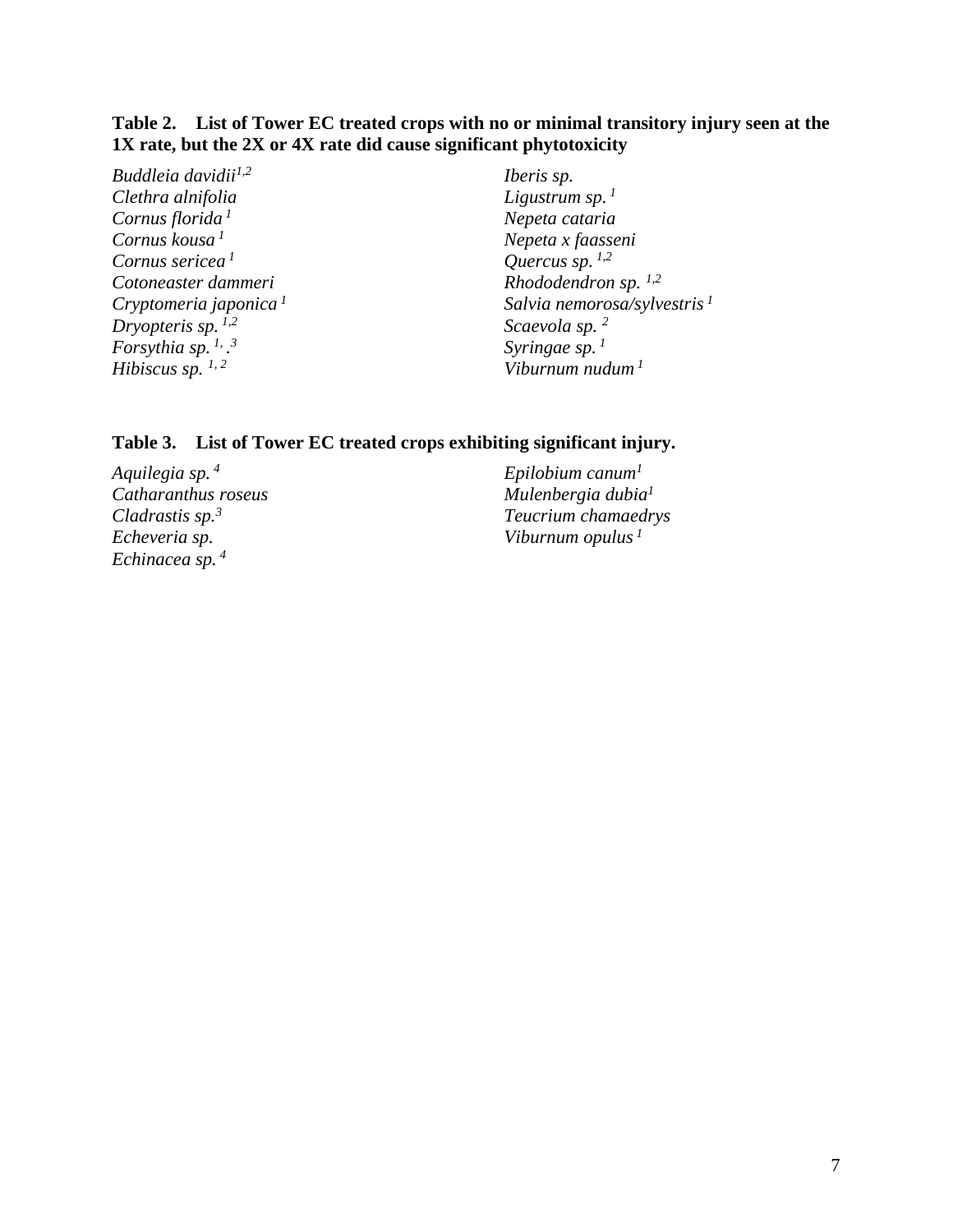**Table 2. List of Tower EC treated crops with no or minimal transitory injury seen at the 1X rate, but the 2X or 4X rate did cause significant phytotoxicity**

*Buddleia davidii*[1,2]
*Clethra alnifolia*
*Cornus florida*[1]
*Cornus kousa*[1]
*Cornus sericea*[1]
*Cotoneaster dammeri*
*Cryptomeria japonica*[1]
*Dryopteris sp.*[1,2]
*Forsythia sp.*[1, 3]
*Hibiscus sp.*[1, 2]
*Iberis sp.*
*Ligustrum sp.*[1]
*Nepeta cataria*
*Nepeta x faasseni*
*Quercus sp.*[1,2]
*Rhododendron sp.*[1,2]
*Salvia nemorosa/sylvestris*[1]
*Scaevola sp.*[2]
*Syringae sp.*[1]
*Viburnum nudum*[1]

**Table 3. List of Tower EC treated crops exhibiting significant injury.**

*Aquilegia sp.*[4]
*Catharanthus roseus*
*Cladrastis sp.*[3]
*Echeveria sp.*
*Echinacea sp.*[4]
*Epilobium canum*[1]
*Mulenbergia dubia*[1]
*Teucrium chamaedrys*
*Viburnum opulus*[1]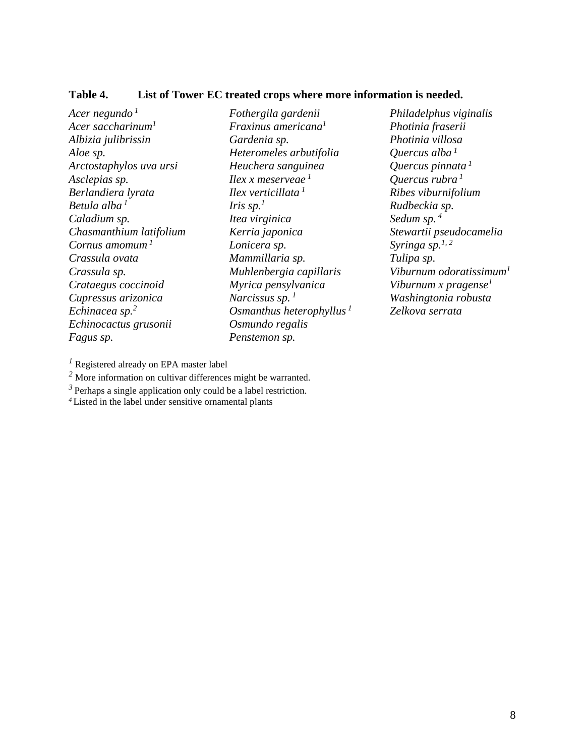**Table 4. List of Tower EC treated crops where more information is needed.**

*Acer negundo* [1]
*Acer saccharinum*[1]
*Albizia julibrissin*
*Aloe sp.*
*Arctostaphylos uva ursi*
*Asclepias sp.*
*Berlandiera lyrata*
*Betula alba* [1]
*Caladium sp.*
*Chasmanthium latifolium*
*Cornus amomum* [1]
*Crassula ovata*
*Crassula sp.*
*Crataegus coccinoid*
*Cupressus arizonica*
*Echinacea sp.*[2]
*Echinocactus grusonii*
*Fagus sp.*
*Fothergila gardenii*
*Fraxinus americana*[1]
*Gardenia sp.*
*Heteromeles arbutifolia*
*Heuchera sanguinea*
*Ilex x meserveae* [1]
*Ilex verticillata* [1]
*Iris sp.*[1]
*Itea virginica*
*Kerria japonica*
*Lonicera sp.*
*Mammillaria sp.*
*Muhlenbergia capillaris*
*Myrica pensylvanica*
*Narcissus sp.* [1]
*Osmanthus heterophyllus* [1]
*Osmundo regalis*
*Penstemon sp.*
*Philadelphus viginalis*
*Photinia fraserii*
*Photinia villosa*
*Quercus alba* [1]
*Quercus pinnata* [1]
*Quercus rubra* [1]
*Ribes viburnifolium*
*Rudbeckia sp.*
*Sedum sp.* [4]
*Stewartii pseudocamelia*
*Syringa sp.*[1, 2]
*Tulipa sp.*
*Viburnum odoratissimum*[1]
*Viburnum x pragense*[1]
*Washingtonia robusta*
*Zelkova serrata*

[1] Registered already on EPA master label
[2] More information on cultivar differences might be warranted.
[3] Perhaps a single application only could be a label restriction.
[4] Listed in the label under sensitive ornamental plants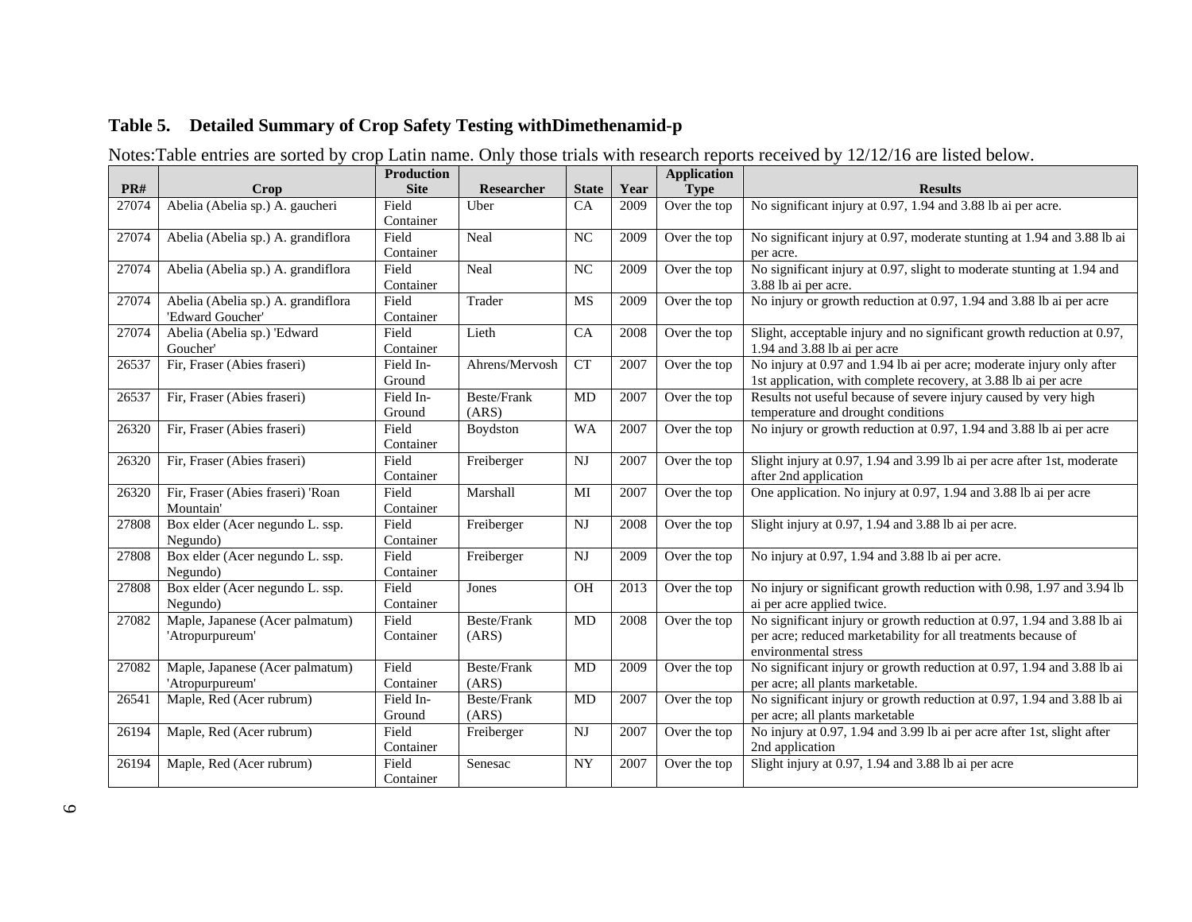## Table 5. Detailed Summary of Crop Safety Testing withDimethenamid-p

Notes:Table entries are sorted by crop Latin name. Only those trials with research reports received by 12/12/16 are listed below.

| PR# | Crop | Production Site | Researcher | State | Year | Application Type | Results |
|---|---|---|---|---|---|---|---|
| 27074 | Abelia (Abelia sp.) A. gaucheri | Field Container | Uber | CA | 2009 | Over the top | No significant injury at 0.97, 1.94 and 3.88 lb ai per acre. |
| 27074 | Abelia (Abelia sp.) A. grandiflora | Field Container | Neal | NC | 2009 | Over the top | No significant injury at 0.97, moderate stunting at 1.94 and 3.88 lb ai per acre. |
| 27074 | Abelia (Abelia sp.) A. grandiflora | Field Container | Neal | NC | 2009 | Over the top | No significant injury at 0.97, slight to moderate stunting at 1.94 and 3.88 lb ai per acre. |
| 27074 | Abelia (Abelia sp.) A. grandiflora 'Edward Goucher' | Field Container | Trader | MS | 2009 | Over the top | No injury or growth reduction at 0.97, 1.94 and 3.88 lb ai per acre |
| 27074 | Abelia (Abelia sp.) 'Edward Goucher' | Field Container | Lieth | CA | 2008 | Over the top | Slight, acceptable injury and no significant growth reduction at 0.97, 1.94 and 3.88 lb ai per acre |
| 26537 | Fir, Fraser (Abies fraseri) | Field In-Ground | Ahrens/Mervosh | CT | 2007 | Over the top | No injury at 0.97 and 1.94 lb ai per acre; moderate injury only after 1st application, with complete recovery, at 3.88 lb ai per acre |
| 26537 | Fir, Fraser (Abies fraseri) | Field In-Ground | Beste/Frank (ARS) | MD | 2007 | Over the top | Results not useful because of severe injury caused by very high temperature and drought conditions |
| 26320 | Fir, Fraser (Abies fraseri) | Field Container | Boydston | WA | 2007 | Over the top | No injury or growth reduction at 0.97, 1.94 and 3.88 lb ai per acre |
| 26320 | Fir, Fraser (Abies fraseri) | Field Container | Freiberger | NJ | 2007 | Over the top | Slight injury at 0.97, 1.94 and 3.99 lb ai per acre after 1st, moderate after 2nd application |
| 26320 | Fir, Fraser (Abies fraseri) 'Roan Mountain' | Field Container | Marshall | MI | 2007 | Over the top | One application. No injury at 0.97, 1.94 and 3.88 lb ai per acre |
| 27808 | Box elder (Acer negundo L. ssp. Negundo) | Field Container | Freiberger | NJ | 2008 | Over the top | Slight injury at 0.97, 1.94 and 3.88 lb ai per acre. |
| 27808 | Box elder (Acer negundo L. ssp. Negundo) | Field Container | Freiberger | NJ | 2009 | Over the top | No injury at 0.97, 1.94 and 3.88 lb ai per acre. |
| 27808 | Box elder (Acer negundo L. ssp. Negundo) | Field Container | Jones | OH | 2013 | Over the top | No injury or significant growth reduction with 0.98, 1.97 and 3.94 lb ai per acre applied twice. |
| 27082 | Maple, Japanese (Acer palmatum) 'Atropurpureum' | Field Container | Beste/Frank (ARS) | MD | 2008 | Over the top | No significant injury or growth reduction at 0.97, 1.94 and 3.88 lb ai per acre; reduced marketability for all treatments because of environmental stress |
| 27082 | Maple, Japanese (Acer palmatum) 'Atropurpureum' | Field Container | Beste/Frank (ARS) | MD | 2009 | Over the top | No significant injury or growth reduction at 0.97, 1.94 and 3.88 lb ai per acre; all plants marketable. |
| 26541 | Maple, Red (Acer rubrum) | Field In-Ground | Beste/Frank (ARS) | MD | 2007 | Over the top | No significant injury or growth reduction at 0.97, 1.94 and 3.88 lb ai per acre; all plants marketable |
| 26194 | Maple, Red (Acer rubrum) | Field Container | Freiberger | NJ | 2007 | Over the top | No injury at 0.97, 1.94 and 3.99 lb ai per acre after 1st, slight after 2nd application |
| 26194 | Maple, Red (Acer rubrum) | Field Container | Senesac | NY | 2007 | Over the top | Slight injury at 0.97, 1.94 and 3.88 lb ai per acre |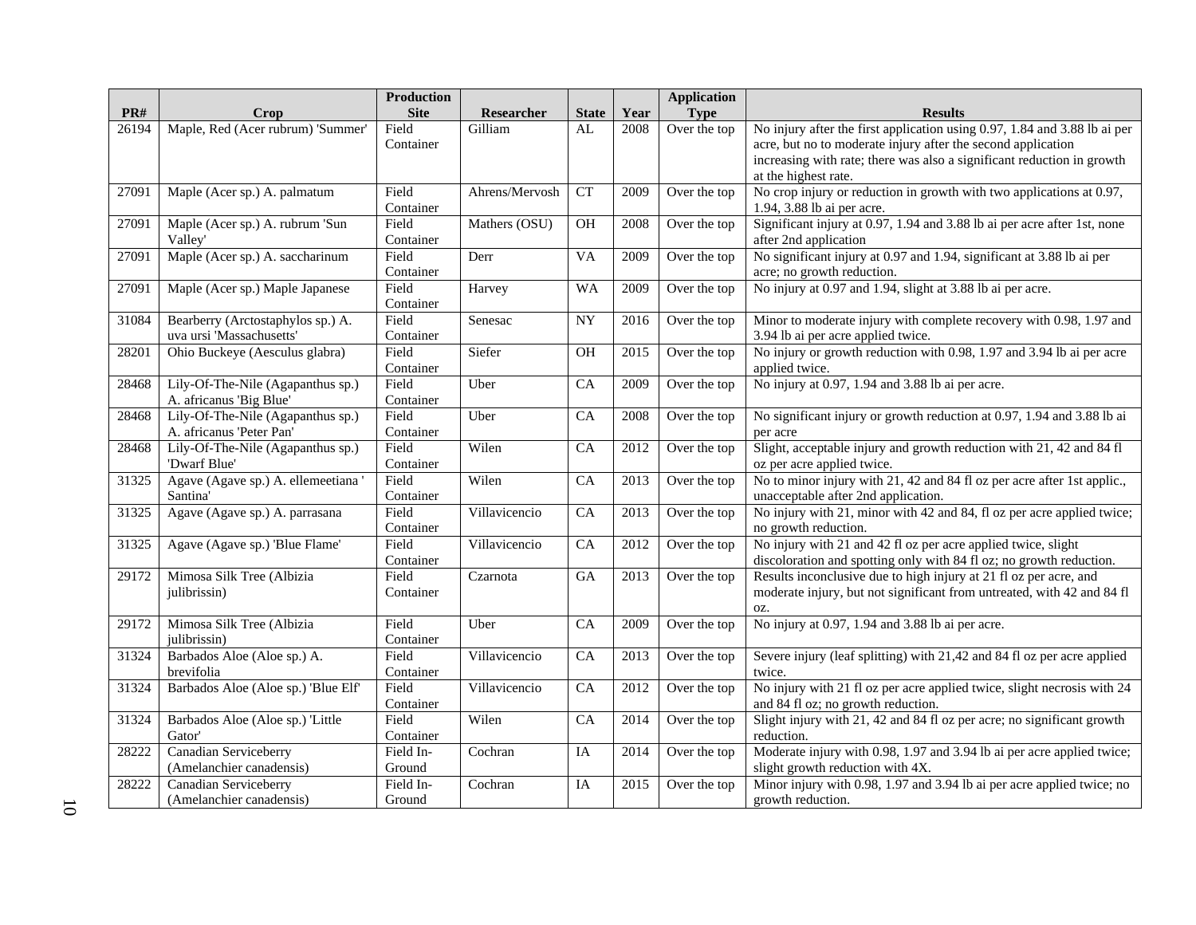| PR# | Crop | Production Site | Researcher | State | Year | Application Type | Results |
|---|---|---|---|---|---|---|---|
| 26194 | Maple, Red (Acer rubrum) 'Summer' | Field Container | Gilliam | AL | 2008 | Over the top | No injury after the first application using 0.97, 1.84 and 3.88 lb ai per acre, but no to moderate injury after the second application increasing with rate; there was also a significant reduction in growth at the highest rate. |
| 27091 | Maple (Acer sp.) A. palmatum | Field Container | Ahrens/Mervosh | CT | 2009 | Over the top | No crop injury or reduction in growth with two applications at 0.97, 1.94, 3.88 lb ai per acre. |
| 27091 | Maple (Acer sp.) A. rubrum 'Sun Valley' | Field Container | Mathers (OSU) | OH | 2008 | Over the top | Significant injury at 0.97, 1.94 and 3.88 lb ai per acre after 1st, none after 2nd application |
| 27091 | Maple (Acer sp.) A. saccharinum | Field Container | Derr | VA | 2009 | Over the top | No significant injury at 0.97 and 1.94, significant at 3.88 lb ai per acre; no growth reduction. |
| 27091 | Maple (Acer sp.) Maple Japanese | Field Container | Harvey | WA | 2009 | Over the top | No injury at 0.97 and 1.94, slight at 3.88 lb ai per acre. |
| 31084 | Bearberry (Arctostaphylos sp.) A. uva ursi 'Massachusetts' | Field Container | Senesac | NY | 2016 | Over the top | Minor to moderate injury with complete recovery with 0.98, 1.97 and 3.94 lb ai per acre applied twice. |
| 28201 | Ohio Buckeye (Aesculus glabra) | Field Container | Siefer | OH | 2015 | Over the top | No injury or growth reduction with 0.98, 1.97 and 3.94 lb ai per acre applied twice. |
| 28468 | Lily-Of-The-Nile (Agapanthus sp.) A. africanus 'Big Blue' | Field Container | Uber | CA | 2009 | Over the top | No injury at 0.97, 1.94 and 3.88 lb ai per acre. |
| 28468 | Lily-Of-The-Nile (Agapanthus sp.) A. africanus 'Peter Pan' | Field Container | Uber | CA | 2008 | Over the top | No significant injury or growth reduction at 0.97, 1.94 and 3.88 lb ai per acre |
| 28468 | Lily-Of-The-Nile (Agapanthus sp.) 'Dwarf Blue' | Field Container | Wilen | CA | 2012 | Over the top | Slight, acceptable injury and growth reduction with 21, 42 and 84 fl oz per acre applied twice. |
| 31325 | Agave (Agave sp.) A. ellemeetiana ' Santina' | Field Container | Wilen | CA | 2013 | Over the top | No to minor injury with 21, 42 and 84 fl oz per acre after 1st applic., unacceptable after 2nd application. |
| 31325 | Agave (Agave sp.) A. parrasana | Field Container | Villavicencio | CA | 2013 | Over the top | No injury with 21, minor with 42 and 84, fl oz per acre applied twice; no growth reduction. |
| 31325 | Agave (Agave sp.) 'Blue Flame' | Field Container | Villavicencio | CA | 2012 | Over the top | No injury with 21 and 42 fl oz per acre applied twice, slight discoloration and spotting only with 84 fl oz; no growth reduction. |
| 29172 | Mimosa Silk Tree (Albizia julibrissin) | Field Container | Czarnota | GA | 2013 | Over the top | Results inconclusive due to high injury at 21 fl oz per acre, and moderate injury, but not significant from untreated, with 42 and 84 fl oz. |
| 29172 | Mimosa Silk Tree (Albizia julibrissin) | Field Container | Uber | CA | 2009 | Over the top | No injury at 0.97, 1.94 and 3.88 lb ai per acre. |
| 31324 | Barbados Aloe (Aloe sp.) A. brevifolia | Field Container | Villavicencio | CA | 2013 | Over the top | Severe injury (leaf splitting) with 21,42 and 84 fl oz per acre applied twice. |
| 31324 | Barbados Aloe (Aloe sp.) 'Blue Elf' | Field Container | Villavicencio | CA | 2012 | Over the top | No injury with 21 fl oz per acre applied twice, slight necrosis with 24 and 84 fl oz; no growth reduction. |
| 31324 | Barbados Aloe (Aloe sp.) 'Little Gator' | Field Container | Wilen | CA | 2014 | Over the top | Slight injury with 21, 42 and 84 fl oz per acre; no significant growth reduction. |
| 28222 | Canadian Serviceberry (Amelanchier canadensis) | Field In-Ground | Cochran | IA | 2014 | Over the top | Moderate injury with 0.98, 1.97 and 3.94 lb ai per acre applied twice; slight growth reduction with 4X. |
| 28222 | Canadian Serviceberry (Amelanchier canadensis) | Field In-Ground | Cochran | IA | 2015 | Over the top | Minor injury with 0.98, 1.97 and 3.94 lb ai per acre applied twice; no growth reduction. |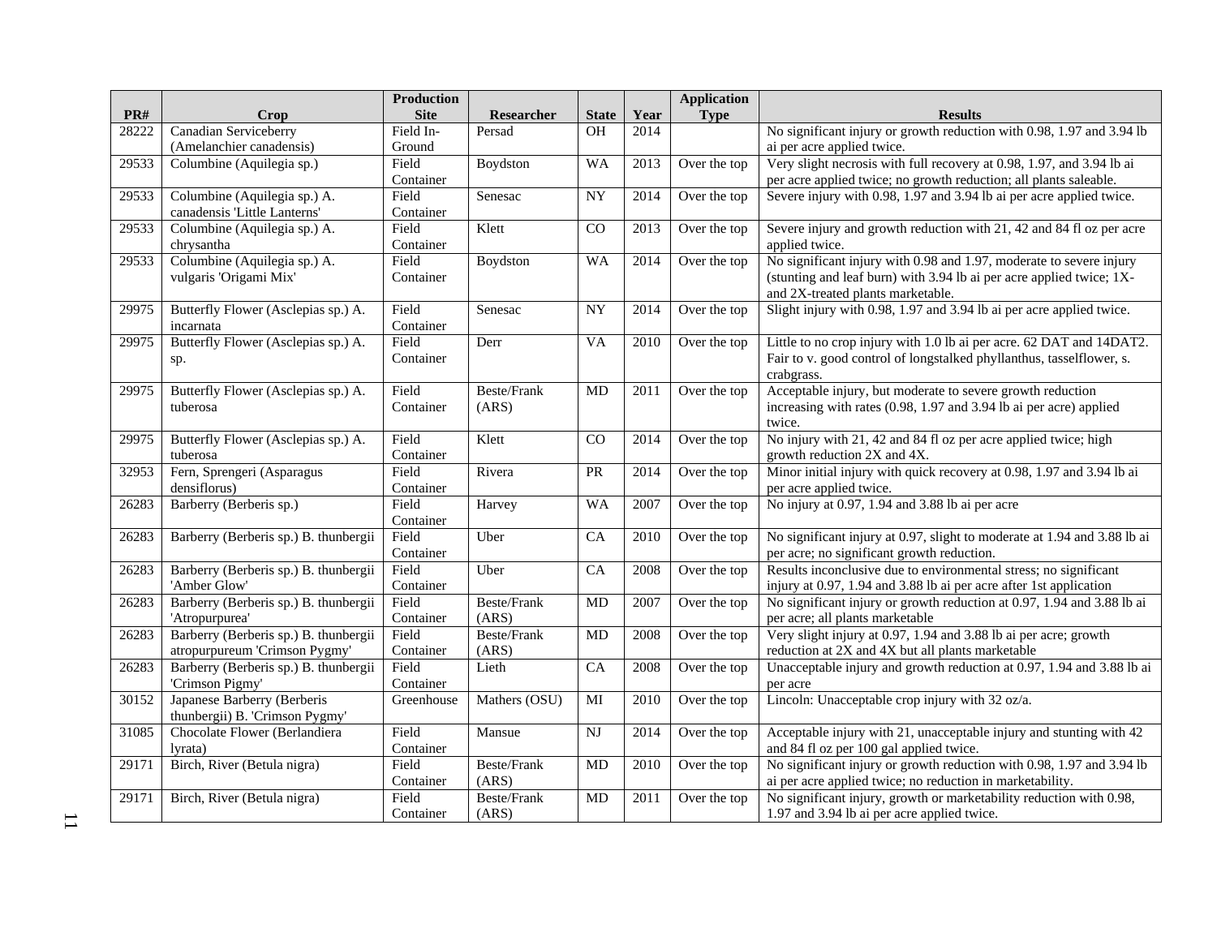| PR# | Crop | Production Site | Researcher | State | Year | Application Type | Results |
|---|---|---|---|---|---|---|---|
| 28222 | Canadian Serviceberry (Amelanchier canadensis) | Field In-Ground | Persad | OH | 2014 | | No significant injury or growth reduction with 0.98, 1.97 and 3.94 lb ai per acre applied twice. |
| 29533 | Columbine (Aquilegia sp.) | Field Container | Boydston | WA | 2013 | Over the top | Very slight necrosis with full recovery at 0.98, 1.97, and 3.94 lb ai per acre applied twice; no growth reduction; all plants saleable. |
| 29533 | Columbine (Aquilegia sp.) A. canadensis 'Little Lanterns' | Field Container | Senesac | NY | 2014 | Over the top | Severe injury with 0.98, 1.97 and 3.94 lb ai per acre applied twice. |
| 29533 | Columbine (Aquilegia sp.) A. chrysantha | Field Container | Klett | CO | 2013 | Over the top | Severe injury and growth reduction with 21, 42 and 84 fl oz per acre applied twice. |
| 29533 | Columbine (Aquilegia sp.) A. vulgaris 'Origami Mix' | Field Container | Boydston | WA | 2014 | Over the top | No significant injury with 0.98 and 1.97, moderate to severe injury (stunting and leaf burn) with 3.94 lb ai per acre applied twice; 1X- and 2X-treated plants marketable. |
| 29975 | Butterfly Flower (Asclepias sp.) A. incarnata | Field Container | Senesac | NY | 2014 | Over the top | Slight injury with 0.98, 1.97 and 3.94 lb ai per acre applied twice. |
| 29975 | Butterfly Flower (Asclepias sp.) A. sp. | Field Container | Derr | VA | 2010 | Over the top | Little to no crop injury with 1.0 lb ai per acre. 62 DAT and 14DAT2. Fair to v. good control of longstalked phyllanthus, tasselflower, s. crabgrass. |
| 29975 | Butterfly Flower (Asclepias sp.) A. tuberosa | Field Container | Beste/Frank (ARS) | MD | 2011 | Over the top | Acceptable injury, but moderate to severe growth reduction increasing with rates (0.98, 1.97 and 3.94 lb ai per acre) applied twice. |
| 29975 | Butterfly Flower (Asclepias sp.) A. tuberosa | Field Container | Klett | CO | 2014 | Over the top | No injury with 21, 42 and 84 fl oz per acre applied twice; high growth reduction 2X and 4X. |
| 32953 | Fern, Sprengeri (Asparagus densiflorus) | Field Container | Rivera | PR | 2014 | Over the top | Minor initial injury with quick recovery at 0.98, 1.97 and 3.94 lb ai per acre applied twice. |
| 26283 | Barberry (Berberis sp.) | Field Container | Harvey | WA | 2007 | Over the top | No injury at 0.97, 1.94 and 3.88 lb ai per acre |
| 26283 | Barberry (Berberis sp.) B. thunbergii | Field Container | Uber | CA | 2010 | Over the top | No significant injury at 0.97, slight to moderate at 1.94 and 3.88 lb ai per acre; no significant growth reduction. |
| 26283 | Barberry (Berberis sp.) B. thunbergii 'Amber Glow' | Field Container | Uber | CA | 2008 | Over the top | Results inconclusive due to environmental stress; no significant injury at 0.97, 1.94 and 3.88 lb ai per acre after 1st application |
| 26283 | Barberry (Berberis sp.) B. thunbergii 'Atropurpurea' | Field Container | Beste/Frank (ARS) | MD | 2007 | Over the top | No significant injury or growth reduction at 0.97, 1.94 and 3.88 lb ai per acre; all plants marketable |
| 26283 | Barberry (Berberis sp.) B. thunbergii atropurpureum 'Crimson Pygmy' | Field Container | Beste/Frank (ARS) | MD | 2008 | Over the top | Very slight injury at 0.97, 1.94 and 3.88 lb ai per acre; growth reduction at 2X and 4X but all plants marketable |
| 26283 | Barberry (Berberis sp.) B. thunbergii 'Crimson Pigmy' | Field Container | Lieth | CA | 2008 | Over the top | Unacceptable injury and growth reduction at 0.97, 1.94 and 3.88 lb ai per acre |
| 30152 | Japanese Barberry (Berberis thunbergii) B. 'Crimson Pygmy' | Greenhouse | Mathers (OSU) | MI | 2010 | Over the top | Lincoln: Unacceptable crop injury with 32 oz/a. |
| 31085 | Chocolate Flower (Berlandiera lyrata) | Field Container | Mansue | NJ | 2014 | Over the top | Acceptable injury with 21, unacceptable injury and stunting with 42 and 84 fl oz per 100 gal applied twice. |
| 29171 | Birch, River (Betula nigra) | Field Container | Beste/Frank (ARS) | MD | 2010 | Over the top | No significant injury or growth reduction with 0.98, 1.97 and 3.94 lb ai per acre applied twice; no reduction in marketability. |
| 29171 | Birch, River (Betula nigra) | Field Container | Beste/Frank (ARS) | MD | 2011 | Over the top | No significant injury, growth or marketability reduction with 0.98, 1.97 and 3.94 lb ai per acre applied twice. |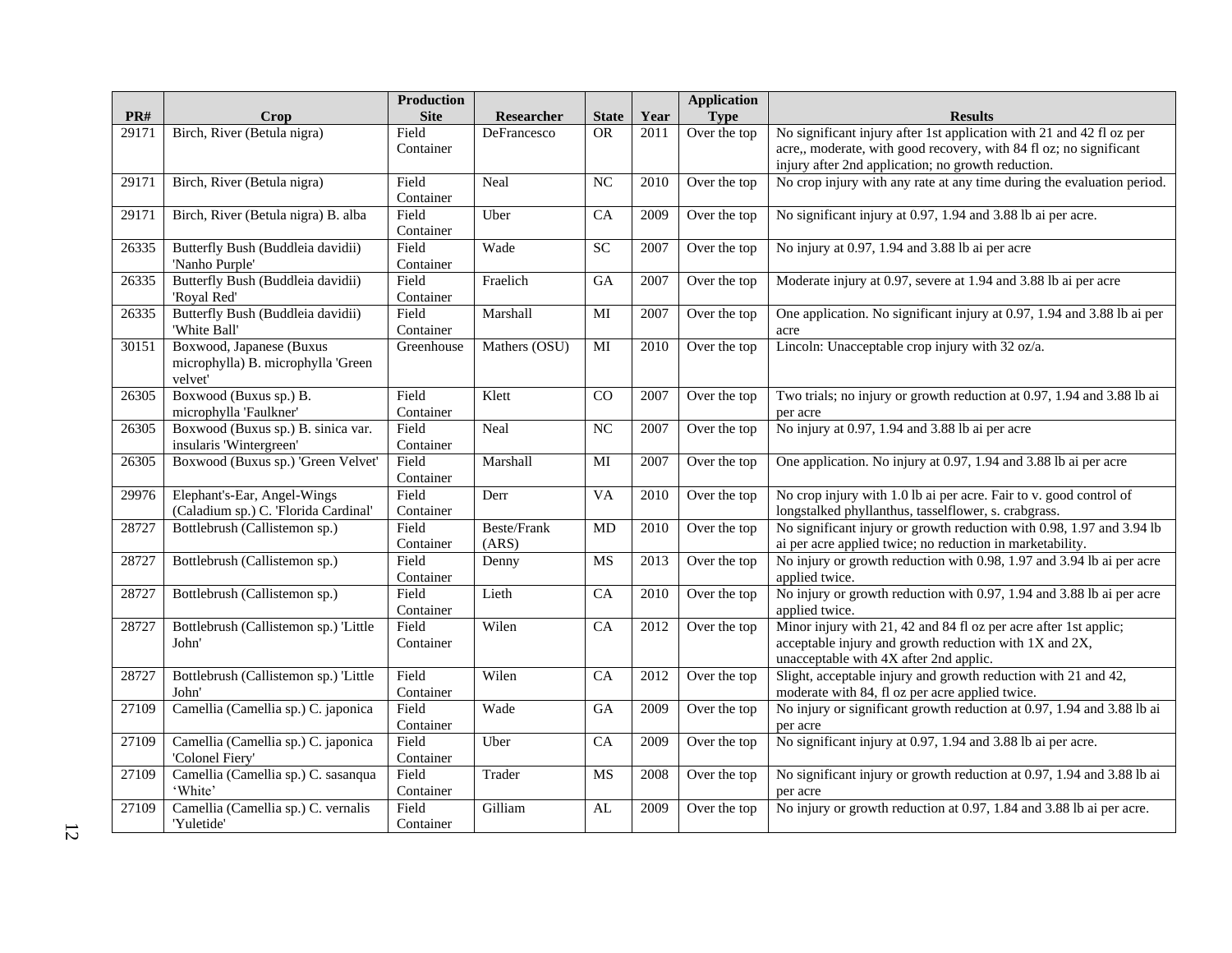| PR# | Crop | Production Site | Researcher | State | Year | Application Type | Results |
|---|---|---|---|---|---|---|---|
| 29171 | Birch, River (Betula nigra) | Field Container | DeFrancesco | OR | 2011 | Over the top | No significant injury after 1st application with 21 and 42 fl oz per acre,, moderate, with good recovery, with 84 fl oz; no significant injury after 2nd application; no growth reduction. |
| 29171 | Birch, River (Betula nigra) | Field Container | Neal | NC | 2010 | Over the top | No crop injury with any rate at any time during the evaluation period. |
| 29171 | Birch, River (Betula nigra) B. alba | Field Container | Uber | CA | 2009 | Over the top | No significant injury at 0.97, 1.94 and 3.88 lb ai per acre. |
| 26335 | Butterfly Bush (Buddleia davidii) 'Nanho Purple' | Field Container | Wade | SC | 2007 | Over the top | No injury at 0.97, 1.94 and 3.88 lb ai per acre |
| 26335 | Butterfly Bush (Buddleia davidii) 'Royal Red' | Field Container | Fraelich | GA | 2007 | Over the top | Moderate injury at 0.97, severe at 1.94 and 3.88 lb ai per acre |
| 26335 | Butterfly Bush (Buddleia davidii) 'White Ball' | Field Container | Marshall | MI | 2007 | Over the top | One application. No significant injury at 0.97, 1.94 and 3.88 lb ai per acre |
| 30151 | Boxwood, Japanese (Buxus microphylla) B. microphylla 'Green velvet' | Greenhouse | Mathers (OSU) | MI | 2010 | Over the top | Lincoln: Unacceptable crop injury with 32 oz/a. |
| 26305 | Boxwood (Buxus sp.) B. microphylla 'Faulkner' | Field Container | Klett | CO | 2007 | Over the top | Two trials; no injury or growth reduction at 0.97, 1.94 and 3.88 lb ai per acre |
| 26305 | Boxwood (Buxus sp.) B. sinica var. insularis 'Wintergreen' | Field Container | Neal | NC | 2007 | Over the top | No injury at 0.97, 1.94 and 3.88 lb ai per acre |
| 26305 | Boxwood (Buxus sp.) 'Green Velvet' | Field Container | Marshall | MI | 2007 | Over the top | One application. No injury at 0.97, 1.94 and 3.88 lb ai per acre |
| 29976 | Elephant's-Ear, Angel-Wings (Caladium sp.) C. 'Florida Cardinal' | Field Container | Derr | VA | 2010 | Over the top | No crop injury with 1.0 lb ai per acre. Fair to v. good control of longstalked phyllanthus, tasselflower, s. crabgrass. |
| 28727 | Bottlebrush (Callistemon sp.) | Field Container | Beste/Frank (ARS) | MD | 2010 | Over the top | No significant injury or growth reduction with 0.98, 1.97 and 3.94 lb ai per acre applied twice; no reduction in marketability. |
| 28727 | Bottlebrush (Callistemon sp.) | Field Container | Denny | MS | 2013 | Over the top | No injury or growth reduction with 0.98, 1.97 and 3.94 lb ai per acre applied twice. |
| 28727 | Bottlebrush (Callistemon sp.) | Field Container | Lieth | CA | 2010 | Over the top | No injury or growth reduction with 0.97, 1.94 and 3.88 lb ai per acre applied twice. |
| 28727 | Bottlebrush (Callistemon sp.) 'Little John' | Field Container | Wilen | CA | 2012 | Over the top | Minor injury with 21, 42 and 84 fl oz per acre after 1st applic; acceptable injury and growth reduction with 1X and 2X, unacceptable with 4X after 2nd applic. |
| 28727 | Bottlebrush (Callistemon sp.) 'Little John' | Field Container | Wilen | CA | 2012 | Over the top | Slight, acceptable injury and growth reduction with 21 and 42, moderate with 84, fl oz per acre applied twice. |
| 27109 | Camellia (Camellia sp.) C. japonica | Field Container | Wade | GA | 2009 | Over the top | No injury or significant growth reduction at 0.97, 1.94 and 3.88 lb ai per acre |
| 27109 | Camellia (Camellia sp.) C. japonica 'Colonel Fiery' | Field Container | Uber | CA | 2009 | Over the top | No significant injury at 0.97, 1.94 and 3.88 lb ai per acre. |
| 27109 | Camellia (Camellia sp.) C. sasanqua 'White' | Field Container | Trader | MS | 2008 | Over the top | No significant injury or growth reduction at 0.97, 1.94 and 3.88 lb ai per acre |
| 27109 | Camellia (Camellia sp.) C. vernalis 'Yuletide' | Field Container | Gilliam | AL | 2009 | Over the top | No injury or growth reduction at 0.97, 1.84 and 3.88 lb ai per acre. |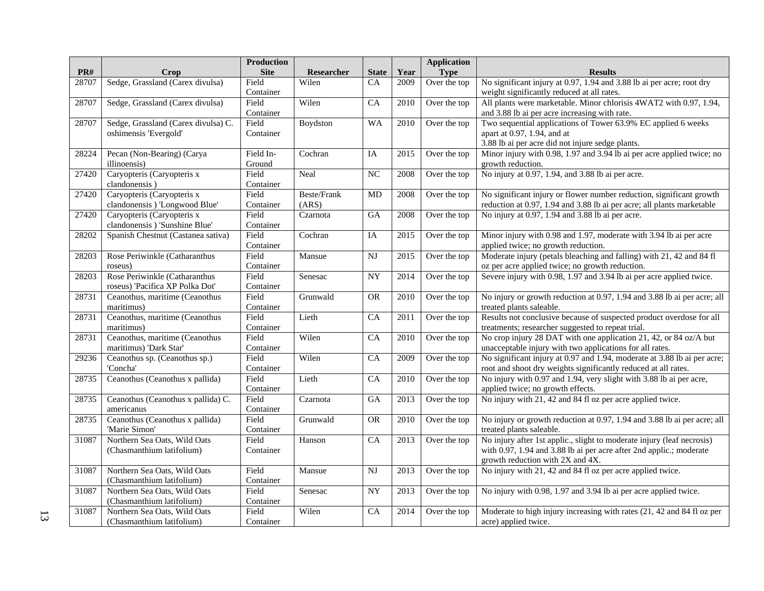| PR# | Crop | Production Site | Researcher | State | Year | Application Type | Results |
|---|---|---|---|---|---|---|---|
| 28707 | Sedge, Grassland (Carex divulsa) | Field Container | Wilen | CA | 2009 | Over the top | No significant injury at 0.97, 1.94 and 3.88 lb ai per acre; root dry weight significantly reduced at all rates. |
| 28707 | Sedge, Grassland (Carex divulsa) | Field Container | Wilen | CA | 2010 | Over the top | All plants were marketable. Minor chlorisis 4WAT2 with 0.97, 1.94, and 3.88 lb ai per acre increasing with rate. |
| 28707 | Sedge, Grassland (Carex divulsa) C. oshimensis 'Evergold' | Field Container | Boydston | WA | 2010 | Over the top | Two sequential applications of Tower 63.9% EC applied 6 weeks apart at 0.97, 1.94, and at 3.88 lb ai per acre did not injure sedge plants. |
| 28224 | Pecan (Non-Bearing) (Carya illinoensis) | Field In-Ground | Cochran | IA | 2015 | Over the top | Minor injury with 0.98, 1.97 and 3.94 lb ai per acre applied twice; no growth reduction. |
| 27420 | Caryopteris (Caryopteris x clandonensis ) | Field Container | Neal | NC | 2008 | Over the top | No injury at 0.97, 1.94, and 3.88 lb ai per acre. |
| 27420 | Caryopteris (Caryopteris x clandonensis ) 'Longwood Blue' | Field Container | Beste/Frank (ARS) | MD | 2008 | Over the top | No significant injury or flower number reduction, significant growth reduction at 0.97, 1.94 and 3.88 lb ai per acre; all plants marketable |
| 27420 | Caryopteris (Caryopteris x clandonensis ) 'Sunshine Blue' | Field Container | Czarnota | GA | 2008 | Over the top | No injury at 0.97, 1.94 and 3.88 lb ai per acre. |
| 28202 | Spanish Chestnut (Castanea sativa) | Field Container | Cochran | IA | 2015 | Over the top | Minor injury with 0.98 and 1.97, moderate with 3.94 lb ai per acre applied twice; no growth reduction. |
| 28203 | Rose Periwinkle (Catharanthus roseus) | Field Container | Mansue | NJ | 2015 | Over the top | Moderate injury (petals bleaching and falling) with 21, 42 and 84 fl oz per acre applied twice; no growth reduction. |
| 28203 | Rose Periwinkle (Catharanthus roseus) 'Pacifica XP Polka Dot' | Field Container | Senesac | NY | 2014 | Over the top | Severe injury with 0.98, 1.97 and 3.94 lb ai per acre applied twice. |
| 28731 | Ceanothus, maritime (Ceanothus maritimus) | Field Container | Grunwald | OR | 2010 | Over the top | No injury or growth reduction at 0.97, 1.94 and 3.88 lb ai per acre; all treated plants saleable. |
| 28731 | Ceanothus, maritime (Ceanothus maritimus) | Field Container | Lieth | CA | 2011 | Over the top | Results not conclusive because of suspected product overdose for all treatments; researcher suggested to repeat trial. |
| 28731 | Ceanothus, maritime (Ceanothus maritimus) 'Dark Star' | Field Container | Wilen | CA | 2010 | Over the top | No crop injury 28 DAT with one application 21, 42, or 84 oz/A but unacceptable injury with two applications for all rates. |
| 29236 | Ceanothus sp. (Ceanothus sp.) 'Concha' | Field Container | Wilen | CA | 2009 | Over the top | No significant injury at 0.97 and 1.94, moderate at 3.88 lb ai per acre; root and shoot dry weights significantly reduced at all rates. |
| 28735 | Ceanothus (Ceanothus x pallida) | Field Container | Lieth | CA | 2010 | Over the top | No injury with 0.97 and 1.94, very slight with 3.88 lb ai per acre, applied twice; no growth effects. |
| 28735 | Ceanothus (Ceanothus x pallida) C. americanus | Field Container | Czarnota | GA | 2013 | Over the top | No injury with 21, 42 and 84 fl oz per acre applied twice. |
| 28735 | Ceanothus (Ceanothus x pallida) 'Marie Simon' | Field Container | Grunwald | OR | 2010 | Over the top | No injury or growth reduction at 0.97, 1.94 and 3.88 lb ai per acre; all treated plants saleable. |
| 31087 | Northern Sea Oats, Wild Oats (Chasmanthium latifolium) | Field Container | Hanson | CA | 2013 | Over the top | No injury after 1st applic., slight to moderate injury (leaf necrosis) with 0.97, 1.94 and 3.88 lb ai per acre after 2nd applic.; moderate growth reduction with 2X and 4X. |
| 31087 | Northern Sea Oats, Wild Oats (Chasmanthium latifolium) | Field Container | Mansue | NJ | 2013 | Over the top | No injury with 21, 42 and 84 fl oz per acre applied twice. |
| 31087 | Northern Sea Oats, Wild Oats (Chasmanthium latifolium) | Field Container | Senesac | NY | 2013 | Over the top | No injury with 0.98, 1.97 and 3.94 lb ai per acre applied twice. |
| 31087 | Northern Sea Oats, Wild Oats (Chasmanthium latifolium) | Field Container | Wilen | CA | 2014 | Over the top | Moderate to high injury increasing with rates (21, 42 and 84 fl oz per acre) applied twice. |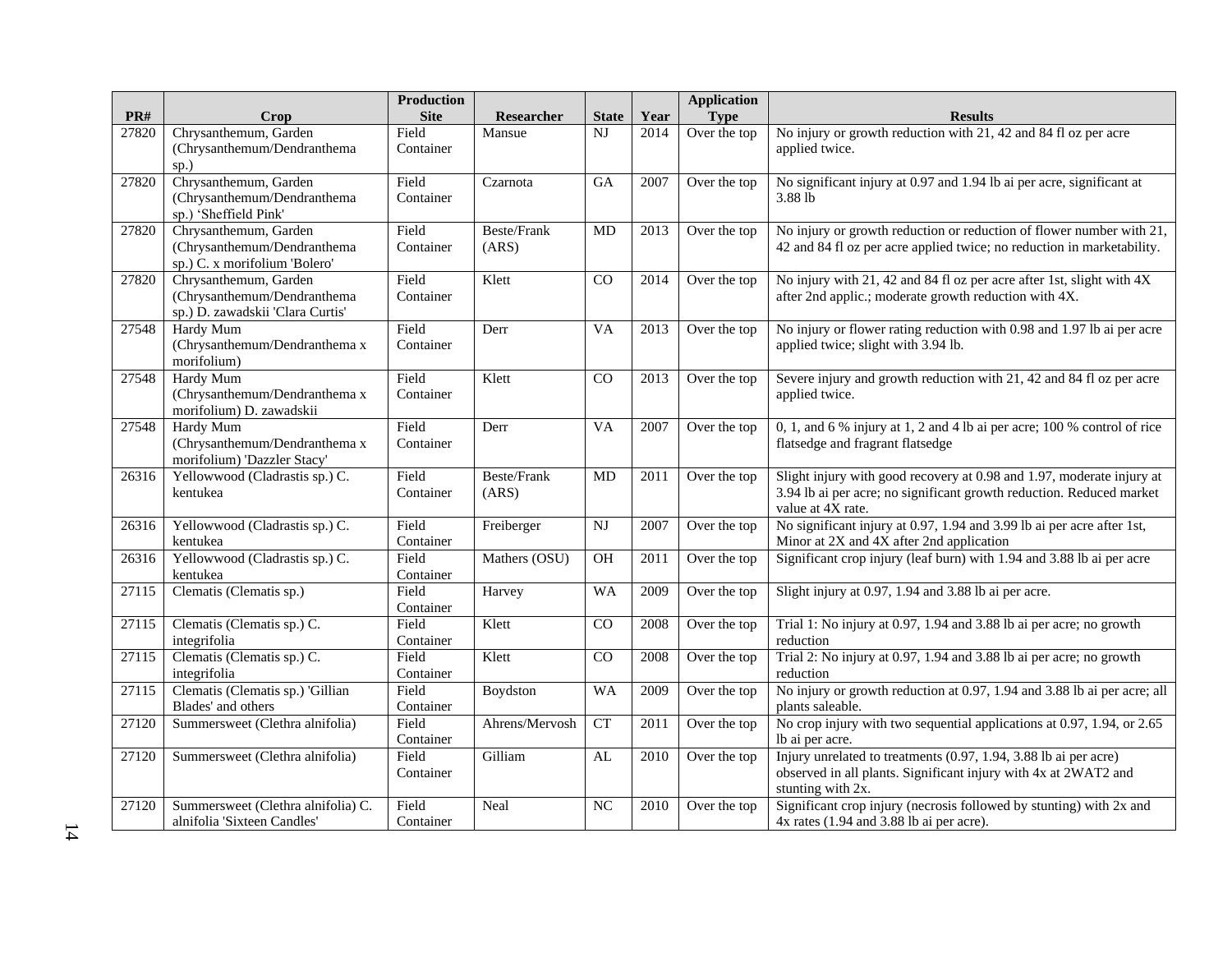| PR# | Crop | Production Site | Researcher | State | Year | Application Type | Results |
|---|---|---|---|---|---|---|---|
| 27820 | Chrysanthemum, Garden (Chrysanthemum/Dendranthema sp.) | Field Container | Mansue | NJ | 2014 | Over the top | No injury or growth reduction with 21, 42 and 84 fl oz per acre applied twice. |
| 27820 | Chrysanthemum, Garden (Chrysanthemum/Dendranthema sp.) 'Sheffield Pink' | Field Container | Czarnota | GA | 2007 | Over the top | No significant injury at 0.97 and 1.94 lb ai per acre, significant at 3.88 lb |
| 27820 | Chrysanthemum, Garden (Chrysanthemum/Dendranthema sp.) C. x morifolium 'Bolero' | Field Container | Beste/Frank (ARS) | MD | 2013 | Over the top | No injury or growth reduction or reduction of flower number with 21, 42 and 84 fl oz per acre applied twice; no reduction in marketability. |
| 27820 | Chrysanthemum, Garden (Chrysanthemum/Dendranthema sp.) D. zawadskii 'Clara Curtis' | Field Container | Klett | CO | 2014 | Over the top | No injury with 21, 42 and 84 fl oz per acre after 1st, slight with 4X after 2nd applic.; moderate growth reduction with 4X. |
| 27548 | Hardy Mum (Chrysanthemum/Dendranthema x morifolium) | Field Container | Derr | VA | 2013 | Over the top | No injury or flower rating reduction with 0.98 and 1.97 lb ai per acre applied twice; slight with 3.94 lb. |
| 27548 | Hardy Mum (Chrysanthemum/Dendranthema x morifolium) D. zawadskii | Field Container | Klett | CO | 2013 | Over the top | Severe injury and growth reduction with 21, 42 and 84 fl oz per acre applied twice. |
| 27548 | Hardy Mum (Chrysanthemum/Dendranthema x morifolium) 'Dazzler Stacy' | Field Container | Derr | VA | 2007 | Over the top | 0, 1, and 6 % injury at 1, 2 and 4 lb ai per acre; 100 % control of rice flatsedge and fragrant flatsedge |
| 26316 | Yellowwood (Cladrastis sp.) C. kentukea | Field Container | Beste/Frank (ARS) | MD | 2011 | Over the top | Slight injury with good recovery at 0.98 and 1.97, moderate injury at 3.94 lb ai per acre; no significant growth reduction. Reduced market value at 4X rate. |
| 26316 | Yellowwood (Cladrastis sp.) C. kentukea | Field Container | Freiberger | NJ | 2007 | Over the top | No significant injury at 0.97, 1.94 and 3.99 lb ai per acre after 1st, Minor at 2X and 4X after 2nd application |
| 26316 | Yellowwood (Cladrastis sp.) C. kentukea | Field Container | Mathers (OSU) | OH | 2011 | Over the top | Significant crop injury (leaf burn) with 1.94 and 3.88 lb ai per acre |
| 27115 | Clematis (Clematis sp.) | Field Container | Harvey | WA | 2009 | Over the top | Slight injury at 0.97, 1.94 and 3.88 lb ai per acre. |
| 27115 | Clematis (Clematis sp.) C. integrifolia | Field Container | Klett | CO | 2008 | Over the top | Trial 1: No injury at 0.97, 1.94 and 3.88 lb ai per acre; no growth reduction |
| 27115 | Clematis (Clematis sp.) C. integrifolia | Field Container | Klett | CO | 2008 | Over the top | Trial 2: No injury at 0.97, 1.94 and 3.88 lb ai per acre; no growth reduction |
| 27115 | Clematis (Clematis sp.) 'Gillian Blades' and others | Field Container | Boydston | WA | 2009 | Over the top | No injury or growth reduction at 0.97, 1.94 and 3.88 lb ai per acre; all plants saleable. |
| 27120 | Summersweet (Clethra alnifolia) | Field Container | Ahrens/Mervosh | CT | 2011 | Over the top | No crop injury with two sequential applications at 0.97, 1.94, or 2.65 lb ai per acre. |
| 27120 | Summersweet (Clethra alnifolia) | Field Container | Gilliam | AL | 2010 | Over the top | Injury unrelated to treatments (0.97, 1.94, 3.88 lb ai per acre) observed in all plants. Significant injury with 4x at 2WAT2 and stunting with 2x. |
| 27120 | Summersweet (Clethra alnifolia) C. alnifolia 'Sixteen Candles' | Field Container | Neal | NC | 2010 | Over the top | Significant crop injury (necrosis followed by stunting) with 2x and 4x rates (1.94 and 3.88 lb ai per acre). |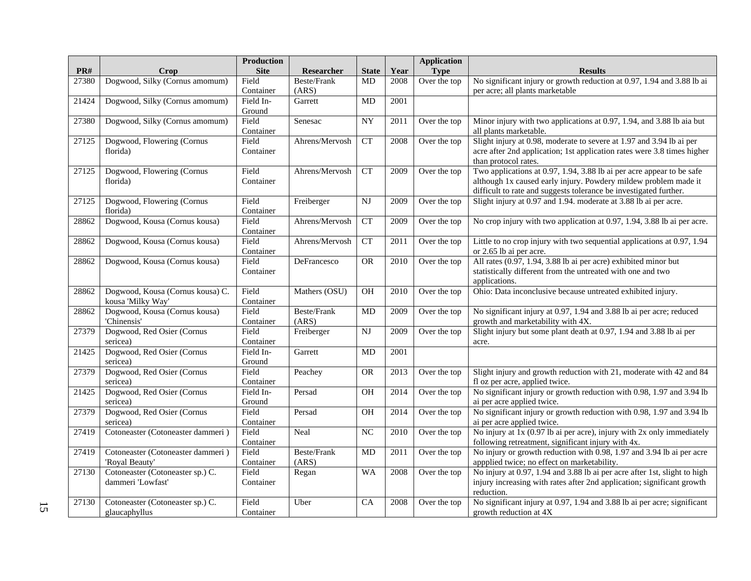| PR# | Crop | Production Site | Researcher | State | Year | Application Type | Results |
|---|---|---|---|---|---|---|---|
| 27380 | Dogwood, Silky (Cornus amomum) | Field Container | Beste/Frank (ARS) | MD | 2008 | Over the top | No significant injury or growth reduction at 0.97, 1.94 and 3.88 lb ai per acre; all plants marketable |
| 21424 | Dogwood, Silky (Cornus amomum) | Field In-Ground | Garrett | MD | 2001 | | |
| 27380 | Dogwood, Silky (Cornus amomum) | Field Container | Senesac | NY | 2011 | Over the top | Minor injury with two applications at 0.97, 1.94, and 3.88 lb aia but all plants marketable. |
| 27125 | Dogwood, Flowering (Cornus florida) | Field Container | Ahrens/Mervosh | CT | 2008 | Over the top | Slight injury at 0.98, moderate to severe at 1.97 and 3.94 lb ai per acre after 2nd application; 1st application rates were 3.8 times higher than protocol rates. |
| 27125 | Dogwood, Flowering (Cornus florida) | Field Container | Ahrens/Mervosh | CT | 2009 | Over the top | Two applications at 0.97, 1.94, 3.88 lb ai per acre appear to be safe although 1x caused early injury. Powdery mildew problem made it difficult to rate and suggests tolerance be investigated further. |
| 27125 | Dogwood, Flowering (Cornus florida) | Field Container | Freiberger | NJ | 2009 | Over the top | Slight injury at 0.97 and 1.94. moderate at 3.88 lb ai per acre. |
| 28862 | Dogwood, Kousa (Cornus kousa) | Field Container | Ahrens/Mervosh | CT | 2009 | Over the top | No crop injury with two application at 0.97, 1.94, 3.88 lb ai per acre. |
| 28862 | Dogwood, Kousa (Cornus kousa) | Field Container | Ahrens/Mervosh | CT | 2011 | Over the top | Little to no crop injury with two sequential applications at 0.97, 1.94 or 2.65 lb ai per acre. |
| 28862 | Dogwood, Kousa (Cornus kousa) | Field Container | DeFrancesco | OR | 2010 | Over the top | All rates (0.97, 1.94, 3.88 lb ai per acre) exhibited minor but statistically different from the untreated with one and two applications. |
| 28862 | Dogwood, Kousa (Cornus kousa) C. kousa 'Milky Way' | Field Container | Mathers (OSU) | OH | 2010 | Over the top | Ohio: Data inconclusive because untreated exhibited injury. |
| 28862 | Dogwood, Kousa (Cornus kousa) 'Chinensis' | Field Container | Beste/Frank (ARS) | MD | 2009 | Over the top | No significant injury at 0.97, 1.94 and 3.88 lb ai per acre; reduced growth and marketability with 4X. |
| 27379 | Dogwood, Red Osier (Cornus sericea) | Field Container | Freiberger | NJ | 2009 | Over the top | Slight injury but some plant death at 0.97, 1.94 and 3.88 lb ai per acre. |
| 21425 | Dogwood, Red Osier (Cornus sericea) | Field In-Ground | Garrett | MD | 2001 | | |
| 27379 | Dogwood, Red Osier (Cornus sericea) | Field Container | Peachey | OR | 2013 | Over the top | Slight injury and growth reduction with 21, moderate with 42 and 84 fl oz per acre, applied twice. |
| 21425 | Dogwood, Red Osier (Cornus sericea) | Field In-Ground | Persad | OH | 2014 | Over the top | No significant injury or growth reduction with 0.98, 1.97 and 3.94 lb ai per acre applied twice. |
| 27379 | Dogwood, Red Osier (Cornus sericea) | Field Container | Persad | OH | 2014 | Over the top | No significant injury or growth reduction with 0.98, 1.97 and 3.94 lb ai per acre applied twice. |
| 27419 | Cotoneaster (Cotoneaster dammeri ) | Field Container | Neal | NC | 2010 | Over the top | No injury at 1x (0.97 lb ai per acre), injury with 2x only immediately following retreatment, significant injury with 4x. |
| 27419 | Cotoneaster (Cotoneaster dammeri ) 'Royal Beauty' | Field Container | Beste/Frank (ARS) | MD | 2011 | Over the top | No injury or growth reduction with 0.98, 1.97 and 3.94 lb ai per acre appplied twice; no effect on marketability. |
| 27130 | Cotoneaster (Cotoneaster sp.) C. dammeri 'Lowfast' | Field Container | Regan | WA | 2008 | Over the top | No injury at 0.97, 1.94 and 3.88 lb ai per acre after 1st, slight to high injury increasing with rates after 2nd application; significant growth reduction. |
| 27130 | Cotoneaster (Cotoneaster sp.) C. glaucaphyllus | Field Container | Uber | CA | 2008 | Over the top | No significant injury at 0.97, 1.94 and 3.88 lb ai per acre; significant growth reduction at 4X |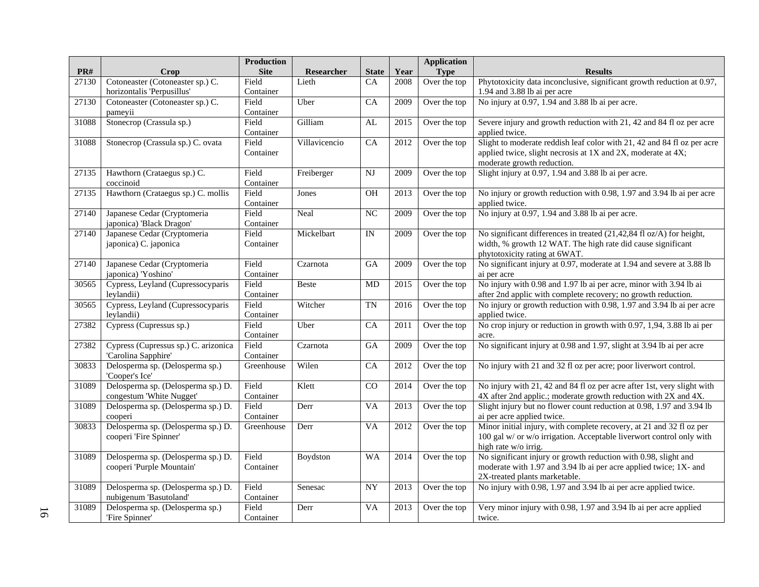| PR# | Crop | Production Site | Researcher | State | Year | Application Type | Results |
|---|---|---|---|---|---|---|---|
| 27130 | Cotoneaster (Cotoneaster sp.) C. horizontalis 'Perpusillus' | Field Container | Lieth | CA | 2008 | Over the top | Phytotoxicity data inconclusive, significant growth reduction at 0.97, 1.94 and 3.88 lb ai per acre |
| 27130 | Cotoneaster (Cotoneaster sp.) C. pameyii | Field Container | Uber | CA | 2009 | Over the top | No injury at 0.97, 1.94 and 3.88 lb ai per acre. |
| 31088 | Stonecrop (Crassula sp.) | Field Container | Gilliam | AL | 2015 | Over the top | Severe injury and growth reduction with 21, 42 and 84 fl oz per acre applied twice. |
| 31088 | Stonecrop (Crassula sp.) C. ovata | Field Container | Villavicencio | CA | 2012 | Over the top | Slight to moderate reddish leaf color with 21, 42 and 84 fl oz per acre applied twice, slight necrosis at 1X and 2X, moderate at 4X; moderate growth reduction. |
| 27135 | Hawthorn (Crataegus sp.) C. coccinoid | Field Container | Freiberger | NJ | 2009 | Over the top | Slight injury at 0.97, 1.94 and 3.88 lb ai per acre. |
| 27135 | Hawthorn (Crataegus sp.) C. mollis | Field Container | Jones | OH | 2013 | Over the top | No injury or growth reduction with 0.98, 1.97 and 3.94 lb ai per acre applied twice. |
| 27140 | Japanese Cedar (Cryptomeria japonica) 'Black Dragon' | Field Container | Neal | NC | 2009 | Over the top | No injury at 0.97, 1.94 and 3.88 lb ai per acre. |
| 27140 | Japanese Cedar (Cryptomeria japonica) C. japonica | Field Container | Mickelbart | IN | 2009 | Over the top | No significant differences in treated (21,42,84 fl oz/A) for height, width, % growth 12 WAT. The high rate did cause significant phytotoxicity rating at 6WAT. |
| 27140 | Japanese Cedar (Cryptomeria japonica) 'Yoshino' | Field Container | Czarnota | GA | 2009 | Over the top | No significant injury at 0.97, moderate at 1.94 and severe at 3.88 lb ai per acre |
| 30565 | Cypress, Leyland (Cupressocyparis leylandii) | Field Container | Beste | MD | 2015 | Over the top | No injury with 0.98 and 1.97 lb ai per acre, minor with 3.94 lb ai after 2nd applic with complete recovery; no growth reduction. |
| 30565 | Cypress, Leyland (Cupressocyparis leylandii) | Field Container | Witcher | TN | 2016 | Over the top | No injury or growth reduction with 0.98, 1.97 and 3.94 lb ai per acre applied twice. |
| 27382 | Cypress (Cupressus sp.) | Field Container | Uber | CA | 2011 | Over the top | No crop injury or reduction in growth with 0.97, 1,94, 3.88 lb ai per acre. |
| 27382 | Cypress (Cupressus sp.) C. arizonica 'Carolina Sapphire' | Field Container | Czarnota | GA | 2009 | Over the top | No significant injury at 0.98 and 1.97, slight at 3.94 lb ai per acre |
| 30833 | Delosperma sp. (Delosperma sp.) 'Cooper's Ice' | Greenhouse | Wilen | CA | 2012 | Over the top | No injury with 21 and 32 fl oz per acre; poor liverwort control. |
| 31089 | Delosperma sp. (Delosperma sp.) D. congestum 'White Nugget' | Field Container | Klett | CO | 2014 | Over the top | No injury with 21, 42 and 84 fl oz per acre after 1st, very slight with 4X after 2nd applic.; moderate growth reduction with 2X and 4X. |
| 31089 | Delosperma sp. (Delosperma sp.) D. cooperi | Field Container | Derr | VA | 2013 | Over the top | Slight injury but no flower count reduction at 0.98, 1.97 and 3.94 lb ai per acre applied twice. |
| 30833 | Delosperma sp. (Delosperma sp.) D. cooperi 'Fire Spinner' | Greenhouse | Derr | VA | 2012 | Over the top | Minor initial injury, with complete recovery, at 21 and 32 fl oz per 100 gal w/ or w/o irrigation. Acceptable liverwort control only with high rate w/o irrig. |
| 31089 | Delosperma sp. (Delosperma sp.) D. cooperi 'Purple Mountain' | Field Container | Boydston | WA | 2014 | Over the top | No significant injury or growth reduction with 0.98, slight and moderate with 1.97 and 3.94 lb ai per acre applied twice; 1X- and 2X-treated plants marketable. |
| 31089 | Delosperma sp. (Delosperma sp.) D. nubigenum 'Basutoland' | Field Container | Senesac | NY | 2013 | Over the top | No injury with 0.98, 1.97 and 3.94 lb ai per acre applied twice. |
| 31089 | Delosperma sp. (Delosperma sp.) 'Fire Spinner' | Field Container | Derr | VA | 2013 | Over the top | Very minor injury with 0.98, 1.97 and 3.94 lb ai per acre applied twice. |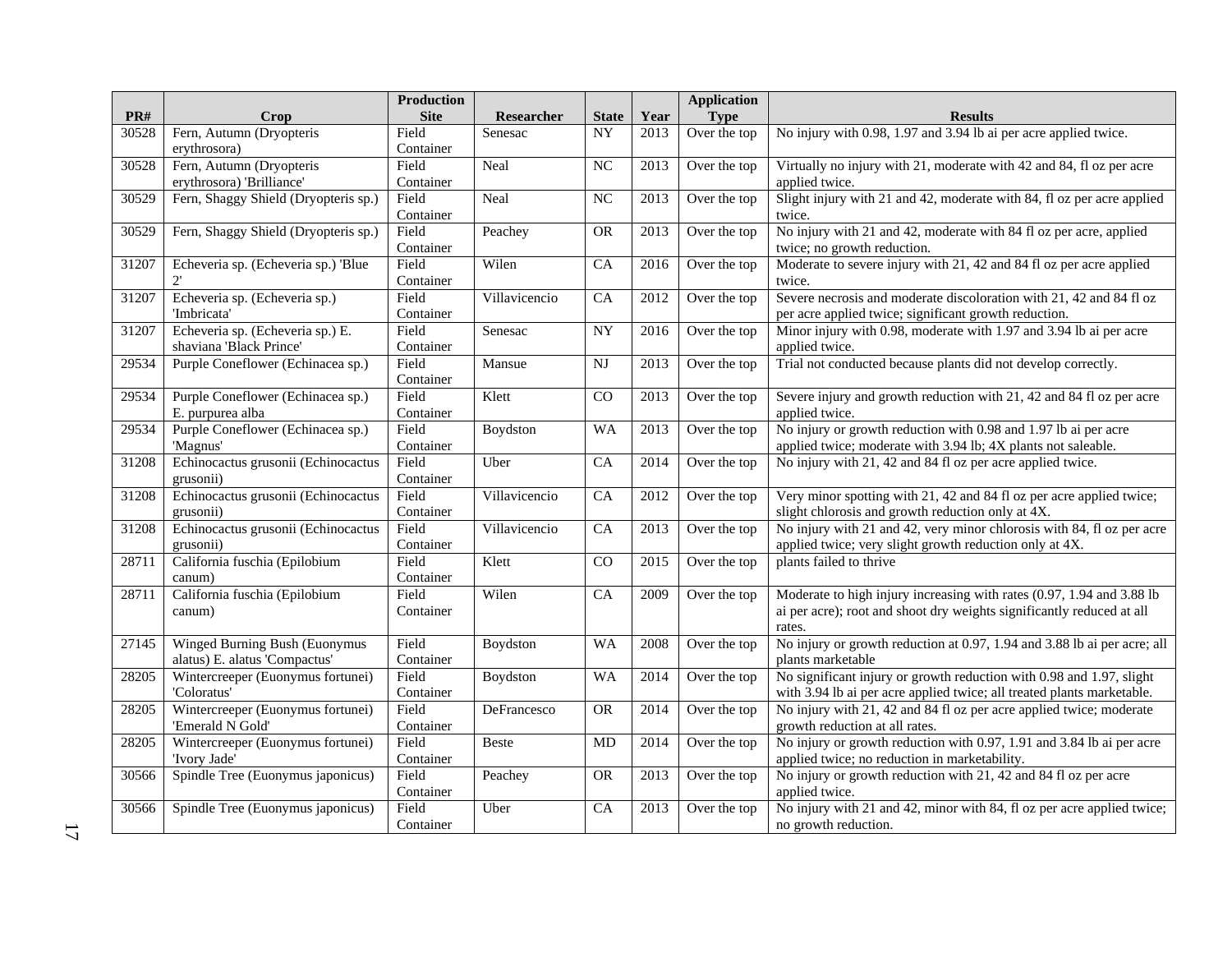| PR# | Crop | Production Site | Researcher | State | Year | Application Type | Results |
|---|---|---|---|---|---|---|---|
| 30528 | Fern, Autumn (Dryopteris erythrosora) | Field Container | Senesac | NY | 2013 | Over the top | No injury with 0.98, 1.97 and 3.94 lb ai per acre applied twice. |
| 30528 | Fern, Autumn (Dryopteris erythrosora) 'Brilliance' | Field Container | Neal | NC | 2013 | Over the top | Virtually no injury with 21, moderate with 42 and 84, fl oz per acre applied twice. |
| 30529 | Fern, Shaggy Shield (Dryopteris sp.) | Field Container | Neal | NC | 2013 | Over the top | Slight injury with 21 and 42, moderate with 84, fl oz per acre applied twice. |
| 30529 | Fern, Shaggy Shield (Dryopteris sp.) | Field Container | Peachey | OR | 2013 | Over the top | No injury with 21 and 42, moderate with 84 fl oz per acre, applied twice; no growth reduction. |
| 31207 | Echeveria sp. (Echeveria sp.) 'Blue 2' | Field Container | Wilen | CA | 2016 | Over the top | Moderate to severe injury with 21, 42 and 84 fl oz per acre applied twice. |
| 31207 | Echeveria sp. (Echeveria sp.) 'Imbricata' | Field Container | Villavicencio | CA | 2012 | Over the top | Severe necrosis and moderate discoloration with 21, 42 and 84 fl oz per acre applied twice; significant growth reduction. |
| 31207 | Echeveria sp. (Echeveria sp.) E. shaviana 'Black Prince' | Field Container | Senesac | NY | 2016 | Over the top | Minor injury with 0.98, moderate with 1.97 and 3.94 lb ai per acre applied twice. |
| 29534 | Purple Coneflower (Echinacea sp.) | Field Container | Mansue | NJ | 2013 | Over the top | Trial not conducted because plants did not develop correctly. |
| 29534 | Purple Coneflower (Echinacea sp.) E. purpurea alba | Field Container | Klett | CO | 2013 | Over the top | Severe injury and growth reduction with 21, 42 and 84 fl oz per acre applied twice. |
| 29534 | Purple Coneflower (Echinacea sp.) 'Magnus' | Field Container | Boydston | WA | 2013 | Over the top | No injury or growth reduction with 0.98 and 1.97 lb ai per acre applied twice; moderate with 3.94 lb; 4X plants not saleable. |
| 31208 | Echinocactus grusonii (Echinocactus grusonii) | Field Container | Uber | CA | 2014 | Over the top | No injury with 21, 42 and 84 fl oz per acre applied twice. |
| 31208 | Echinocactus grusonii (Echinocactus grusonii) | Field Container | Villavicencio | CA | 2012 | Over the top | Very minor spotting with 21, 42 and 84 fl oz per acre applied twice; slight chlorosis and growth reduction only at 4X. |
| 31208 | Echinocactus grusonii (Echinocactus grusonii) | Field Container | Villavicencio | CA | 2013 | Over the top | No injury with 21 and 42, very minor chlorosis with 84, fl oz per acre applied twice; very slight growth reduction only at 4X. |
| 28711 | California fuschia (Epilobium canum) | Field Container | Klett | CO | 2015 | Over the top | plants failed to thrive |
| 28711 | California fuschia (Epilobium canum) | Field Container | Wilen | CA | 2009 | Over the top | Moderate to high injury increasing with rates (0.97, 1.94 and 3.88 lb ai per acre); root and shoot dry weights significantly reduced at all rates. |
| 27145 | Winged Burning Bush (Euonymus alatus) E. alatus 'Compactus' | Field Container | Boydston | WA | 2008 | Over the top | No injury or growth reduction at 0.97, 1.94 and 3.88 lb ai per acre; all plants marketable |
| 28205 | Wintercreeper (Euonymus fortunei) 'Coloratus' | Field Container | Boydston | WA | 2014 | Over the top | No significant injury or growth reduction with 0.98 and 1.97, slight with 3.94 lb ai per acre applied twice; all treated plants marketable. |
| 28205 | Wintercreeper (Euonymus fortunei) 'Emerald N Gold' | Field Container | DeFrancesco | OR | 2014 | Over the top | No injury with 21, 42 and 84 fl oz per acre applied twice; moderate growth reduction at all rates. |
| 28205 | Wintercreeper (Euonymus fortunei) 'Ivory Jade' | Field Container | Beste | MD | 2014 | Over the top | No injury or growth reduction with 0.97, 1.91 and 3.84 lb ai per acre applied twice; no reduction in marketability. |
| 30566 | Spindle Tree (Euonymus japonicus) | Field Container | Peachey | OR | 2013 | Over the top | No injury or growth reduction with 21, 42 and 84 fl oz per acre applied twice. |
| 30566 | Spindle Tree (Euonymus japonicus) | Field Container | Uber | CA | 2013 | Over the top | No injury with 21 and 42, minor with 84, fl oz per acre applied twice; no growth reduction. |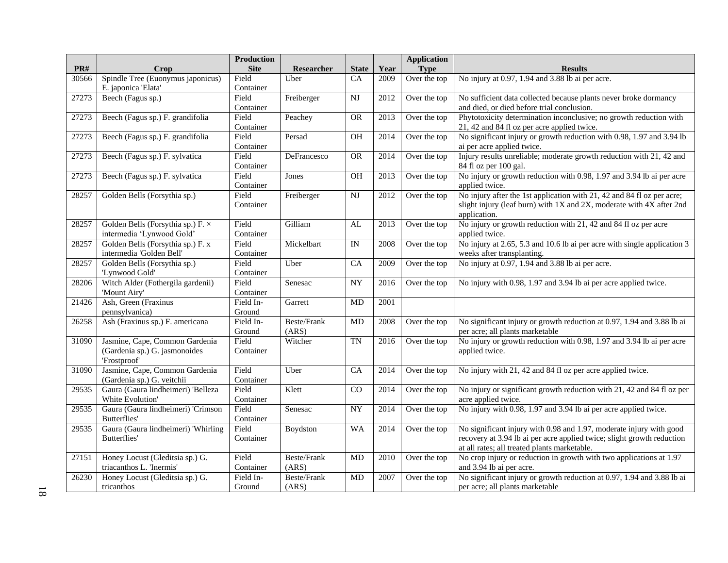| PR# | Crop | Production Site | Researcher | State | Year | Application Type | Results |
|---|---|---|---|---|---|---|---|
| 30566 | Spindle Tree (Euonymus japonicus) E. japonica 'Elata' | Field Container | Uber | CA | 2009 | Over the top | No injury at 0.97, 1.94 and 3.88 lb ai per acre. |
| 27273 | Beech (Fagus sp.) | Field Container | Freiberger | NJ | 2012 | Over the top | No sufficient data collected because plants never broke dormancy and died, or died before trial conclusion. |
| 27273 | Beech (Fagus sp.) F. grandifolia | Field Container | Peachey | OR | 2013 | Over the top | Phytotoxicity determination inconclusive; no growth reduction with 21, 42 and 84 fl oz per acre applied twice. |
| 27273 | Beech (Fagus sp.) F. grandifolia | Field Container | Persad | OH | 2014 | Over the top | No significant injury or growth reduction with 0.98, 1.97 and 3.94 lb ai per acre applied twice. |
| 27273 | Beech (Fagus sp.) F. sylvatica | Field Container | DeFrancesco | OR | 2014 | Over the top | Injury results unreliable; moderate growth reduction with 21, 42 and 84 fl oz per 100 gal. |
| 27273 | Beech (Fagus sp.) F. sylvatica | Field Container | Jones | OH | 2013 | Over the top | No injury or growth reduction with 0.98, 1.97 and 3.94 lb ai per acre applied twice. |
| 28257 | Golden Bells (Forsythia sp.) | Field Container | Freiberger | NJ | 2012 | Over the top | No injury after the 1st application with 21, 42 and 84 fl oz per acre; slight injury (leaf burn) with 1X and 2X, moderate with 4X after 2nd application. |
| 28257 | Golden Bells (Forsythia sp.) F. × intermedia 'Lynwood Gold' | Field Container | Gilliam | AL | 2013 | Over the top | No injury or growth reduction with 21, 42 and 84 fl oz per acre applied twice. |
| 28257 | Golden Bells (Forsythia sp.) F. x intermedia 'Golden Bell' | Field Container | Mickelbart | IN | 2008 | Over the top | No injury at 2.65, 5.3 and 10.6 lb ai per acre with single application 3 weeks after transplanting. |
| 28257 | Golden Bells (Forsythia sp.) 'Lynwood Gold' | Field Container | Uber | CA | 2009 | Over the top | No injury at 0.97, 1.94 and 3.88 lb ai per acre. |
| 28206 | Witch Alder (Fothergila gardenii) 'Mount Airy' | Field Container | Senesac | NY | 2016 | Over the top | No injury with 0.98, 1.97 and 3.94 lb ai per acre applied twice. |
| 21426 | Ash, Green (Fraxinus pennsylvanica) | Field In-Ground | Garrett | MD | 2001 | | |
| 26258 | Ash (Fraxinus sp.) F. americana | Field In-Ground | Beste/Frank (ARS) | MD | 2008 | Over the top | No significant injury or growth reduction at 0.97, 1.94 and 3.88 lb ai per acre; all plants marketable |
| 31090 | Jasmine, Cape, Common Gardenia (Gardenia sp.) G. jasmonoides 'Frostproof' | Field Container | Witcher | TN | 2016 | Over the top | No injury or growth reduction with 0.98, 1.97 and 3.94 lb ai per acre applied twice. |
| 31090 | Jasmine, Cape, Common Gardenia (Gardenia sp.) G. veitchii | Field Container | Uber | CA | 2014 | Over the top | No injury with 21, 42 and 84 fl oz per acre applied twice. |
| 29535 | Gaura (Gaura lindheimeri) 'Belleza White Evolution' | Field Container | Klett | CO | 2014 | Over the top | No injury or significant growth reduction with 21, 42 and 84 fl oz per acre applied twice. |
| 29535 | Gaura (Gaura lindheimeri) 'Crimson Butterflies' | Field Container | Senesac | NY | 2014 | Over the top | No injury with 0.98, 1.97 and 3.94 lb ai per acre applied twice. |
| 29535 | Gaura (Gaura lindheimeri) 'Whirling Butterflies' | Field Container | Boydston | WA | 2014 | Over the top | No significant injury with 0.98 and 1.97, moderate injury with good recovery at 3.94 lb ai per acre applied twice; slight growth reduction at all rates; all treated plants marketable. |
| 27151 | Honey Locust (Gleditsia sp.) G. triacanthos L. 'Inermis' | Field Container | Beste/Frank (ARS) | MD | 2010 | Over the top | No crop injury or reduction in growth with two applications at 1.97 and 3.94 lb ai per acre. |
| 26230 | Honey Locust (Gleditsia sp.) G. tricanthos | Field In-Ground | Beste/Frank (ARS) | MD | 2007 | Over the top | No significant injury or growth reduction at 0.97, 1.94 and 3.88 lb ai per acre; all plants marketable |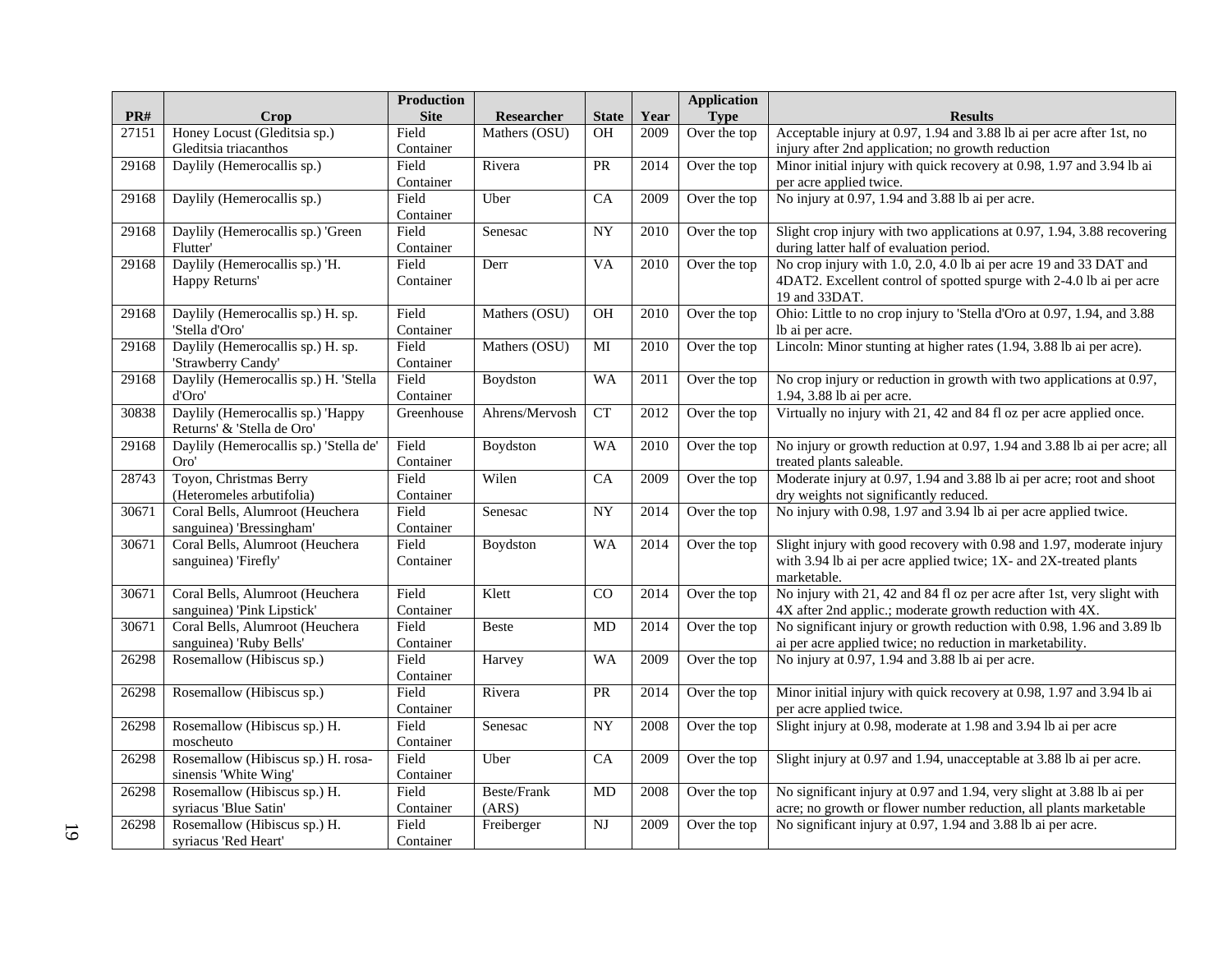| PR# | Crop | Production Site | Researcher | State | Year | Application Type | Results |
|---|---|---|---|---|---|---|---|
| 27151 | Honey Locust (Gleditsia sp.) Gleditsia triacanthos | Field Container | Mathers (OSU) | OH | 2009 | Over the top | Acceptable injury at 0.97, 1.94 and 3.88 lb ai per acre after 1st, no injury after 2nd application; no growth reduction |
| 29168 | Daylily (Hemerocallis sp.) | Field Container | Rivera | PR | 2014 | Over the top | Minor initial injury with quick recovery at 0.98, 1.97 and 3.94 lb ai per acre applied twice. |
| 29168 | Daylily (Hemerocallis sp.) | Field Container | Uber | CA | 2009 | Over the top | No injury at 0.97, 1.94 and 3.88 lb ai per acre. |
| 29168 | Daylily (Hemerocallis sp.) 'Green Flutter' | Field Container | Senesac | NY | 2010 | Over the top | Slight crop injury with two applications at 0.97, 1.94, 3.88 recovering during latter half of evaluation period. |
| 29168 | Daylily (Hemerocallis sp.) 'H. Happy Returns' | Field Container | Derr | VA | 2010 | Over the top | No crop injury with 1.0, 2.0, 4.0 lb ai per acre 19 and 33 DAT and 4DAT2. Excellent control of spotted spurge with 2-4.0 lb ai per acre 19 and 33DAT. |
| 29168 | Daylily (Hemerocallis sp.) H. sp. 'Stella d'Oro' | Field Container | Mathers (OSU) | OH | 2010 | Over the top | Ohio: Little to no crop injury to 'Stella d'Oro at 0.97, 1.94, and 3.88 lb ai per acre. |
| 29168 | Daylily (Hemerocallis sp.) H. sp. 'Strawberry Candy' | Field Container | Mathers (OSU) | MI | 2010 | Over the top | Lincoln: Minor stunting at higher rates (1.94, 3.88 lb ai per acre). |
| 29168 | Daylily (Hemerocallis sp.) H. 'Stella d'Oro' | Field Container | Boydston | WA | 2011 | Over the top | No crop injury or reduction in growth with two applications at 0.97, 1.94, 3.88 lb ai per acre. |
| 30838 | Daylily (Hemerocallis sp.) 'Happy Returns' & 'Stella de Oro' | Greenhouse | Ahrens/Mervosh | CT | 2012 | Over the top | Virtually no injury with 21, 42 and 84 fl oz per acre applied once. |
| 29168 | Daylily (Hemerocallis sp.) 'Stella de' Oro' | Field Container | Boydston | WA | 2010 | Over the top | No injury or growth reduction at 0.97, 1.94 and 3.88 lb ai per acre; all treated plants saleable. |
| 28743 | Toyon, Christmas Berry (Heteromeles arbutifolia) | Field Container | Wilen | CA | 2009 | Over the top | Moderate injury at 0.97, 1.94 and 3.88 lb ai per acre; root and shoot dry weights not significantly reduced. |
| 30671 | Coral Bells, Alumroot (Heuchera sanguinea) 'Bressingham' | Field Container | Senesac | NY | 2014 | Over the top | No injury with 0.98, 1.97 and 3.94 lb ai per acre applied twice. |
| 30671 | Coral Bells, Alumroot (Heuchera sanguinea) 'Firefly' | Field Container | Boydston | WA | 2014 | Over the top | Slight injury with good recovery with 0.98 and 1.97, moderate injury with 3.94 lb ai per acre applied twice; 1X- and 2X-treated plants marketable. |
| 30671 | Coral Bells, Alumroot (Heuchera sanguinea) 'Pink Lipstick' | Field Container | Klett | CO | 2014 | Over the top | No injury with 21, 42 and 84 fl oz per acre after 1st, very slight with 4X after 2nd applic.; moderate growth reduction with 4X. |
| 30671 | Coral Bells, Alumroot (Heuchera sanguinea) 'Ruby Bells' | Field Container | Beste | MD | 2014 | Over the top | No significant injury or growth reduction with 0.98, 1.96 and 3.89 lb ai per acre applied twice; no reduction in marketability. |
| 26298 | Rosemallow (Hibiscus sp.) | Field Container | Harvey | WA | 2009 | Over the top | No injury at 0.97, 1.94 and 3.88 lb ai per acre. |
| 26298 | Rosemallow (Hibiscus sp.) | Field Container | Rivera | PR | 2014 | Over the top | Minor initial injury with quick recovery at 0.98, 1.97 and 3.94 lb ai per acre applied twice. |
| 26298 | Rosemallow (Hibiscus sp.) H. moscheuto | Field Container | Senesac | NY | 2008 | Over the top | Slight injury at 0.98, moderate at 1.98 and 3.94 lb ai per acre |
| 26298 | Rosemallow (Hibiscus sp.) H. rosa-sinensis 'White Wing' | Field Container | Uber | CA | 2009 | Over the top | Slight injury at 0.97 and 1.94, unacceptable at 3.88 lb ai per acre. |
| 26298 | Rosemallow (Hibiscus sp.) H. syriacus 'Blue Satin' | Field Container | Beste/Frank (ARS) | MD | 2008 | Over the top | No significant injury at 0.97 and 1.94, very slight at 3.88 lb ai per acre; no growth or flower number reduction, all plants marketable |
| 26298 | Rosemallow (Hibiscus sp.) H. syriacus 'Red Heart' | Field Container | Freiberger | NJ | 2009 | Over the top | No significant injury at 0.97, 1.94 and 3.88 lb ai per acre. |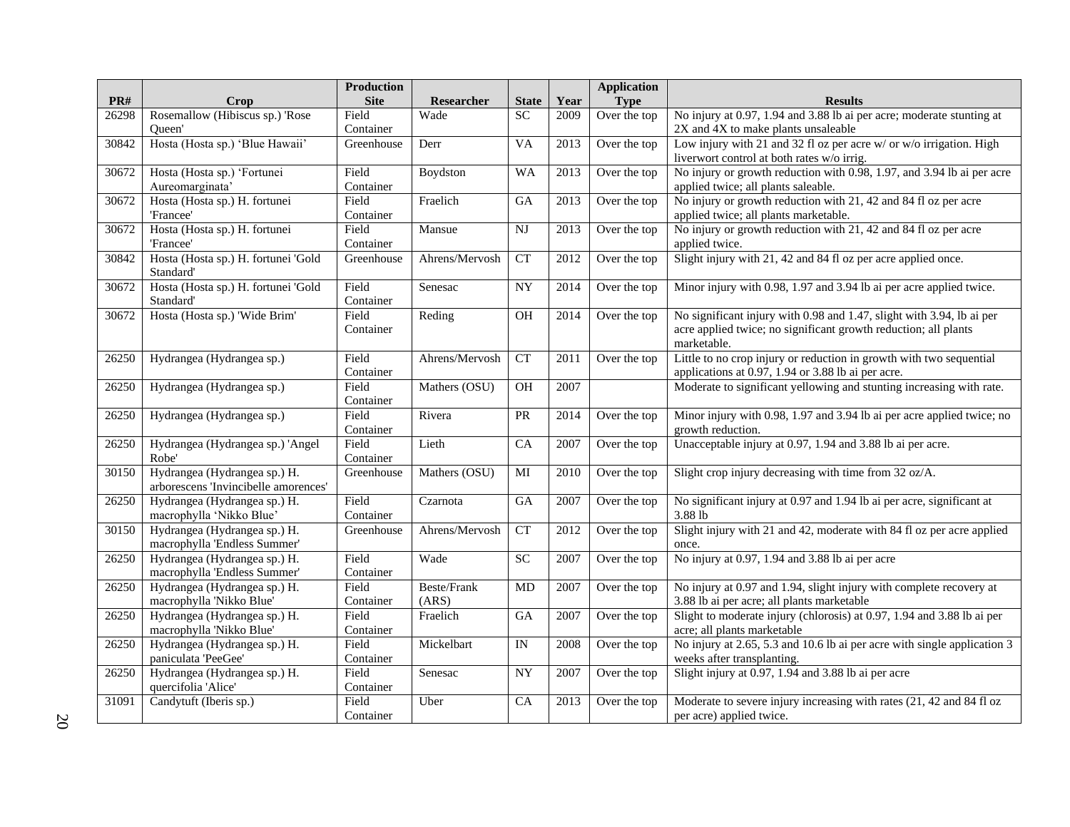| PR# | Crop | Production Site | Researcher | State | Year | Application Type | Results |
|---|---|---|---|---|---|---|---|
| 26298 | Rosemallow (Hibiscus sp.) 'Rose Queen' | Field Container | Wade | SC | 2009 | Over the top | No injury at 0.97, 1.94 and 3.88 lb ai per acre; moderate stunting at 2X and 4X to make plants unsaleable |
| 30842 | Hosta (Hosta sp.) 'Blue Hawaii' | Greenhouse | Derr | VA | 2013 | Over the top | Low injury with 21 and 32 fl oz per acre w/ or w/o irrigation. High liverwort control at both rates w/o irrig. |
| 30672 | Hosta (Hosta sp.) 'Fortunei Aureomarginata' | Field Container | Boydston | WA | 2013 | Over the top | No injury or growth reduction with 0.98, 1.97, and 3.94 lb ai per acre applied twice; all plants saleable. |
| 30672 | Hosta (Hosta sp.) H. fortunei 'Francee' | Field Container | Fraelich | GA | 2013 | Over the top | No injury or growth reduction with 21, 42 and 84 fl oz per acre applied twice; all plants marketable. |
| 30672 | Hosta (Hosta sp.) H. fortunei 'Francee' | Field Container | Mansue | NJ | 2013 | Over the top | No injury or growth reduction with 21, 42 and 84 fl oz per acre applied twice. |
| 30842 | Hosta (Hosta sp.) H. fortunei 'Gold Standard' | Greenhouse | Ahrens/Mervosh | CT | 2012 | Over the top | Slight injury with 21, 42 and 84 fl oz per acre applied once. |
| 30672 | Hosta (Hosta sp.) H. fortunei 'Gold Standard' | Field Container | Senesac | NY | 2014 | Over the top | Minor injury with 0.98, 1.97 and 3.94 lb ai per acre applied twice. |
| 30672 | Hosta (Hosta sp.) 'Wide Brim' | Field Container | Reding | OH | 2014 | Over the top | No significant injury with 0.98 and 1.47, slight with 3.94, lb ai per acre applied twice; no significant growth reduction; all plants marketable. |
| 26250 | Hydrangea (Hydrangea sp.) | Field Container | Ahrens/Mervosh | CT | 2011 | Over the top | Little to no crop injury or reduction in growth with two sequential applications at 0.97, 1.94 or 3.88 lb ai per acre. |
| 26250 | Hydrangea (Hydrangea sp.) | Field Container | Mathers (OSU) | OH | 2007 | | Moderate to significant yellowing and stunting increasing with rate. |
| 26250 | Hydrangea (Hydrangea sp.) | Field Container | Rivera | PR | 2014 | Over the top | Minor injury with 0.98, 1.97 and 3.94 lb ai per acre applied twice; no growth reduction. |
| 26250 | Hydrangea (Hydrangea sp.) 'Angel Robe' | Field Container | Lieth | CA | 2007 | Over the top | Unacceptable injury at 0.97, 1.94 and 3.88 lb ai per acre. |
| 30150 | Hydrangea (Hydrangea sp.) H. arborescens 'Invincibelle amorences' | Greenhouse | Mathers (OSU) | MI | 2010 | Over the top | Slight crop injury decreasing with time from 32 oz/A. |
| 26250 | Hydrangea (Hydrangea sp.) H. macrophylla 'Nikko Blue' | Field Container | Czarnota | GA | 2007 | Over the top | No significant injury at 0.97 and 1.94 lb ai per acre, significant at 3.88 lb |
| 30150 | Hydrangea (Hydrangea sp.) H. macrophylla 'Endless Summer' | Greenhouse | Ahrens/Mervosh | CT | 2012 | Over the top | Slight injury with 21 and 42, moderate with 84 fl oz per acre applied once. |
| 26250 | Hydrangea (Hydrangea sp.) H. macrophylla 'Endless Summer' | Field Container | Wade | SC | 2007 | Over the top | No injury at 0.97, 1.94 and 3.88 lb ai per acre |
| 26250 | Hydrangea (Hydrangea sp.) H. macrophylla 'Nikko Blue' | Field Container | Beste/Frank (ARS) | MD | 2007 | Over the top | No injury at 0.97 and 1.94, slight injury with complete recovery at 3.88 lb ai per acre; all plants marketable |
| 26250 | Hydrangea (Hydrangea sp.) H. macrophylla 'Nikko Blue' | Field Container | Fraelich | GA | 2007 | Over the top | Slight to moderate injury (chlorosis) at 0.97, 1.94 and 3.88 lb ai per acre; all plants marketable |
| 26250 | Hydrangea (Hydrangea sp.) H. paniculata 'PeeGee' | Field Container | Mickelbart | IN | 2008 | Over the top | No injury at 2.65, 5.3 and 10.6 lb ai per acre with single application 3 weeks after transplanting. |
| 26250 | Hydrangea (Hydrangea sp.) H. quercifolia 'Alice' | Field Container | Senesac | NY | 2007 | Over the top | Slight injury at 0.97, 1.94 and 3.88 lb ai per acre |
| 31091 | Candytuft (Iberis sp.) | Field Container | Uber | CA | 2013 | Over the top | Moderate to severe injury increasing with rates (21, 42 and 84 fl oz per acre) applied twice. |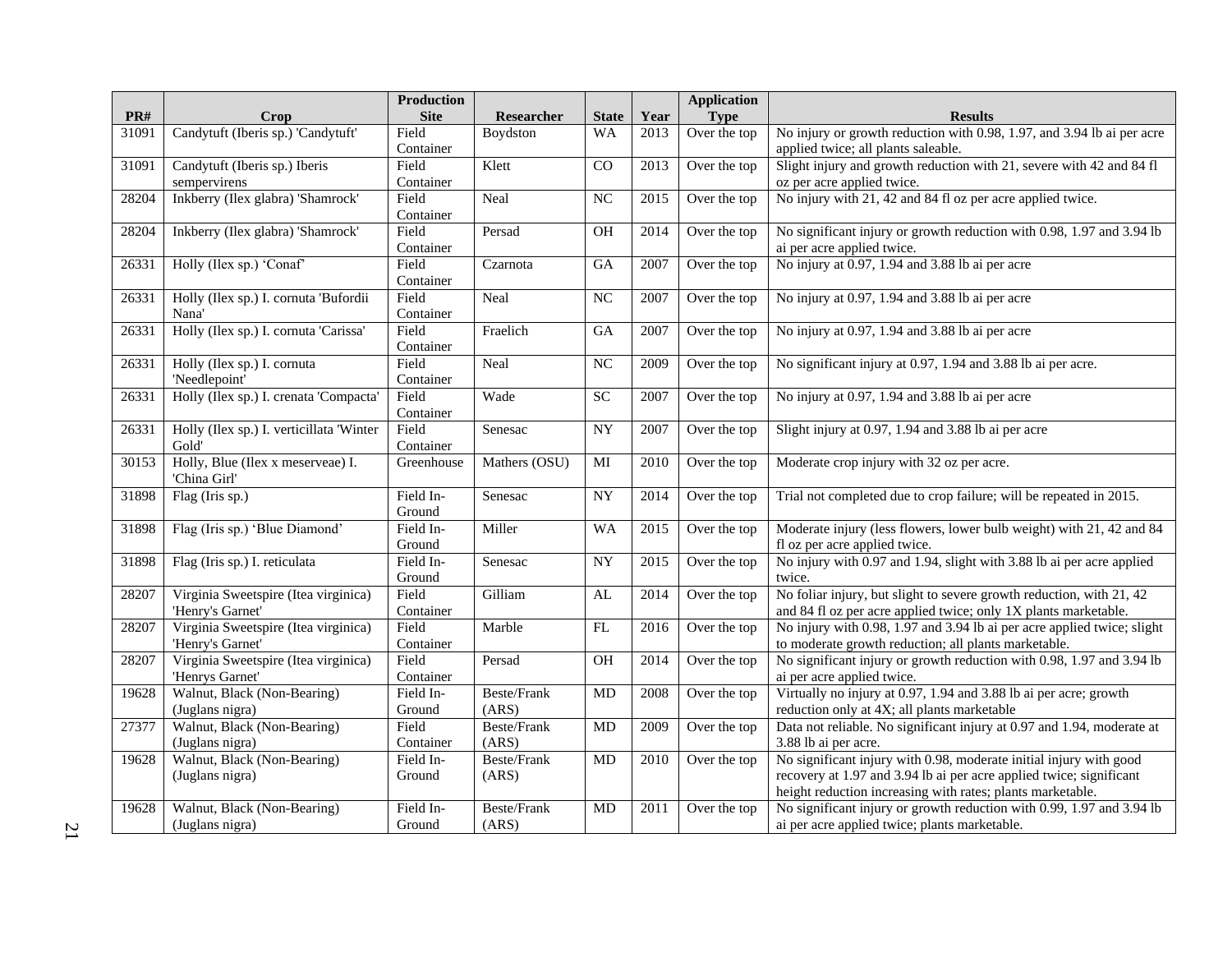| PR# | Crop | Production Site | Researcher | State | Year | Application Type | Results |
|---|---|---|---|---|---|---|---|
| 31091 | Candytuft (Iberis sp.) 'Candytuft' | Field Container | Boydston | WA | 2013 | Over the top | No injury or growth reduction with 0.98, 1.97, and 3.94 lb ai per acre applied twice; all plants saleable. |
| 31091 | Candytuft (Iberis sp.) Iberis sempervirens | Field Container | Klett | CO | 2013 | Over the top | Slight injury and growth reduction with 21, severe with 42 and 84 fl oz per acre applied twice. |
| 28204 | Inkberry (Ilex glabra) 'Shamrock' | Field Container | Neal | NC | 2015 | Over the top | No injury with 21, 42 and 84 fl oz per acre applied twice. |
| 28204 | Inkberry (Ilex glabra) 'Shamrock' | Field Container | Persad | OH | 2014 | Over the top | No significant injury or growth reduction with 0.98, 1.97 and 3.94 lb ai per acre applied twice. |
| 26331 | Holly (Ilex sp.) 'Conaf' | Field Container | Czarnota | GA | 2007 | Over the top | No injury at 0.97, 1.94 and 3.88 lb ai per acre |
| 26331 | Holly (Ilex sp.) I. cornuta 'Bufordii Nana' | Field Container | Neal | NC | 2007 | Over the top | No injury at 0.97, 1.94 and 3.88 lb ai per acre |
| 26331 | Holly (Ilex sp.) I. cornuta 'Carissa' | Field Container | Fraelich | GA | 2007 | Over the top | No injury at 0.97, 1.94 and 3.88 lb ai per acre |
| 26331 | Holly (Ilex sp.) I. cornuta 'Needlepoint' | Field Container | Neal | NC | 2009 | Over the top | No significant injury at 0.97, 1.94 and 3.88 lb ai per acre. |
| 26331 | Holly (Ilex sp.) I. crenata 'Compacta' | Field Container | Wade | SC | 2007 | Over the top | No injury at 0.97, 1.94 and 3.88 lb ai per acre |
| 26331 | Holly (Ilex sp.) I. verticillata 'Winter Gold' | Field Container | Senesac | NY | 2007 | Over the top | Slight injury at 0.97, 1.94 and 3.88 lb ai per acre |
| 30153 | Holly, Blue (Ilex x meserveae) I. 'China Girl' | Greenhouse | Mathers (OSU) | MI | 2010 | Over the top | Moderate crop injury with 32 oz per acre. |
| 31898 | Flag (Iris sp.) | Field In-Ground | Senesac | NY | 2014 | Over the top | Trial not completed due to crop failure; will be repeated in 2015. |
| 31898 | Flag (Iris sp.) 'Blue Diamond' | Field In-Ground | Miller | WA | 2015 | Over the top | Moderate injury (less flowers, lower bulb weight) with 21, 42 and 84 fl oz per acre applied twice. |
| 31898 | Flag (Iris sp.) I. reticulata | Field In-Ground | Senesac | NY | 2015 | Over the top | No injury with 0.97 and 1.94, slight with 3.88 lb ai per acre applied twice. |
| 28207 | Virginia Sweetspire (Itea virginica) 'Henry's Garnet' | Field Container | Gilliam | AL | 2014 | Over the top | No foliar injury, but slight to severe growth reduction, with 21, 42 and 84 fl oz per acre applied twice; only 1X plants marketable. |
| 28207 | Virginia Sweetspire (Itea virginica) 'Henry's Garnet' | Field Container | Marble | FL | 2016 | Over the top | No injury with 0.98, 1.97 and 3.94 lb ai per acre applied twice; slight to moderate growth reduction; all plants marketable. |
| 28207 | Virginia Sweetspire (Itea virginica) 'Henrys Garnet' | Field Container | Persad | OH | 2014 | Over the top | No significant injury or growth reduction with 0.98, 1.97 and 3.94 lb ai per acre applied twice. |
| 19628 | Walnut, Black (Non-Bearing) (Juglans nigra) | Field In-Ground | Beste/Frank (ARS) | MD | 2008 | Over the top | Virtually no injury at 0.97, 1.94 and 3.88 lb ai per acre; growth reduction only at 4X; all plants marketable |
| 27377 | Walnut, Black (Non-Bearing) (Juglans nigra) | Field Container | Beste/Frank (ARS) | MD | 2009 | Over the top | Data not reliable. No significant injury at 0.97 and 1.94, moderate at 3.88 lb ai per acre. |
| 19628 | Walnut, Black (Non-Bearing) (Juglans nigra) | Field In-Ground | Beste/Frank (ARS) | MD | 2010 | Over the top | No significant injury with 0.98, moderate initial injury with good recovery at 1.97 and 3.94 lb ai per acre applied twice; significant height reduction increasing with rates; plants marketable. |
| 19628 | Walnut, Black (Non-Bearing) (Juglans nigra) | Field In-Ground | Beste/Frank (ARS) | MD | 2011 | Over the top | No significant injury or growth reduction with 0.99, 1.97 and 3.94 lb ai per acre applied twice; plants marketable. |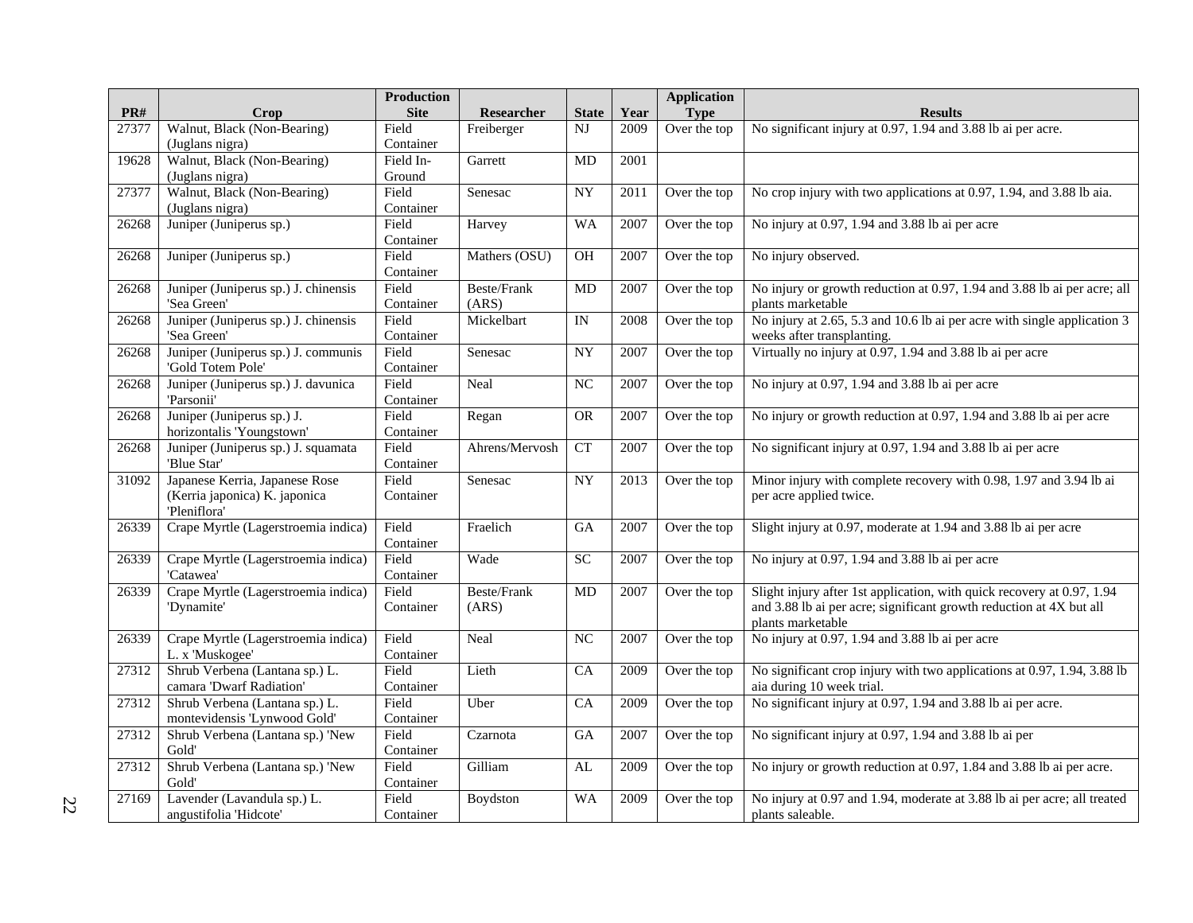| PR# | Crop | Production Site | Researcher | State | Year | Application Type | Results |
|---|---|---|---|---|---|---|---|
| 27377 | Walnut, Black (Non-Bearing) (Juglans nigra) | Field Container | Freiberger | NJ | 2009 | Over the top | No significant injury at 0.97, 1.94 and 3.88 lb ai per acre. |
| 19628 | Walnut, Black (Non-Bearing) (Juglans nigra) | Field In-Ground | Garrett | MD | 2001 | | |
| 27377 | Walnut, Black (Non-Bearing) (Juglans nigra) | Field Container | Senesac | NY | 2011 | Over the top | No crop injury with two applications at 0.97, 1.94, and 3.88 lb aia. |
| 26268 | Juniper (Juniperus sp.) | Field Container | Harvey | WA | 2007 | Over the top | No injury at 0.97, 1.94 and 3.88 lb ai per acre |
| 26268 | Juniper (Juniperus sp.) | Field Container | Mathers (OSU) | OH | 2007 | Over the top | No injury observed. |
| 26268 | Juniper (Juniperus sp.) J. chinensis 'Sea Green' | Field Container | Beste/Frank (ARS) | MD | 2007 | Over the top | No injury or growth reduction at 0.97, 1.94 and 3.88 lb ai per acre; all plants marketable |
| 26268 | Juniper (Juniperus sp.) J. chinensis 'Sea Green' | Field Container | Mickelbart | IN | 2008 | Over the top | No injury at 2.65, 5.3 and 10.6 lb ai per acre with single application 3 weeks after transplanting. |
| 26268 | Juniper (Juniperus sp.) J. communis 'Gold Totem Pole' | Field Container | Senesac | NY | 2007 | Over the top | Virtually no injury at 0.97, 1.94 and 3.88 lb ai per acre |
| 26268 | Juniper (Juniperus sp.) J. davunica 'Parsonii' | Field Container | Neal | NC | 2007 | Over the top | No injury at 0.97, 1.94 and 3.88 lb ai per acre |
| 26268 | Juniper (Juniperus sp.) J. horizontalis 'Youngstown' | Field Container | Regan | OR | 2007 | Over the top | No injury or growth reduction at 0.97, 1.94 and 3.88 lb ai per acre |
| 26268 | Juniper (Juniperus sp.) J. squamata 'Blue Star' | Field Container | Ahrens/Mervosh | CT | 2007 | Over the top | No significant injury at 0.97, 1.94 and 3.88 lb ai per acre |
| 31092 | Japanese Kerria, Japanese Rose (Kerria japonica) K. japonica 'Pleniflora' | Field Container | Senesac | NY | 2013 | Over the top | Minor injury with complete recovery with 0.98, 1.97 and 3.94 lb ai per acre applied twice. |
| 26339 | Crape Myrtle (Lagerstroemia indica) | Field Container | Fraelich | GA | 2007 | Over the top | Slight injury at 0.97, moderate at 1.94 and 3.88 lb ai per acre |
| 26339 | Crape Myrtle (Lagerstroemia indica) 'Catawea' | Field Container | Wade | SC | 2007 | Over the top | No injury at 0.97, 1.94 and 3.88 lb ai per acre |
| 26339 | Crape Myrtle (Lagerstroemia indica) 'Dynamite' | Field Container | Beste/Frank (ARS) | MD | 2007 | Over the top | Slight injury after 1st application, with quick recovery at 0.97, 1.94 and 3.88 lb ai per acre; significant growth reduction at 4X but all plants marketable |
| 26339 | Crape Myrtle (Lagerstroemia indica) L. x 'Muskogee' | Field Container | Neal | NC | 2007 | Over the top | No injury at 0.97, 1.94 and 3.88 lb ai per acre |
| 27312 | Shrub Verbena (Lantana sp.) L. camara 'Dwarf Radiation' | Field Container | Lieth | CA | 2009 | Over the top | No significant crop injury with two applications at 0.97, 1.94, 3.88 lb aia during 10 week trial. |
| 27312 | Shrub Verbena (Lantana sp.) L. montevidensis 'Lynwood Gold' | Field Container | Uber | CA | 2009 | Over the top | No significant injury at 0.97, 1.94 and 3.88 lb ai per acre. |
| 27312 | Shrub Verbena (Lantana sp.) 'New Gold' | Field Container | Czarnota | GA | 2007 | Over the top | No significant injury at 0.97, 1.94 and 3.88 lb ai per |
| 27312 | Shrub Verbena (Lantana sp.) 'New Gold' | Field Container | Gilliam | AL | 2009 | Over the top | No injury or growth reduction at 0.97, 1.84 and 3.88 lb ai per acre. |
| 27169 | Lavender (Lavandula sp.) L. angustifolia 'Hidcote' | Field Container | Boydston | WA | 2009 | Over the top | No injury at 0.97 and 1.94, moderate at 3.88 lb ai per acre; all treated plants saleable. |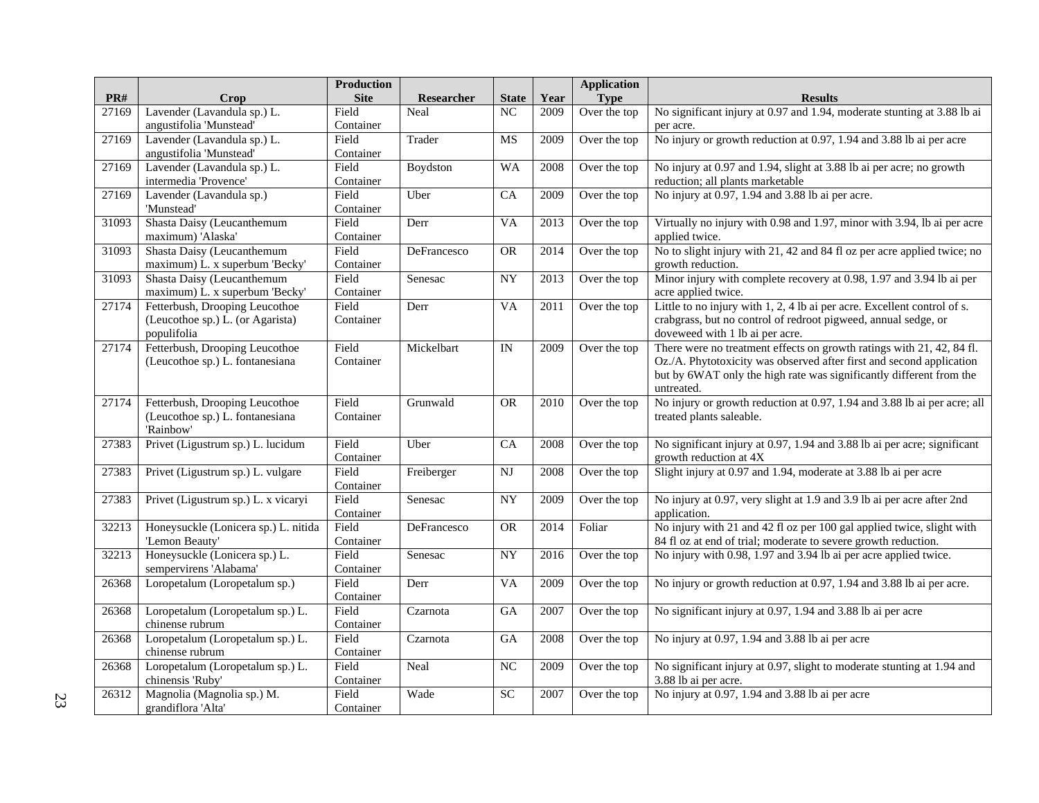| PR# | Crop | Production Site | Researcher | State | Year | Application Type | Results |
|---|---|---|---|---|---|---|---|
| 27169 | Lavender (Lavandula sp.) L. angustifolia 'Munstead' | Field Container | Neal | NC | 2009 | Over the top | No significant injury at 0.97 and 1.94, moderate stunting at 3.88 lb ai per acre. |
| 27169 | Lavender (Lavandula sp.) L. angustifolia 'Munstead' | Field Container | Trader | MS | 2009 | Over the top | No injury or growth reduction at 0.97, 1.94 and 3.88 lb ai per acre |
| 27169 | Lavender (Lavandula sp.) L. intermedia 'Provence' | Field Container | Boydston | WA | 2008 | Over the top | No injury at 0.97 and 1.94, slight at 3.88 lb ai per acre; no growth reduction; all plants marketable |
| 27169 | Lavender (Lavandula sp.) 'Munstead' | Field Container | Uber | CA | 2009 | Over the top | No injury at 0.97, 1.94 and 3.88 lb ai per acre. |
| 31093 | Shasta Daisy (Leucanthemum maximum) 'Alaska' | Field Container | Derr | VA | 2013 | Over the top | Virtually no injury with 0.98 and 1.97, minor with 3.94, lb ai per acre applied twice. |
| 31093 | Shasta Daisy (Leucanthemum maximum) L. x superbum 'Becky' | Field Container | DeFrancesco | OR | 2014 | Over the top | No to slight injury with 21, 42 and 84 fl oz per acre applied twice; no growth reduction. |
| 31093 | Shasta Daisy (Leucanthemum maximum) L. x superbum 'Becky' | Field Container | Senesac | NY | 2013 | Over the top | Minor injury with complete recovery at 0.98, 1.97 and 3.94 lb ai per acre applied twice. |
| 27174 | Fetterbush, Drooping Leucothoe (Leucothoe sp.) L. (or Agarista) populifolia | Field Container | Derr | VA | 2011 | Over the top | Little to no injury with 1, 2, 4 lb ai per acre. Excellent control of s. crabgrass, but no control of redroot pigweed, annual sedge, or doveweed with 1 lb ai per acre. |
| 27174 | Fetterbush, Drooping Leucothoe (Leucothoe sp.) L. fontanesiana | Field Container | Mickelbart | IN | 2009 | Over the top | There were no treatment effects on growth ratings with 21, 42, 84 fl. Oz./A. Phytotoxicity was observed after first and second application but by 6WAT only the high rate was significantly different from the untreated. |
| 27174 | Fetterbush, Drooping Leucothoe (Leucothoe sp.) L. fontanesiana 'Rainbow' | Field Container | Grunwald | OR | 2010 | Over the top | No injury or growth reduction at 0.97, 1.94 and 3.88 lb ai per acre; all treated plants saleable. |
| 27383 | Privet (Ligustrum sp.) L. lucidum | Field Container | Uber | CA | 2008 | Over the top | No significant injury at 0.97, 1.94 and 3.88 lb ai per acre; significant growth reduction at 4X |
| 27383 | Privet (Ligustrum sp.) L. vulgare | Field Container | Freiberger | NJ | 2008 | Over the top | Slight injury at 0.97 and 1.94, moderate at 3.88 lb ai per acre |
| 27383 | Privet (Ligustrum sp.) L. x vicaryi | Field Container | Senesac | NY | 2009 | Over the top | No injury at 0.97, very slight at 1.9 and 3.9 lb ai per acre after 2nd application. |
| 32213 | Honeysuckle (Lonicera sp.) L. nitida 'Lemon Beauty' | Field Container | DeFrancesco | OR | 2014 | Foliar | No injury with 21 and 42 fl oz per 100 gal applied twice, slight with 84 fl oz at end of trial; moderate to severe growth reduction. |
| 32213 | Honeysuckle (Lonicera sp.) L. sempervirens 'Alabama' | Field Container | Senesac | NY | 2016 | Over the top | No injury with 0.98, 1.97 and 3.94 lb ai per acre applied twice. |
| 26368 | Loropetalum (Loropetalum sp.) | Field Container | Derr | VA | 2009 | Over the top | No injury or growth reduction at 0.97, 1.94 and 3.88 lb ai per acre. |
| 26368 | Loropetalum (Loropetalum sp.) L. chinense rubrum | Field Container | Czarnota | GA | 2007 | Over the top | No significant injury at 0.97, 1.94 and 3.88 lb ai per acre |
| 26368 | Loropetalum (Loropetalum sp.) L. chinense rubrum | Field Container | Czarnota | GA | 2008 | Over the top | No injury at 0.97, 1.94 and 3.88 lb ai per acre |
| 26368 | Loropetalum (Loropetalum sp.) L. chinensis 'Ruby' | Field Container | Neal | NC | 2009 | Over the top | No significant injury at 0.97, slight to moderate stunting at 1.94 and 3.88 lb ai per acre. |
| 26312 | Magnolia (Magnolia sp.) M. grandiflora 'Alta' | Field Container | Wade | SC | 2007 | Over the top | No injury at 0.97, 1.94 and 3.88 lb ai per acre |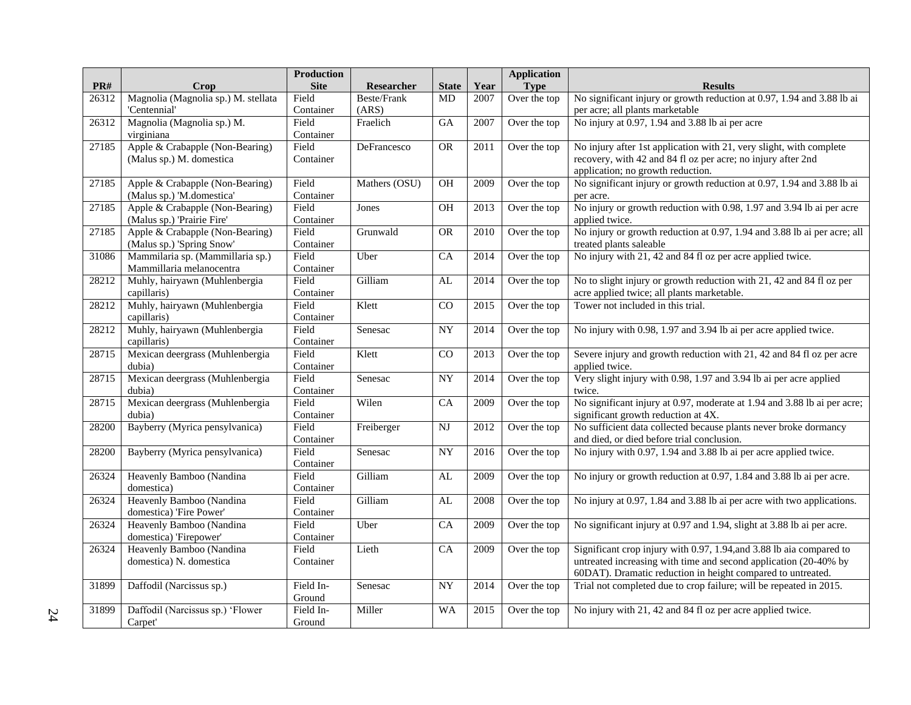| PR# | Crop | Production Site | Researcher | State | Year | Application Type | Results |
|---|---|---|---|---|---|---|---|
| 26312 | Magnolia (Magnolia sp.) M. stellata 'Centennial' | Field Container | Beste/Frank (ARS) | MD | 2007 | Over the top | No significant injury or growth reduction at 0.97, 1.94 and 3.88 lb ai per acre; all plants marketable |
| 26312 | Magnolia (Magnolia sp.) M. virginiana | Field Container | Fraelich | GA | 2007 | Over the top | No injury at 0.97, 1.94 and 3.88 lb ai per acre |
| 27185 | Apple & Crabapple (Non-Bearing) (Malus sp.) M. domestica | Field Container | DeFrancesco | OR | 2011 | Over the top | No injury after 1st application with 21, very slight, with complete recovery, with 42 and 84 fl oz per acre; no injury after 2nd application; no growth reduction. |
| 27185 | Apple & Crabapple (Non-Bearing) (Malus sp.) 'M.domestica' | Field Container | Mathers (OSU) | OH | 2009 | Over the top | No significant injury or growth reduction at 0.97, 1.94 and 3.88 lb ai per acre. |
| 27185 | Apple & Crabapple (Non-Bearing) (Malus sp.) 'Prairie Fire' | Field Container | Jones | OH | 2013 | Over the top | No injury or growth reduction with 0.98, 1.97 and 3.94 lb ai per acre applied twice. |
| 27185 | Apple & Crabapple (Non-Bearing) (Malus sp.) 'Spring Snow' | Field Container | Grunwald | OR | 2010 | Over the top | No injury or growth reduction at 0.97, 1.94 and 3.88 lb ai per acre; all treated plants saleable |
| 31086 | Mammilaria sp. (Mammillaria sp.) Mammillaria melanocentra | Field Container | Uber | CA | 2014 | Over the top | No injury with 21, 42 and 84 fl oz per acre applied twice. |
| 28212 | Muhly, hairyawn (Muhlenbergia capillaris) | Field Container | Gilliam | AL | 2014 | Over the top | No to slight injury or growth reduction with 21, 42 and 84 fl oz per acre applied twice; all plants marketable. |
| 28212 | Muhly, hairyawn (Muhlenbergia capillaris) | Field Container | Klett | CO | 2015 | Over the top | Tower not included in this trial. |
| 28212 | Muhly, hairyawn (Muhlenbergia capillaris) | Field Container | Senesac | NY | 2014 | Over the top | No injury with 0.98, 1.97 and 3.94 lb ai per acre applied twice. |
| 28715 | Mexican deergrass (Muhlenbergia dubia) | Field Container | Klett | CO | 2013 | Over the top | Severe injury and growth reduction with 21, 42 and 84 fl oz per acre applied twice. |
| 28715 | Mexican deergrass (Muhlenbergia dubia) | Field Container | Senesac | NY | 2014 | Over the top | Very slight injury with 0.98, 1.97 and 3.94 lb ai per acre applied twice. |
| 28715 | Mexican deergrass (Muhlenbergia dubia) | Field Container | Wilen | CA | 2009 | Over the top | No significant injury at 0.97, moderate at 1.94 and 3.88 lb ai per acre; significant growth reduction at 4X. |
| 28200 | Bayberry (Myrica pensylvanica) | Field Container | Freiberger | NJ | 2012 | Over the top | No sufficient data collected because plants never broke dormancy and died, or died before trial conclusion. |
| 28200 | Bayberry (Myrica pensylvanica) | Field Container | Senesac | NY | 2016 | Over the top | No injury with 0.97, 1.94 and 3.88 lb ai per acre applied twice. |
| 26324 | Heavenly Bamboo (Nandina domestica) | Field Container | Gilliam | AL | 2009 | Over the top | No injury or growth reduction at 0.97, 1.84 and 3.88 lb ai per acre. |
| 26324 | Heavenly Bamboo (Nandina domestica) 'Fire Power' | Field Container | Gilliam | AL | 2008 | Over the top | No injury at 0.97, 1.84 and 3.88 lb ai per acre with two applications. |
| 26324 | Heavenly Bamboo (Nandina domestica) 'Firepower' | Field Container | Uber | CA | 2009 | Over the top | No significant injury at 0.97 and 1.94, slight at 3.88 lb ai per acre. |
| 26324 | Heavenly Bamboo (Nandina domestica) N. domestica | Field Container | Lieth | CA | 2009 | Over the top | Significant crop injury with 0.97, 1.94,and 3.88 lb aia compared to untreated increasing with time and second application (20-40% by 60DAT). Dramatic reduction in height compared to untreated. |
| 31899 | Daffodil (Narcissus sp.) | Field In-Ground | Senesac | NY | 2014 | Over the top | Trial not completed due to crop failure; will be repeated in 2015. |
| 31899 | Daffodil (Narcissus sp.) 'Flower Carpet' | Field In-Ground | Miller | WA | 2015 | Over the top | No injury with 21, 42 and 84 fl oz per acre applied twice. |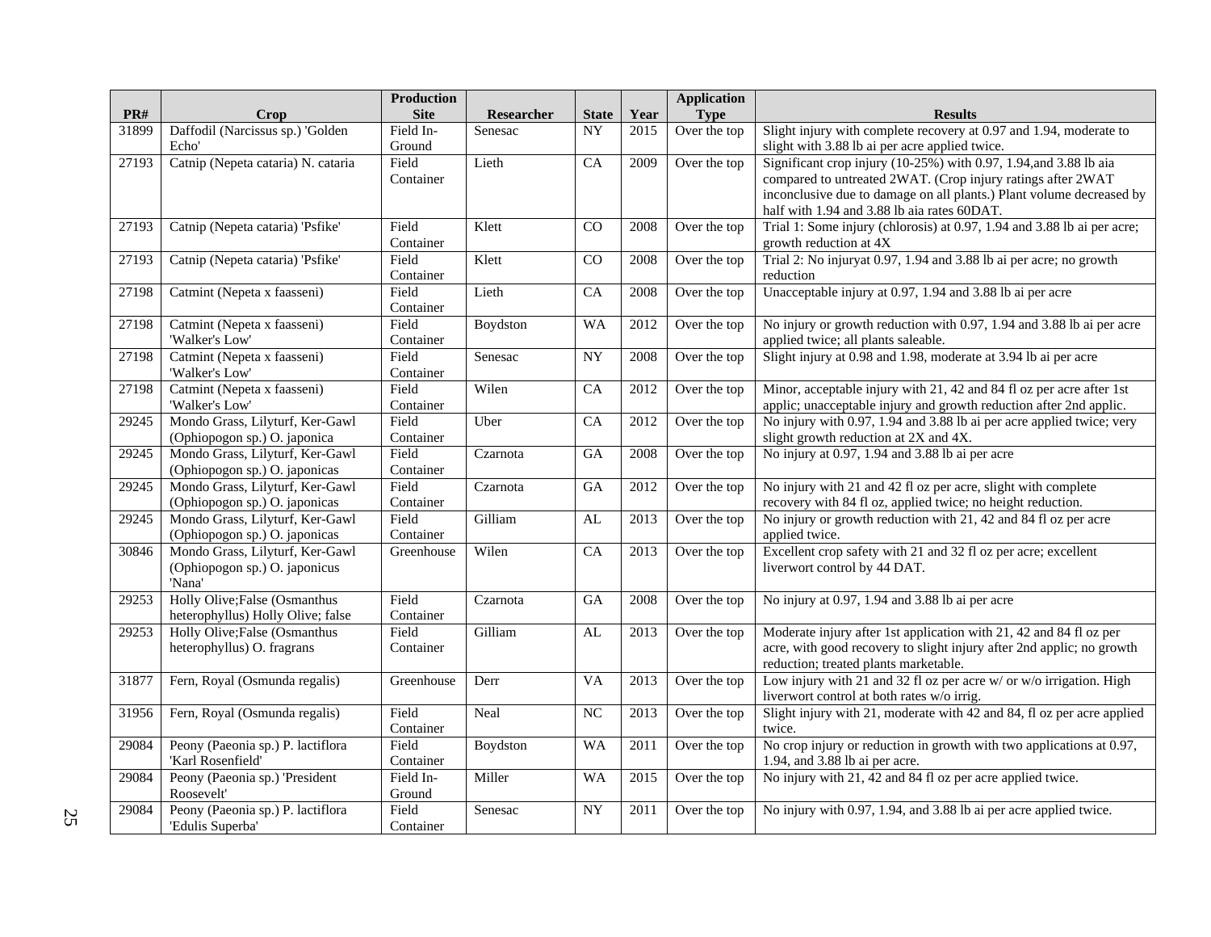| PR# | Crop | Production Site | Researcher | State | Year | Application Type | Results |
|---|---|---|---|---|---|---|---|
| 31899 | Daffodil (Narcissus sp.) 'Golden Echo' | Field In-Ground | Senesac | NY | 2015 | Over the top | Slight injury with complete recovery at 0.97 and 1.94, moderate to slight with 3.88 lb ai per acre applied twice. |
| 27193 | Catnip (Nepeta cataria) N. cataria | Field Container | Lieth | CA | 2009 | Over the top | Significant crop injury (10-25%) with 0.97, 1.94,and 3.88 lb aia compared to untreated 2WAT. (Crop injury ratings after 2WAT inconclusive due to damage on all plants.) Plant volume decreased by half with 1.94 and 3.88 lb aia rates 60DAT. |
| 27193 | Catnip (Nepeta cataria) 'Psfike' | Field Container | Klett | CO | 2008 | Over the top | Trial 1: Some injury (chlorosis) at 0.97, 1.94 and 3.88 lb ai per acre; growth reduction at 4X |
| 27193 | Catnip (Nepeta cataria) 'Psfike' | Field Container | Klett | CO | 2008 | Over the top | Trial 2: No injuryat 0.97, 1.94 and 3.88 lb ai per acre; no growth reduction |
| 27198 | Catmint (Nepeta x faasseni) | Field Container | Lieth | CA | 2008 | Over the top | Unacceptable injury at 0.97, 1.94 and 3.88 lb ai per acre |
| 27198 | Catmint (Nepeta x faasseni) 'Walker's Low' | Field Container | Boydston | WA | 2012 | Over the top | No injury or growth reduction with 0.97, 1.94 and 3.88 lb ai per acre applied twice; all plants saleable. |
| 27198 | Catmint (Nepeta x faasseni) 'Walker's Low' | Field Container | Senesac | NY | 2008 | Over the top | Slight injury at 0.98 and 1.98, moderate at 3.94 lb ai per acre |
| 27198 | Catmint (Nepeta x faasseni) 'Walker's Low' | Field Container | Wilen | CA | 2012 | Over the top | Minor, acceptable injury with 21, 42 and 84 fl oz per acre after 1st applic; unacceptable injury and growth reduction after 2nd applic. |
| 29245 | Mondo Grass, Lilyturf, Ker-Gawl (Ophiopogon sp.) O. japonica | Field Container | Uber | CA | 2012 | Over the top | No injury with 0.97, 1.94 and 3.88 lb ai per acre applied twice; very slight growth reduction at 2X and 4X. |
| 29245 | Mondo Grass, Lilyturf, Ker-Gawl (Ophiopogon sp.) O. japonicas | Field Container | Czarnota | GA | 2008 | Over the top | No injury at 0.97, 1.94 and 3.88 lb ai per acre |
| 29245 | Mondo Grass, Lilyturf, Ker-Gawl (Ophiopogon sp.) O. japonicas | Field Container | Czarnota | GA | 2012 | Over the top | No injury with 21 and 42 fl oz per acre, slight with complete recovery with 84 fl oz, applied twice; no height reduction. |
| 29245 | Mondo Grass, Lilyturf, Ker-Gawl (Ophiopogon sp.) O. japonicas | Field Container | Gilliam | AL | 2013 | Over the top | No injury or growth reduction with 21, 42 and 84 fl oz per acre applied twice. |
| 30846 | Mondo Grass, Lilyturf, Ker-Gawl (Ophiopogon sp.) O. japonicus 'Nana' | Greenhouse | Wilen | CA | 2013 | Over the top | Excellent crop safety with 21 and 32 fl oz per acre; excellent liverwort control by 44 DAT. |
| 29253 | Holly Olive;False (Osmanthus heterophyllus) Holly Olive; false | Field Container | Czarnota | GA | 2008 | Over the top | No injury at 0.97, 1.94 and 3.88 lb ai per acre |
| 29253 | Holly Olive;False (Osmanthus heterophyllus) O. fragrans | Field Container | Gilliam | AL | 2013 | Over the top | Moderate injury after 1st application with 21, 42 and 84 fl oz per acre, with good recovery to slight injury after 2nd applic; no growth reduction; treated plants marketable. |
| 31877 | Fern, Royal (Osmunda regalis) | Greenhouse | Derr | VA | 2013 | Over the top | Low injury with 21 and 32 fl oz per acre w/ or w/o irrigation. High liverwort control at both rates w/o irrig. |
| 31956 | Fern, Royal (Osmunda regalis) | Field Container | Neal | NC | 2013 | Over the top | Slight injury with 21, moderate with 42 and 84, fl oz per acre applied twice. |
| 29084 | Peony (Paeonia sp.) P. lactiflora 'Karl Rosenfield' | Field Container | Boydston | WA | 2011 | Over the top | No crop injury or reduction in growth with two applications at 0.97, 1.94, and 3.88 lb ai per acre. |
| 29084 | Peony (Paeonia sp.) 'President Roosevelt' | Field In-Ground | Miller | WA | 2015 | Over the top | No injury with 21, 42 and 84 fl oz per acre applied twice. |
| 29084 | Peony (Paeonia sp.) P. lactiflora 'Edulis Superba' | Field Container | Senesac | NY | 2011 | Over the top | No injury with 0.97, 1.94, and 3.88 lb ai per acre applied twice. |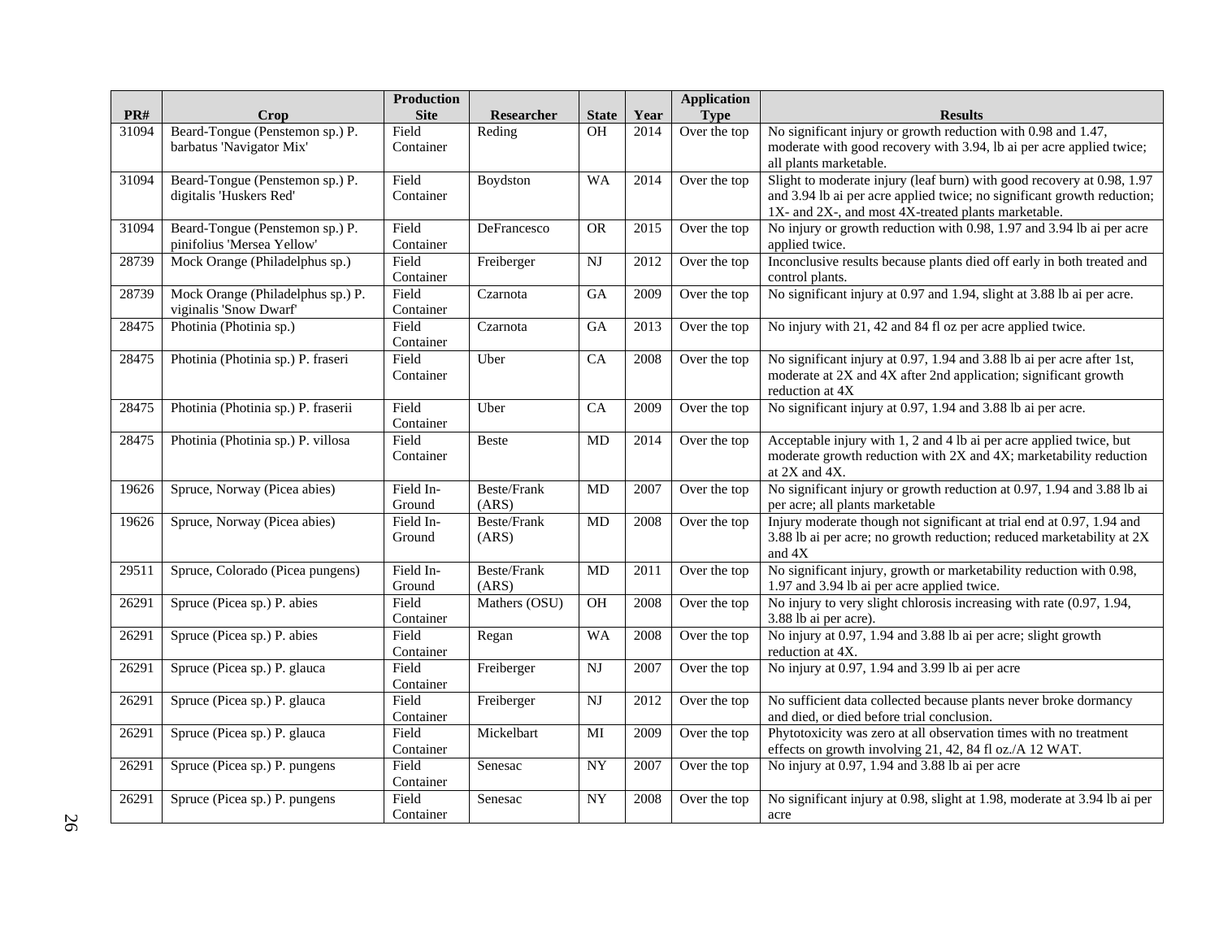| PR# | Crop | Production Site | Researcher | State | Year | Application Type | Results |
|---|---|---|---|---|---|---|---|
| 31094 | Beard-Tongue (Penstemon sp.) P. barbatus 'Navigator Mix' | Field Container | Reding | OH | 2014 | Over the top | No significant injury or growth reduction with 0.98 and 1.47, moderate with good recovery with 3.94, lb ai per acre applied twice; all plants marketable. |
| 31094 | Beard-Tongue (Penstemon sp.) P. digitalis 'Huskers Red' | Field Container | Boydston | WA | 2014 | Over the top | Slight to moderate injury (leaf burn) with good recovery at 0.98, 1.97 and 3.94 lb ai per acre applied twice; no significant growth reduction; 1X- and 2X-, and most 4X-treated plants marketable. |
| 31094 | Beard-Tongue (Penstemon sp.) P. pinifolius 'Mersea Yellow' | Field Container | DeFrancesco | OR | 2015 | Over the top | No injury or growth reduction with 0.98, 1.97 and 3.94 lb ai per acre applied twice. |
| 28739 | Mock Orange (Philadelphus sp.) | Field Container | Freiberger | NJ | 2012 | Over the top | Inconclusive results because plants died off early in both treated and control plants. |
| 28739 | Mock Orange (Philadelphus sp.) P. viginalis 'Snow Dwarf' | Field Container | Czarnota | GA | 2009 | Over the top | No significant injury at 0.97 and 1.94, slight at 3.88 lb ai per acre. |
| 28475 | Photinia (Photinia sp.) | Field Container | Czarnota | GA | 2013 | Over the top | No injury with 21, 42 and 84 fl oz per acre applied twice. |
| 28475 | Photinia (Photinia sp.) P. fraseri | Field Container | Uber | CA | 2008 | Over the top | No significant injury at 0.97, 1.94 and 3.88 lb ai per acre after 1st, moderate at 2X and 4X after 2nd application; significant growth reduction at 4X |
| 28475 | Photinia (Photinia sp.) P. fraserii | Field Container | Uber | CA | 2009 | Over the top | No significant injury at 0.97, 1.94 and 3.88 lb ai per acre. |
| 28475 | Photinia (Photinia sp.) P. villosa | Field Container | Beste | MD | 2014 | Over the top | Acceptable injury with 1, 2 and 4 lb ai per acre applied twice, but moderate growth reduction with 2X and 4X; marketability reduction at 2X and 4X. |
| 19626 | Spruce, Norway (Picea abies) | Field In-Ground | Beste/Frank (ARS) | MD | 2007 | Over the top | No significant injury or growth reduction at 0.97, 1.94 and 3.88 lb ai per acre; all plants marketable |
| 19626 | Spruce, Norway (Picea abies) | Field In-Ground | Beste/Frank (ARS) | MD | 2008 | Over the top | Injury moderate though not significant at trial end at 0.97, 1.94 and 3.88 lb ai per acre; no growth reduction; reduced marketability at 2X and 4X |
| 29511 | Spruce, Colorado (Picea pungens) | Field In-Ground | Beste/Frank (ARS) | MD | 2011 | Over the top | No significant injury, growth or marketability reduction with 0.98, 1.97 and 3.94 lb ai per acre applied twice. |
| 26291 | Spruce (Picea sp.) P. abies | Field Container | Mathers (OSU) | OH | 2008 | Over the top | No injury to very slight chlorosis increasing with rate (0.97, 1.94, 3.88 lb ai per acre). |
| 26291 | Spruce (Picea sp.) P. abies | Field Container | Regan | WA | 2008 | Over the top | No injury at 0.97, 1.94 and 3.88 lb ai per acre; slight growth reduction at 4X. |
| 26291 | Spruce (Picea sp.) P. glauca | Field Container | Freiberger | NJ | 2007 | Over the top | No injury at 0.97, 1.94 and 3.99 lb ai per acre |
| 26291 | Spruce (Picea sp.) P. glauca | Field Container | Freiberger | NJ | 2012 | Over the top | No sufficient data collected because plants never broke dormancy and died, or died before trial conclusion. |
| 26291 | Spruce (Picea sp.) P. glauca | Field Container | Mickelbart | MI | 2009 | Over the top | Phytotoxicity was zero at all observation times with no treatment effects on growth involving 21, 42, 84 fl oz./A 12 WAT. |
| 26291 | Spruce (Picea sp.) P. pungens | Field Container | Senesac | NY | 2007 | Over the top | No injury at 0.97, 1.94 and 3.88 lb ai per acre |
| 26291 | Spruce (Picea sp.) P. pungens | Field Container | Senesac | NY | 2008 | Over the top | No significant injury at 0.98, slight at 1.98, moderate at 3.94 lb ai per acre |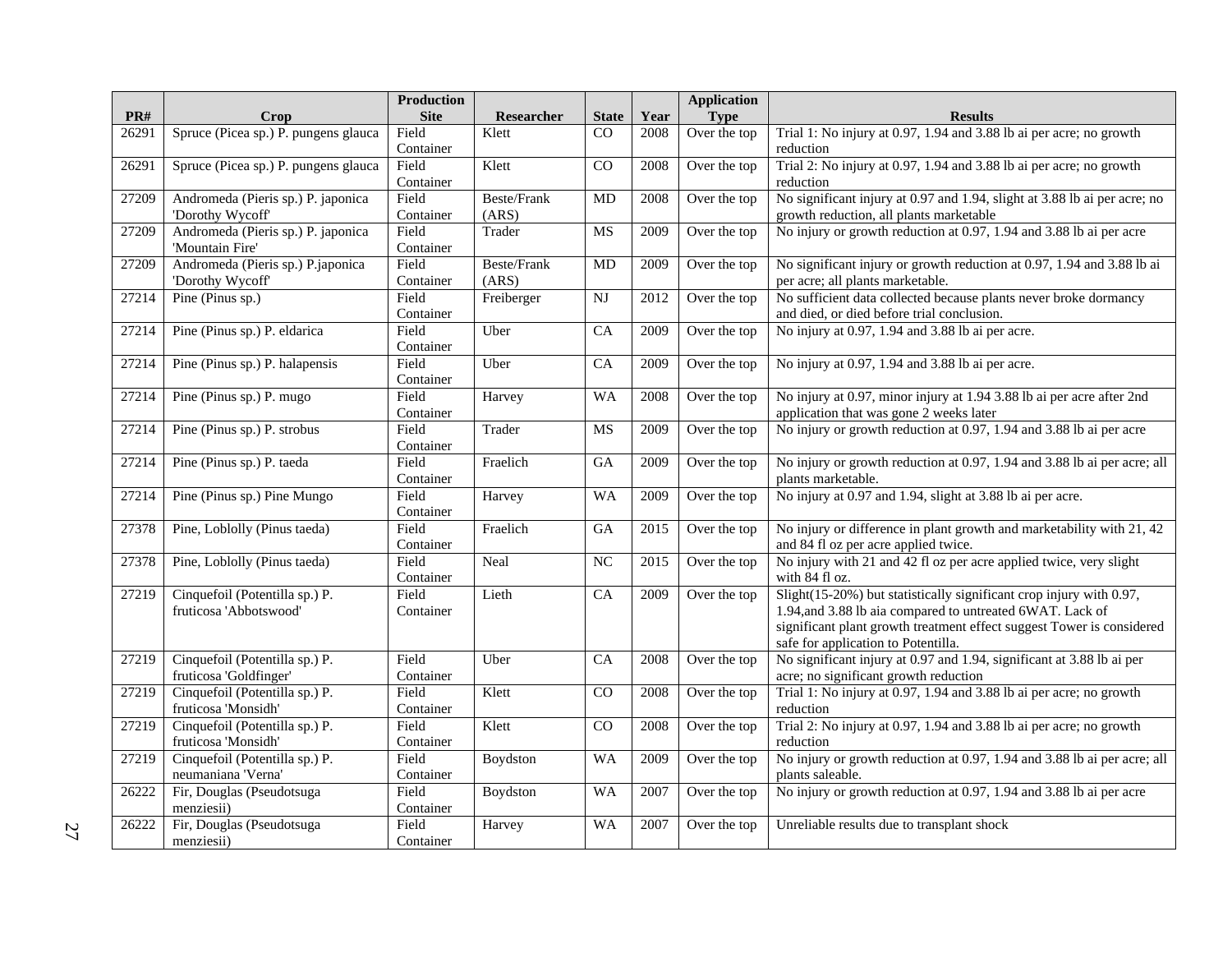| PR# | Crop | Production Site | Researcher | State | Year | Application Type | Results |
|---|---|---|---|---|---|---|---|
| 26291 | Spruce (Picea sp.) P. pungens glauca | Field Container | Klett | CO | 2008 | Over the top | Trial 1: No injury at 0.97, 1.94 and 3.88 lb ai per acre; no growth reduction |
| 26291 | Spruce (Picea sp.) P. pungens glauca | Field Container | Klett | CO | 2008 | Over the top | Trial 2: No injury at 0.97, 1.94 and 3.88 lb ai per acre; no growth reduction |
| 27209 | Andromeda (Pieris sp.) P. japonica 'Dorothy Wycoff' | Field Container | Beste/Frank (ARS) | MD | 2008 | Over the top | No significant injury at 0.97 and 1.94, slight at 3.88 lb ai per acre; no growth reduction, all plants marketable |
| 27209 | Andromeda (Pieris sp.) P. japonica 'Mountain Fire' | Field Container | Trader | MS | 2009 | Over the top | No injury or growth reduction at 0.97, 1.94 and 3.88 lb ai per acre |
| 27209 | Andromeda (Pieris sp.) P.japonica 'Dorothy Wycoff' | Field Container | Beste/Frank (ARS) | MD | 2009 | Over the top | No significant injury or growth reduction at 0.97, 1.94 and 3.88 lb ai per acre; all plants marketable. |
| 27214 | Pine (Pinus sp.) | Field Container | Freiberger | NJ | 2012 | Over the top | No sufficient data collected because plants never broke dormancy and died, or died before trial conclusion. |
| 27214 | Pine (Pinus sp.) P. eldarica | Field Container | Uber | CA | 2009 | Over the top | No injury at 0.97, 1.94 and 3.88 lb ai per acre. |
| 27214 | Pine (Pinus sp.) P. halapensis | Field Container | Uber | CA | 2009 | Over the top | No injury at 0.97, 1.94 and 3.88 lb ai per acre. |
| 27214 | Pine (Pinus sp.) P. mugo | Field Container | Harvey | WA | 2008 | Over the top | No injury at 0.97, minor injury at 1.94 3.88 lb ai per acre after 2nd application that was gone 2 weeks later |
| 27214 | Pine (Pinus sp.) P. strobus | Field Container | Trader | MS | 2009 | Over the top | No injury or growth reduction at 0.97, 1.94 and 3.88 lb ai per acre |
| 27214 | Pine (Pinus sp.) P. taeda | Field Container | Fraelich | GA | 2009 | Over the top | No injury or growth reduction at 0.97, 1.94 and 3.88 lb ai per acre; all plants marketable. |
| 27214 | Pine (Pinus sp.) Pine Mungo | Field Container | Harvey | WA | 2009 | Over the top | No injury at 0.97 and 1.94, slight at 3.88 lb ai per acre. |
| 27378 | Pine, Loblolly (Pinus taeda) | Field Container | Fraelich | GA | 2015 | Over the top | No injury or difference in plant growth and marketability with 21, 42 and 84 fl oz per acre applied twice. |
| 27378 | Pine, Loblolly (Pinus taeda) | Field Container | Neal | NC | 2015 | Over the top | No injury with 21 and 42 fl oz per acre applied twice, very slight with 84 fl oz. |
| 27219 | Cinquefoil (Potentilla sp.) P. fruticosa 'Abbotswood' | Field Container | Lieth | CA | 2009 | Over the top | Slight(15-20%) but statistically significant crop injury with 0.97, 1.94,and 3.88 lb aia compared to untreated 6WAT. Lack of significant plant growth treatment effect suggest Tower is considered safe for application to Potentilla. |
| 27219 | Cinquefoil (Potentilla sp.) P. fruticosa 'Goldfinger' | Field Container | Uber | CA | 2008 | Over the top | No significant injury at 0.97 and 1.94, significant at 3.88 lb ai per acre; no significant growth reduction |
| 27219 | Cinquefoil (Potentilla sp.) P. fruticosa 'Monsidh' | Field Container | Klett | CO | 2008 | Over the top | Trial 1: No injury at 0.97, 1.94 and 3.88 lb ai per acre; no growth reduction |
| 27219 | Cinquefoil (Potentilla sp.) P. fruticosa 'Monsidh' | Field Container | Klett | CO | 2008 | Over the top | Trial 2: No injury at 0.97, 1.94 and 3.88 lb ai per acre; no growth reduction |
| 27219 | Cinquefoil (Potentilla sp.) P. neumaniana 'Verna' | Field Container | Boydston | WA | 2009 | Over the top | No injury or growth reduction at 0.97, 1.94 and 3.88 lb ai per acre; all plants saleable. |
| 26222 | Fir, Douglas (Pseudotsuga menziesii) | Field Container | Boydston | WA | 2007 | Over the top | No injury or growth reduction at 0.97, 1.94 and 3.88 lb ai per acre |
| 26222 | Fir, Douglas (Pseudotsuga menziesii) | Field Container | Harvey | WA | 2007 | Over the top | Unreliable results due to transplant shock |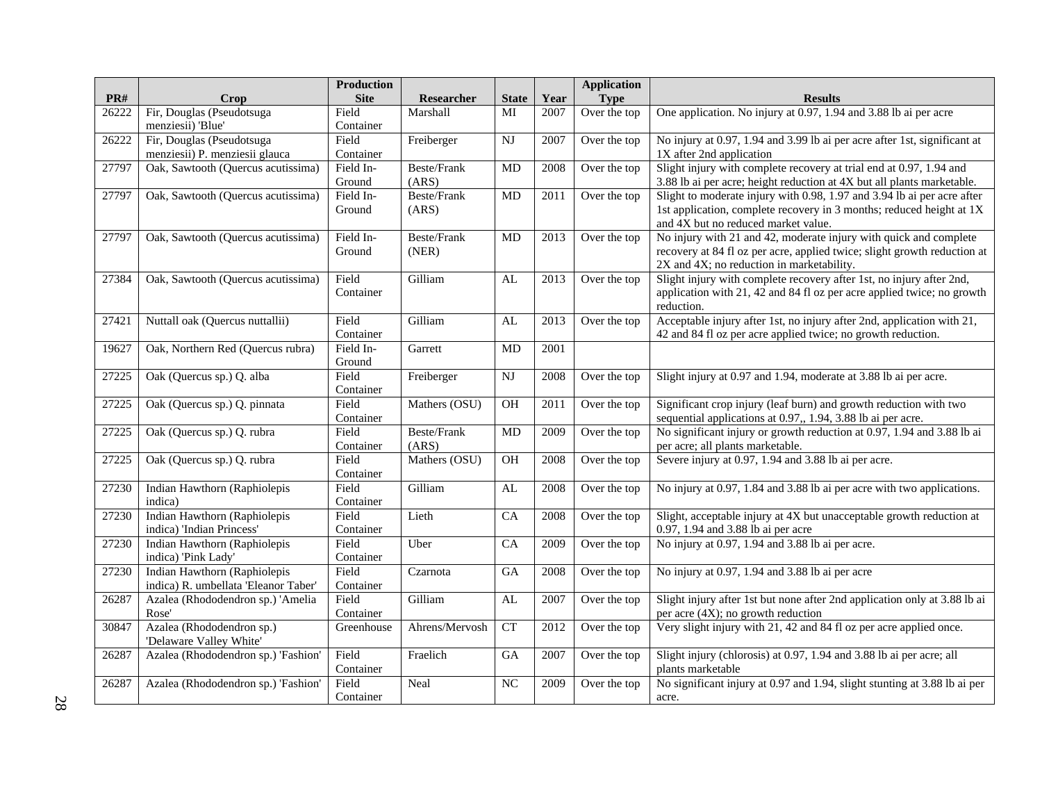| PR# | Crop | Production Site | Researcher | State | Year | Application Type | Results |
|---|---|---|---|---|---|---|---|
| 26222 | Fir, Douglas (Pseudotsuga menziesii) 'Blue' | Field Container | Marshall | MI | 2007 | Over the top | One application. No injury at 0.97, 1.94 and 3.88 lb ai per acre |
| 26222 | Fir, Douglas (Pseudotsuga menziesii) P. menziesii glauca | Field Container | Freiberger | NJ | 2007 | Over the top | No injury at 0.97, 1.94 and 3.99 lb ai per acre after 1st, significant at 1X after 2nd application |
| 27797 | Oak, Sawtooth (Quercus acutissima) | Field In-Ground | Beste/Frank (ARS) | MD | 2008 | Over the top | Slight injury with complete recovery at trial end at 0.97, 1.94 and 3.88 lb ai per acre; height reduction at 4X but all plants marketable. |
| 27797 | Oak, Sawtooth (Quercus acutissima) | Field In-Ground | Beste/Frank (ARS) | MD | 2011 | Over the top | Slight to moderate injury with 0.98, 1.97 and 3.94 lb ai per acre after 1st application, complete recovery in 3 months; reduced height at 1X and 4X but no reduced market value. |
| 27797 | Oak, Sawtooth (Quercus acutissima) | Field In-Ground | Beste/Frank (NER) | MD | 2013 | Over the top | No injury with 21 and 42, moderate injury with quick and complete recovery at 84 fl oz per acre, applied twice; slight growth reduction at 2X and 4X; no reduction in marketability. |
| 27384 | Oak, Sawtooth (Quercus acutissima) | Field Container | Gilliam | AL | 2013 | Over the top | Slight injury with complete recovery after 1st, no injury after 2nd, application with 21, 42 and 84 fl oz per acre applied twice; no growth reduction. |
| 27421 | Nuttall oak (Quercus nuttallii) | Field Container | Gilliam | AL | 2013 | Over the top | Acceptable injury after 1st, no injury after 2nd, application with 21, 42 and 84 fl oz per acre applied twice; no growth reduction. |
| 19627 | Oak, Northern Red (Quercus rubra) | Field In-Ground | Garrett | MD | 2001 | | |
| 27225 | Oak (Quercus sp.) Q. alba | Field Container | Freiberger | NJ | 2008 | Over the top | Slight injury at 0.97 and 1.94, moderate at 3.88 lb ai per acre. |
| 27225 | Oak (Quercus sp.) Q. pinnata | Field Container | Mathers (OSU) | OH | 2011 | Over the top | Significant crop injury (leaf burn) and growth reduction with two sequential applications at 0.97,, 1.94, 3.88 lb ai per acre. |
| 27225 | Oak (Quercus sp.) Q. rubra | Field Container | Beste/Frank (ARS) | MD | 2009 | Over the top | No significant injury or growth reduction at 0.97, 1.94 and 3.88 lb ai per acre; all plants marketable. |
| 27225 | Oak (Quercus sp.) Q. rubra | Field Container | Mathers (OSU) | OH | 2008 | Over the top | Severe injury at 0.97, 1.94 and 3.88 lb ai per acre. |
| 27230 | Indian Hawthorn (Raphiolepis indica) | Field Container | Gilliam | AL | 2008 | Over the top | No injury at 0.97, 1.84 and 3.88 lb ai per acre with two applications. |
| 27230 | Indian Hawthorn (Raphiolepis indica) 'Indian Princess' | Field Container | Lieth | CA | 2008 | Over the top | Slight, acceptable injury at 4X but unacceptable growth reduction at 0.97, 1.94 and 3.88 lb ai per acre |
| 27230 | Indian Hawthorn (Raphiolepis indica) 'Pink Lady' | Field Container | Uber | CA | 2009 | Over the top | No injury at 0.97, 1.94 and 3.88 lb ai per acre. |
| 27230 | Indian Hawthorn (Raphiolepis indica) R. umbellata 'Eleanor Taber' | Field Container | Czarnota | GA | 2008 | Over the top | No injury at 0.97, 1.94 and 3.88 lb ai per acre |
| 26287 | Azalea (Rhododendron sp.) 'Amelia Rose' | Field Container | Gilliam | AL | 2007 | Over the top | Slight injury after 1st but none after 2nd application only at 3.88 lb ai per acre (4X); no growth reduction |
| 30847 | Azalea (Rhododendron sp.) 'Delaware Valley White' | Greenhouse | Ahrens/Mervosh | CT | 2012 | Over the top | Very slight injury with 21, 42 and 84 fl oz per acre applied once. |
| 26287 | Azalea (Rhododendron sp.) 'Fashion' | Field Container | Fraelich | GA | 2007 | Over the top | Slight injury (chlorosis) at 0.97, 1.94 and 3.88 lb ai per acre; all plants marketable |
| 26287 | Azalea (Rhododendron sp.) 'Fashion' | Field Container | Neal | NC | 2009 | Over the top | No significant injury at 0.97 and 1.94, slight stunting at 3.88 lb ai per acre. |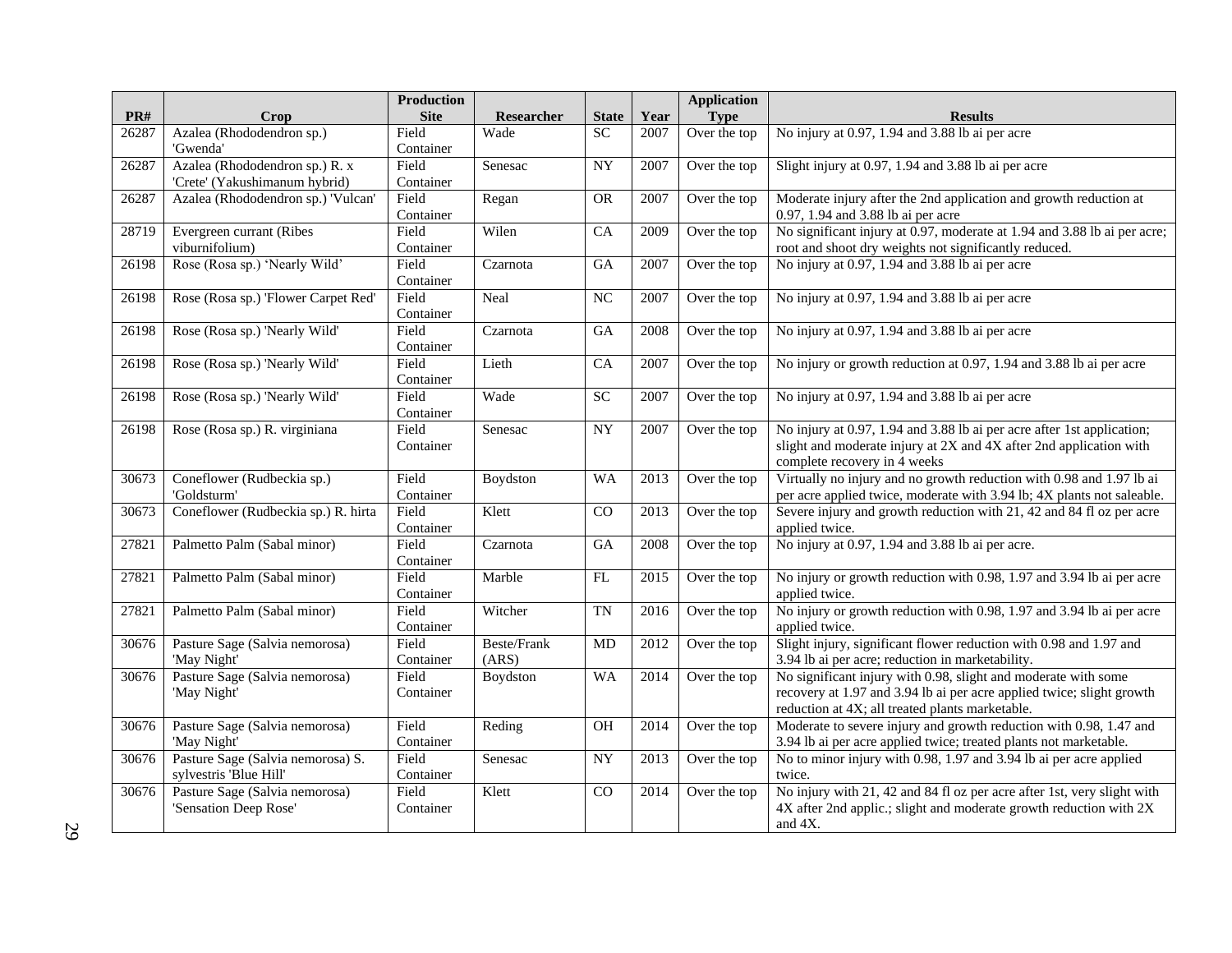| PR# | Crop | Production Site | Researcher | State | Year | Application Type | Results |
|---|---|---|---|---|---|---|---|
| 26287 | Azalea (Rhododendron sp.) 'Gwenda' | Field Container | Wade | SC | 2007 | Over the top | No injury at 0.97, 1.94 and 3.88 lb ai per acre |
| 26287 | Azalea (Rhododendron sp.) R. x 'Crete' (Yakushimanum hybrid) | Field Container | Senesac | NY | 2007 | Over the top | Slight injury at 0.97, 1.94 and 3.88 lb ai per acre |
| 26287 | Azalea (Rhododendron sp.) 'Vulcan' | Field Container | Regan | OR | 2007 | Over the top | Moderate injury after the 2nd application and growth reduction at 0.97, 1.94 and 3.88 lb ai per acre |
| 28719 | Evergreen currant (Ribes viburnifolium) | Field Container | Wilen | CA | 2009 | Over the top | No significant injury at 0.97, moderate at 1.94 and 3.88 lb ai per acre; root and shoot dry weights not significantly reduced. |
| 26198 | Rose (Rosa sp.) 'Nearly Wild' | Field Container | Czarnota | GA | 2007 | Over the top | No injury at 0.97, 1.94 and 3.88 lb ai per acre |
| 26198 | Rose (Rosa sp.) 'Flower Carpet Red' | Field Container | Neal | NC | 2007 | Over the top | No injury at 0.97, 1.94 and 3.88 lb ai per acre |
| 26198 | Rose (Rosa sp.) 'Nearly Wild' | Field Container | Czarnota | GA | 2008 | Over the top | No injury at 0.97, 1.94 and 3.88 lb ai per acre |
| 26198 | Rose (Rosa sp.) 'Nearly Wild' | Field Container | Lieth | CA | 2007 | Over the top | No injury or growth reduction at 0.97, 1.94 and 3.88 lb ai per acre |
| 26198 | Rose (Rosa sp.) 'Nearly Wild' | Field Container | Wade | SC | 2007 | Over the top | No injury at 0.97, 1.94 and 3.88 lb ai per acre |
| 26198 | Rose (Rosa sp.) R. virginiana | Field Container | Senesac | NY | 2007 | Over the top | No injury at 0.97, 1.94 and 3.88 lb ai per acre after 1st application; slight and moderate injury at 2X and 4X after 2nd application with complete recovery in 4 weeks |
| 30673 | Coneflower (Rudbeckia sp.) 'Goldsturm' | Field Container | Boydston | WA | 2013 | Over the top | Virtually no injury and no growth reduction with 0.98 and 1.97 lb ai per acre applied twice, moderate with 3.94 lb; 4X plants not saleable. |
| 30673 | Coneflower (Rudbeckia sp.) R. hirta | Field Container | Klett | CO | 2013 | Over the top | Severe injury and growth reduction with 21, 42 and 84 fl oz per acre applied twice. |
| 27821 | Palmetto Palm (Sabal minor) | Field Container | Czarnota | GA | 2008 | Over the top | No injury at 0.97, 1.94 and 3.88 lb ai per acre. |
| 27821 | Palmetto Palm (Sabal minor) | Field Container | Marble | FL | 2015 | Over the top | No injury or growth reduction with 0.98, 1.97 and 3.94 lb ai per acre applied twice. |
| 27821 | Palmetto Palm (Sabal minor) | Field Container | Witcher | TN | 2016 | Over the top | No injury or growth reduction with 0.98, 1.97 and 3.94 lb ai per acre applied twice. |
| 30676 | Pasture Sage (Salvia nemorosa) 'May Night' | Field Container | Beste/Frank (ARS) | MD | 2012 | Over the top | Slight injury, significant flower reduction with 0.98 and 1.97 and 3.94 lb ai per acre; reduction in marketability. |
| 30676 | Pasture Sage (Salvia nemorosa) 'May Night' | Field Container | Boydston | WA | 2014 | Over the top | No significant injury with 0.98, slight and moderate with some recovery at 1.97 and 3.94 lb ai per acre applied twice; slight growth reduction at 4X; all treated plants marketable. |
| 30676 | Pasture Sage (Salvia nemorosa) 'May Night' | Field Container | Reding | OH | 2014 | Over the top | Moderate to severe injury and growth reduction with 0.98, 1.47 and 3.94 lb ai per acre applied twice; treated plants not marketable. |
| 30676 | Pasture Sage (Salvia nemorosa) S. sylvestris 'Blue Hill' | Field Container | Senesac | NY | 2013 | Over the top | No to minor injury with 0.98, 1.97 and 3.94 lb ai per acre applied twice. |
| 30676 | Pasture Sage (Salvia nemorosa) 'Sensation Deep Rose' | Field Container | Klett | CO | 2014 | Over the top | No injury with 21, 42 and 84 fl oz per acre after 1st, very slight with 4X after 2nd applic.; slight and moderate growth reduction with 2X and 4X. |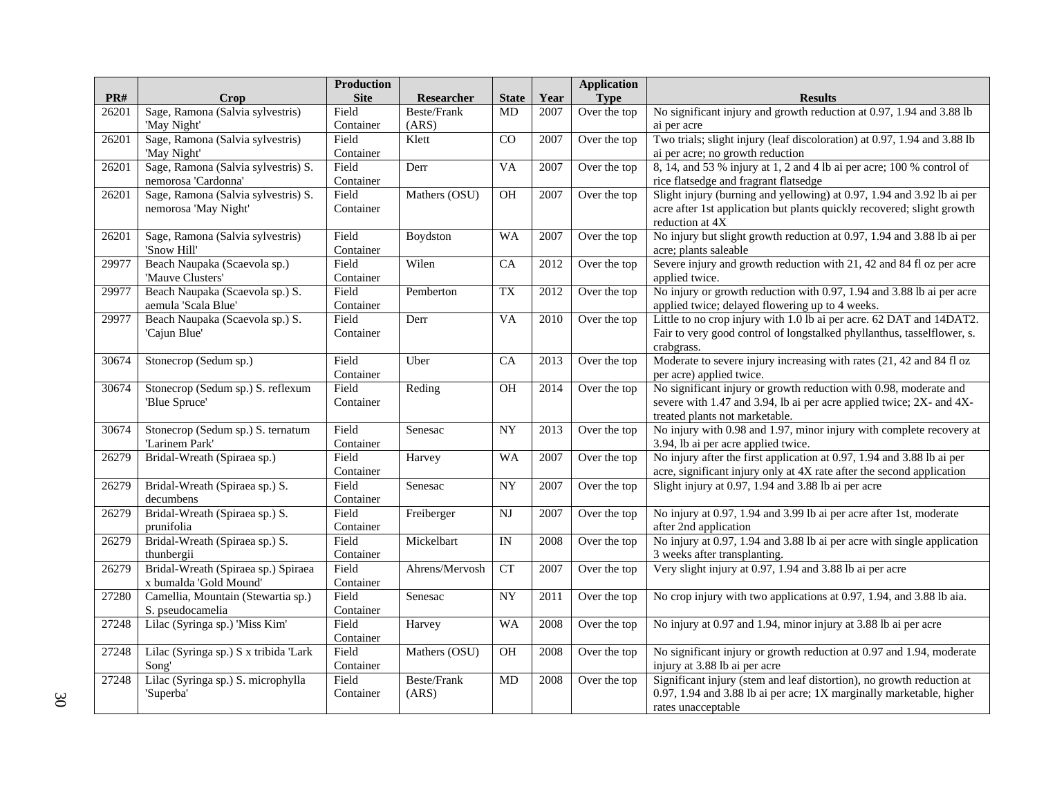| PR# | Crop | Production Site | Researcher | State | Year | Application Type | Results |
|---|---|---|---|---|---|---|---|
| 26201 | Sage, Ramona (Salvia sylvestris) 'May Night' | Field Container | Beste/Frank (ARS) | MD | 2007 | Over the top | No significant injury and growth reduction at 0.97, 1.94 and 3.88 lb ai per acre |
| 26201 | Sage, Ramona (Salvia sylvestris) 'May Night' | Field Container | Klett | CO | 2007 | Over the top | Two trials; slight injury (leaf discoloration) at 0.97, 1.94 and 3.88 lb ai per acre; no growth reduction |
| 26201 | Sage, Ramona (Salvia sylvestris) S. nemorosa 'Cardonna' | Field Container | Derr | VA | 2007 | Over the top | 8, 14, and 53 % injury at 1, 2 and 4 lb ai per acre; 100 % control of rice flatsedge and fragrant flatsedge |
| 26201 | Sage, Ramona (Salvia sylvestris) S. nemorosa 'May Night' | Field Container | Mathers (OSU) | OH | 2007 | Over the top | Slight injury (burning and yellowing) at 0.97, 1.94 and 3.92 lb ai per acre after 1st application but plants quickly recovered; slight growth reduction at 4X |
| 26201 | Sage, Ramona (Salvia sylvestris) 'Snow Hill' | Field Container | Boydston | WA | 2007 | Over the top | No injury but slight growth reduction at 0.97, 1.94 and 3.88 lb ai per acre; plants saleable |
| 29977 | Beach Naupaka (Scaevola sp.) 'Mauve Clusters' | Field Container | Wilen | CA | 2012 | Over the top | Severe injury and growth reduction with 21, 42 and 84 fl oz per acre applied twice. |
| 29977 | Beach Naupaka (Scaevola sp.) S. aemula 'Scala Blue' | Field Container | Pemberton | TX | 2012 | Over the top | No injury or growth reduction with 0.97, 1.94 and 3.88 lb ai per acre applied twice; delayed flowering up to 4 weeks. |
| 29977 | Beach Naupaka (Scaevola sp.) S. 'Cajun Blue' | Field Container | Derr | VA | 2010 | Over the top | Little to no crop injury with 1.0 lb ai per acre. 62 DAT and 14DAT2. Fair to very good control of longstalked phyllanthus, tasselflower, s. crabgrass. |
| 30674 | Stonecrop (Sedum sp.) | Field Container | Uber | CA | 2013 | Over the top | Moderate to severe injury increasing with rates (21, 42 and 84 fl oz per acre) applied twice. |
| 30674 | Stonecrop (Sedum sp.) S. reflexum 'Blue Spruce' | Field Container | Reding | OH | 2014 | Over the top | No significant injury or growth reduction with 0.98, moderate and severe with 1.47 and 3.94, lb ai per acre applied twice; 2X- and 4X-treated plants not marketable. |
| 30674 | Stonecrop (Sedum sp.) S. ternatum 'Larinem Park' | Field Container | Senesac | NY | 2013 | Over the top | No injury with 0.98 and 1.97, minor injury with complete recovery at 3.94, lb ai per acre applied twice. |
| 26279 | Bridal-Wreath (Spiraea sp.) | Field Container | Harvey | WA | 2007 | Over the top | No injury after the first application at 0.97, 1.94 and 3.88 lb ai per acre, significant injury only at 4X rate after the second application |
| 26279 | Bridal-Wreath (Spiraea sp.) S. decumbens | Field Container | Senesac | NY | 2007 | Over the top | Slight injury at 0.97, 1.94 and 3.88 lb ai per acre |
| 26279 | Bridal-Wreath (Spiraea sp.) S. prunifolia | Field Container | Freiberger | NJ | 2007 | Over the top | No injury at 0.97, 1.94 and 3.99 lb ai per acre after 1st, moderate after 2nd application |
| 26279 | Bridal-Wreath (Spiraea sp.) S. thunbergii | Field Container | Mickelbart | IN | 2008 | Over the top | No injury at 0.97, 1.94 and 3.88 lb ai per acre with single application 3 weeks after transplanting. |
| 26279 | Bridal-Wreath (Spiraea sp.) Spiraea x bumalda 'Gold Mound' | Field Container | Ahrens/Mervosh | CT | 2007 | Over the top | Very slight injury at 0.97, 1.94 and 3.88 lb ai per acre |
| 27280 | Camellia, Mountain (Stewartia sp.) S. pseudocamelia | Field Container | Senesac | NY | 2011 | Over the top | No crop injury with two applications at 0.97, 1.94, and 3.88 lb aia. |
| 27248 | Lilac (Syringa sp.) 'Miss Kim' | Field Container | Harvey | WA | 2008 | Over the top | No injury at 0.97 and 1.94, minor injury at 3.88 lb ai per acre |
| 27248 | Lilac (Syringa sp.) S x tribida 'Lark Song' | Field Container | Mathers (OSU) | OH | 2008 | Over the top | No significant injury or growth reduction at 0.97 and 1.94, moderate injury at 3.88 lb ai per acre |
| 27248 | Lilac (Syringa sp.) S. microphylla 'Superba' | Field Container | Beste/Frank (ARS) | MD | 2008 | Over the top | Significant injury (stem and leaf distortion), no growth reduction at 0.97, 1.94 and 3.88 lb ai per acre; 1X marginally marketable, higher rates unacceptable |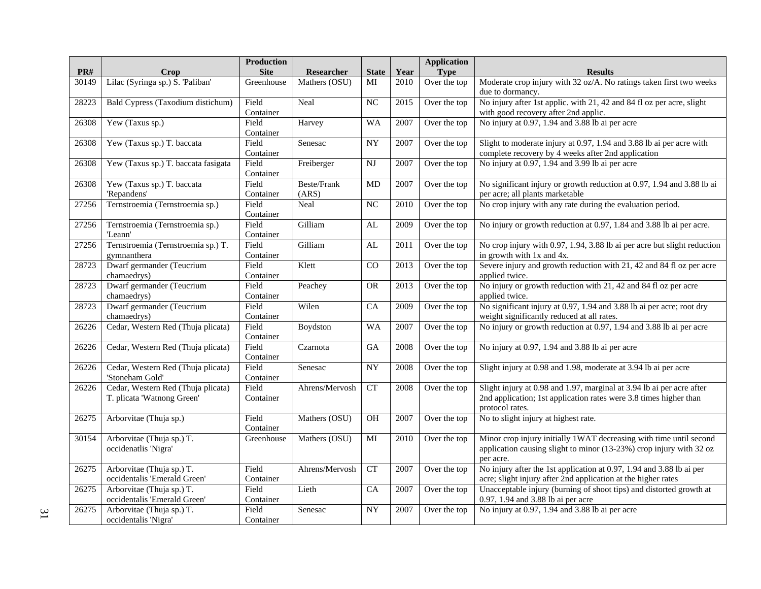| PR# | Crop | Production Site | Researcher | State | Year | Application Type | Results |
|---|---|---|---|---|---|---|---|
| 30149 | Lilac (Syringa sp.) S. 'Paliban' | Greenhouse | Mathers (OSU) | MI | 2010 | Over the top | Moderate crop injury with 32 oz/A. No ratings taken first two weeks due to dormancy. |
| 28223 | Bald Cypress (Taxodium distichum) | Field Container | Neal | NC | 2015 | Over the top | No injury after 1st applic. with 21, 42 and 84 fl oz per acre, slight with good recovery after 2nd applic. |
| 26308 | Yew (Taxus sp.) | Field Container | Harvey | WA | 2007 | Over the top | No injury at 0.97, 1.94 and 3.88 lb ai per acre |
| 26308 | Yew (Taxus sp.) T. baccata | Field Container | Senesac | NY | 2007 | Over the top | Slight to moderate injury at 0.97, 1.94 and 3.88 lb ai per acre with complete recovery by 4 weeks after 2nd application |
| 26308 | Yew (Taxus sp.) T. baccata fasigata | Field Container | Freiberger | NJ | 2007 | Over the top | No injury at 0.97, 1.94 and 3.99 lb ai per acre |
| 26308 | Yew (Taxus sp.) T. baccata 'Repandens' | Field Container | Beste/Frank (ARS) | MD | 2007 | Over the top | No significant injury or growth reduction at 0.97, 1.94 and 3.88 lb ai per acre; all plants marketable |
| 27256 | Ternstroemia (Ternstroemia sp.) | Field Container | Neal | NC | 2010 | Over the top | No crop injury with any rate during the evaluation period. |
| 27256 | Ternstroemia (Ternstroemia sp.) 'Leann' | Field Container | Gilliam | AL | 2009 | Over the top | No injury or growth reduction at 0.97, 1.84 and 3.88 lb ai per acre. |
| 27256 | Ternstroemia (Ternstroemia sp.) T. gymnanthera | Field Container | Gilliam | AL | 2011 | Over the top | No crop injury with 0.97, 1.94, 3.88 lb ai per acre but slight reduction in growth with 1x and 4x. |
| 28723 | Dwarf germander (Teucrium chamaedrys) | Field Container | Klett | CO | 2013 | Over the top | Severe injury and growth reduction with 21, 42 and 84 fl oz per acre applied twice. |
| 28723 | Dwarf germander (Teucrium chamaedrys) | Field Container | Peachey | OR | 2013 | Over the top | No injury or growth reduction with 21, 42 and 84 fl oz per acre applied twice. |
| 28723 | Dwarf germander (Teucrium chamaedrys) | Field Container | Wilen | CA | 2009 | Over the top | No significant injury at 0.97, 1.94 and 3.88 lb ai per acre; root dry weight significantly reduced at all rates. |
| 26226 | Cedar, Western Red (Thuja plicata) | Field Container | Boydston | WA | 2007 | Over the top | No injury or growth reduction at 0.97, 1.94 and 3.88 lb ai per acre |
| 26226 | Cedar, Western Red (Thuja plicata) | Field Container | Czarnota | GA | 2008 | Over the top | No injury at 0.97, 1.94 and 3.88 lb ai per acre |
| 26226 | Cedar, Western Red (Thuja plicata) 'Stoneham Gold' | Field Container | Senesac | NY | 2008 | Over the top | Slight injury at 0.98 and 1.98, moderate at 3.94 lb ai per acre |
| 26226 | Cedar, Western Red (Thuja plicata) T. plicata 'Watnong Green' | Field Container | Ahrens/Mervosh | CT | 2008 | Over the top | Slight injury at 0.98 and 1.97, marginal at 3.94 lb ai per acre after 2nd application; 1st application rates were 3.8 times higher than protocol rates. |
| 26275 | Arborvitae (Thuja sp.) | Field Container | Mathers (OSU) | OH | 2007 | Over the top | No to slight injury at highest rate. |
| 30154 | Arborvitae (Thuja sp.) T. occidenatlis 'Nigra' | Greenhouse | Mathers (OSU) | MI | 2010 | Over the top | Minor crop injury initially 1WAT decreasing with time until second application causing slight to minor (13-23%) crop injury with 32 oz per acre. |
| 26275 | Arborvitae (Thuja sp.) T. occidentalis 'Emerald Green' | Field Container | Ahrens/Mervosh | CT | 2007 | Over the top | No injury after the 1st application at 0.97, 1.94 and 3.88 lb ai per acre; slight injury after 2nd application at the higher rates |
| 26275 | Arborvitae (Thuja sp.) T. occidentalis 'Emerald Green' | Field Container | Lieth | CA | 2007 | Over the top | Unacceptable injury (burning of shoot tips) and distorted growth at 0.97, 1.94 and 3.88 lb ai per acre |
| 26275 | Arborvitae (Thuja sp.) T. occidentalis 'Nigra' | Field Container | Senesac | NY | 2007 | Over the top | No injury at 0.97, 1.94 and 3.88 lb ai per acre |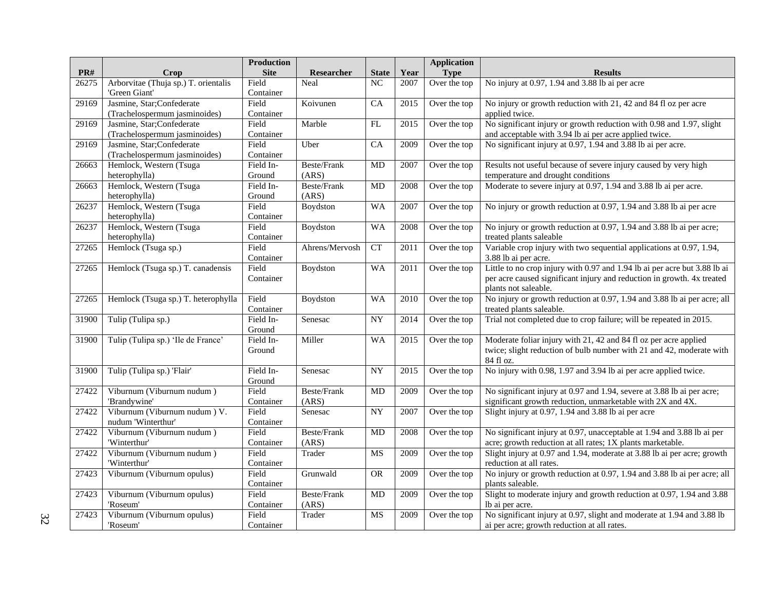| PR# | Crop | Production Site | Researcher | State | Year | Application Type | Results |
|---|---|---|---|---|---|---|---|
| 26275 | Arborvitae (Thuja sp.) T. orientalis 'Green Giant' | Field Container | Neal | NC | 2007 | Over the top | No injury at 0.97, 1.94 and 3.88 lb ai per acre |
| 29169 | Jasmine, Star;Confederate (Trachelospermum jasminoides) | Field Container | Koivunen | CA | 2015 | Over the top | No injury or growth reduction with 21, 42 and 84 fl oz per acre applied twice. |
| 29169 | Jasmine, Star;Confederate (Trachelospermum jasminoides) | Field Container | Marble | FL | 2015 | Over the top | No significant injury or growth reduction with 0.98 and 1.97, slight and acceptable with 3.94 lb ai per acre applied twice. |
| 29169 | Jasmine, Star;Confederate (Trachelospermum jasminoides) | Field Container | Uber | CA | 2009 | Over the top | No significant injury at 0.97, 1.94 and 3.88 lb ai per acre. |
| 26663 | Hemlock, Western (Tsuga heterophylla) | Field In-Ground | Beste/Frank (ARS) | MD | 2007 | Over the top | Results not useful because of severe injury caused by very high temperature and drought conditions |
| 26663 | Hemlock, Western (Tsuga heterophylla) | Field In-Ground | Beste/Frank (ARS) | MD | 2008 | Over the top | Moderate to severe injury at 0.97, 1.94 and 3.88 lb ai per acre. |
| 26237 | Hemlock, Western (Tsuga heterophylla) | Field Container | Boydston | WA | 2007 | Over the top | No injury or growth reduction at 0.97, 1.94 and 3.88 lb ai per acre |
| 26237 | Hemlock, Western (Tsuga heterophylla) | Field Container | Boydston | WA | 2008 | Over the top | No injury or growth reduction at 0.97, 1.94 and 3.88 lb ai per acre; treated plants saleable |
| 27265 | Hemlock (Tsuga sp.) | Field Container | Ahrens/Mervosh | CT | 2011 | Over the top | Variable crop injury with two sequential applications at 0.97, 1.94, 3.88 lb ai per acre. |
| 27265 | Hemlock (Tsuga sp.) T. canadensis | Field Container | Boydston | WA | 2011 | Over the top | Little to no crop injury with 0.97 and 1.94 lb ai per acre but 3.88 lb ai per acre caused significant injury and reduction in growth. 4x treated plants not saleable. |
| 27265 | Hemlock (Tsuga sp.) T. heterophylla | Field Container | Boydston | WA | 2010 | Over the top | No injury or growth reduction at 0.97, 1.94 and 3.88 lb ai per acre; all treated plants saleable. |
| 31900 | Tulip (Tulipa sp.) | Field In-Ground | Senesac | NY | 2014 | Over the top | Trial not completed due to crop failure; will be repeated in 2015. |
| 31900 | Tulip (Tulipa sp.) 'Ile de France' | Field In-Ground | Miller | WA | 2015 | Over the top | Moderate foliar injury with 21, 42 and 84 fl oz per acre applied twice; slight reduction of bulb number with 21 and 42, moderate with 84 fl oz. |
| 31900 | Tulip (Tulipa sp.) 'Flair' | Field In-Ground | Senesac | NY | 2015 | Over the top | No injury with 0.98, 1.97 and 3.94 lb ai per acre applied twice. |
| 27422 | Viburnum (Viburnum nudum ) 'Brandywine' | Field Container | Beste/Frank (ARS) | MD | 2009 | Over the top | No significant injury at 0.97 and 1.94, severe at 3.88 lb ai per acre; significant growth reduction, unmarketable with 2X and 4X. |
| 27422 | Viburnum (Viburnum nudum ) V. nudum 'Winterthur' | Field Container | Senesac | NY | 2007 | Over the top | Slight injury at 0.97, 1.94 and 3.88 lb ai per acre |
| 27422 | Viburnum (Viburnum nudum ) 'Winterthur' | Field Container | Beste/Frank (ARS) | MD | 2008 | Over the top | No significant injury at 0.97, unacceptable at 1.94 and 3.88 lb ai per acre; growth reduction at all rates; 1X plants marketable. |
| 27422 | Viburnum (Viburnum nudum ) 'Winterthur' | Field Container | Trader | MS | 2009 | Over the top | Slight injury at 0.97 and 1.94, moderate at 3.88 lb ai per acre; growth reduction at all rates. |
| 27423 | Viburnum (Viburnum opulus) | Field Container | Grunwald | OR | 2009 | Over the top | No injury or growth reduction at 0.97, 1.94 and 3.88 lb ai per acre; all plants saleable. |
| 27423 | Viburnum (Viburnum opulus) 'Roseum' | Field Container | Beste/Frank (ARS) | MD | 2009 | Over the top | Slight to moderate injury and growth reduction at 0.97, 1.94 and 3.88 lb ai per acre. |
| 27423 | Viburnum (Viburnum opulus) 'Roseum' | Field Container | Trader | MS | 2009 | Over the top | No significant injury at 0.97, slight and moderate at 1.94 and 3.88 lb ai per acre; growth reduction at all rates. |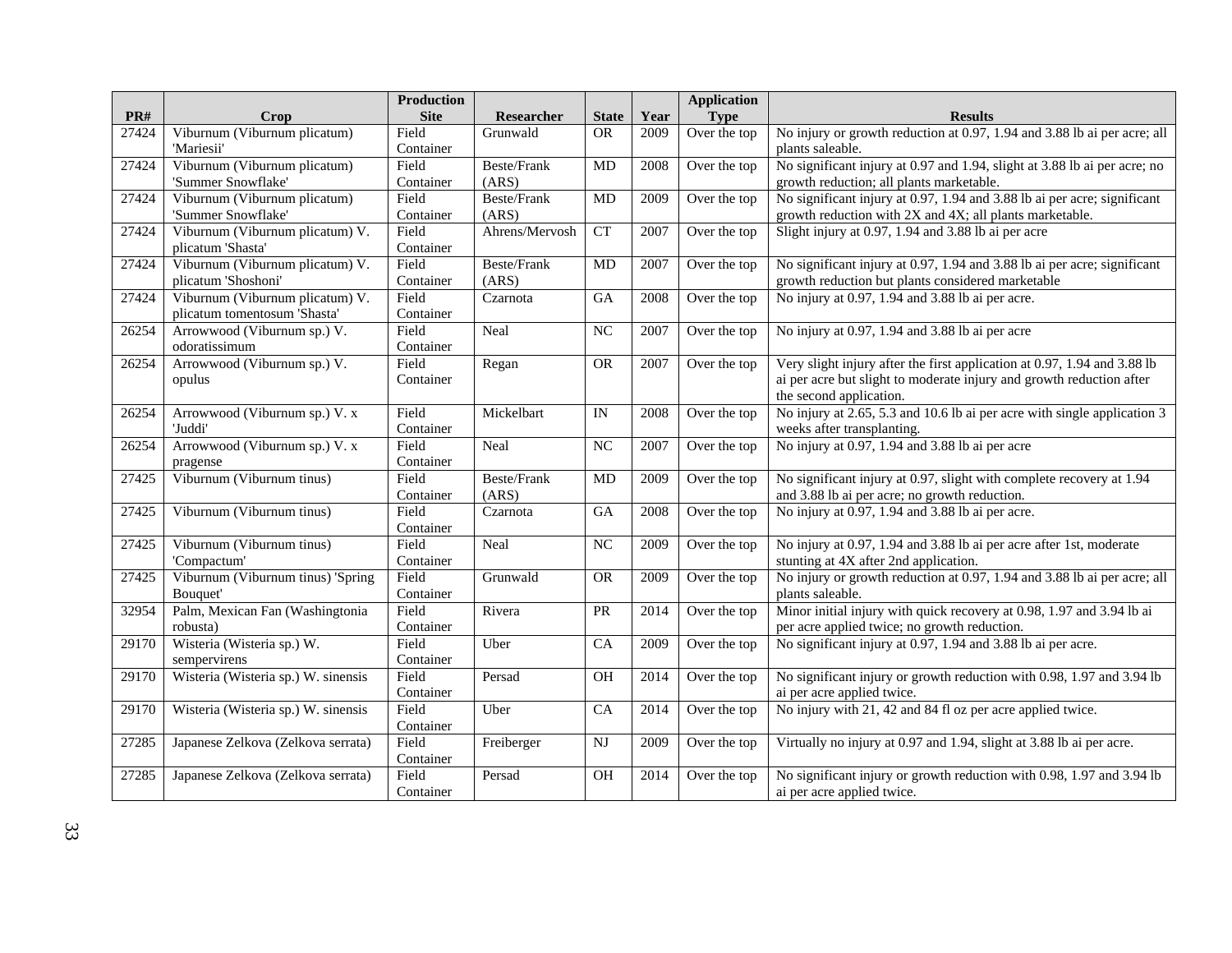| PR# | Crop | Production Site | Researcher | State | Year | Application Type | Results |
|---|---|---|---|---|---|---|---|
| 27424 | Viburnum (Viburnum plicatum) 'Mariesii' | Field Container | Grunwald | OR | 2009 | Over the top | No injury or growth reduction at 0.97, 1.94 and 3.88 lb ai per acre; all plants saleable. |
| 27424 | Viburnum (Viburnum plicatum) 'Summer Snowflake' | Field Container | Beste/Frank (ARS) | MD | 2008 | Over the top | No significant injury at 0.97 and 1.94, slight at 3.88 lb ai per acre; no growth reduction; all plants marketable. |
| 27424 | Viburnum (Viburnum plicatum) 'Summer Snowflake' | Field Container | Beste/Frank (ARS) | MD | 2009 | Over the top | No significant injury at 0.97, 1.94 and 3.88 lb ai per acre; significant growth reduction with 2X and 4X; all plants marketable. |
| 27424 | Viburnum (Viburnum plicatum) V. plicatum 'Shasta' | Field Container | Ahrens/Mervosh | CT | 2007 | Over the top | Slight injury at 0.97, 1.94 and 3.88 lb ai per acre |
| 27424 | Viburnum (Viburnum plicatum) V. plicatum 'Shoshoni' | Field Container | Beste/Frank (ARS) | MD | 2007 | Over the top | No significant injury at 0.97, 1.94 and 3.88 lb ai per acre; significant growth reduction but plants considered marketable |
| 27424 | Viburnum (Viburnum plicatum) V. plicatum tomentosum 'Shasta' | Field Container | Czarnota | GA | 2008 | Over the top | No injury at 0.97, 1.94 and 3.88 lb ai per acre. |
| 26254 | Arrowwood (Viburnum sp.) V. odoratissimum | Field Container | Neal | NC | 2007 | Over the top | No injury at 0.97, 1.94 and 3.88 lb ai per acre |
| 26254 | Arrowwood (Viburnum sp.) V. opulus | Field Container | Regan | OR | 2007 | Over the top | Very slight injury after the first application at 0.97, 1.94 and 3.88 lb ai per acre but slight to moderate injury and growth reduction after the second application. |
| 26254 | Arrowwood (Viburnum sp.) V. x 'Juddi' | Field Container | Mickelbart | IN | 2008 | Over the top | No injury at 2.65, 5.3 and 10.6 lb ai per acre with single application 3 weeks after transplanting. |
| 26254 | Arrowwood (Viburnum sp.) V. x pragense | Field Container | Neal | NC | 2007 | Over the top | No injury at 0.97, 1.94 and 3.88 lb ai per acre |
| 27425 | Viburnum (Viburnum tinus) | Field Container | Beste/Frank (ARS) | MD | 2009 | Over the top | No significant injury at 0.97, slight with complete recovery at 1.94 and 3.88 lb ai per acre; no growth reduction. |
| 27425 | Viburnum (Viburnum tinus) | Field Container | Czarnota | GA | 2008 | Over the top | No injury at 0.97, 1.94 and 3.88 lb ai per acre. |
| 27425 | Viburnum (Viburnum tinus) 'Compactum' | Field Container | Neal | NC | 2009 | Over the top | No injury at 0.97, 1.94 and 3.88 lb ai per acre after 1st, moderate stunting at 4X after 2nd application. |
| 27425 | Viburnum (Viburnum tinus) 'Spring Bouquet' | Field Container | Grunwald | OR | 2009 | Over the top | No injury or growth reduction at 0.97, 1.94 and 3.88 lb ai per acre; all plants saleable. |
| 32954 | Palm, Mexican Fan (Washingtonia robusta) | Field Container | Rivera | PR | 2014 | Over the top | Minor initial injury with quick recovery at 0.98, 1.97 and 3.94 lb ai per acre applied twice; no growth reduction. |
| 29170 | Wisteria (Wisteria sp.) W. sempervirens | Field Container | Uber | CA | 2009 | Over the top | No significant injury at 0.97, 1.94 and 3.88 lb ai per acre. |
| 29170 | Wisteria (Wisteria sp.) W. sinensis | Field Container | Persad | OH | 2014 | Over the top | No significant injury or growth reduction with 0.98, 1.97 and 3.94 lb ai per acre applied twice. |
| 29170 | Wisteria (Wisteria sp.) W. sinensis | Field Container | Uber | CA | 2014 | Over the top | No injury with 21, 42 and 84 fl oz per acre applied twice. |
| 27285 | Japanese Zelkova (Zelkova serrata) | Field Container | Freiberger | NJ | 2009 | Over the top | Virtually no injury at 0.97 and 1.94, slight at 3.88 lb ai per acre. |
| 27285 | Japanese Zelkova (Zelkova serrata) | Field Container | Persad | OH | 2014 | Over the top | No significant injury or growth reduction with 0.98, 1.97 and 3.94 lb ai per acre applied twice. |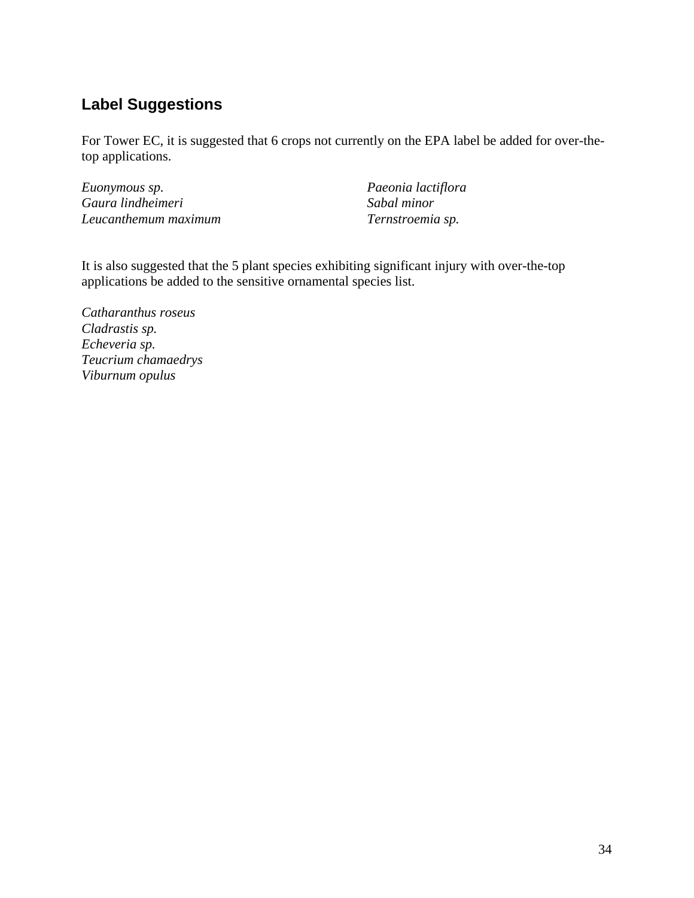## Label Suggestions

For Tower EC, it is suggested that 6 crops not currently on the EPA label be added for over-the-top applications.

*Euonymous sp.*
*Gaura lindheimeri*
*Leucanthemum maximum*
*Paeonia lactiflora*
*Sabal minor*
*Ternstroemia sp.*

It is also suggested that the 5 plant species exhibiting significant injury with over-the-top applications be added to the sensitive ornamental species list.

*Catharanthus roseus*
*Cladrastis sp.*
*Echeveria sp.*
*Teucrium chamaedrys*
*Viburnum opulus*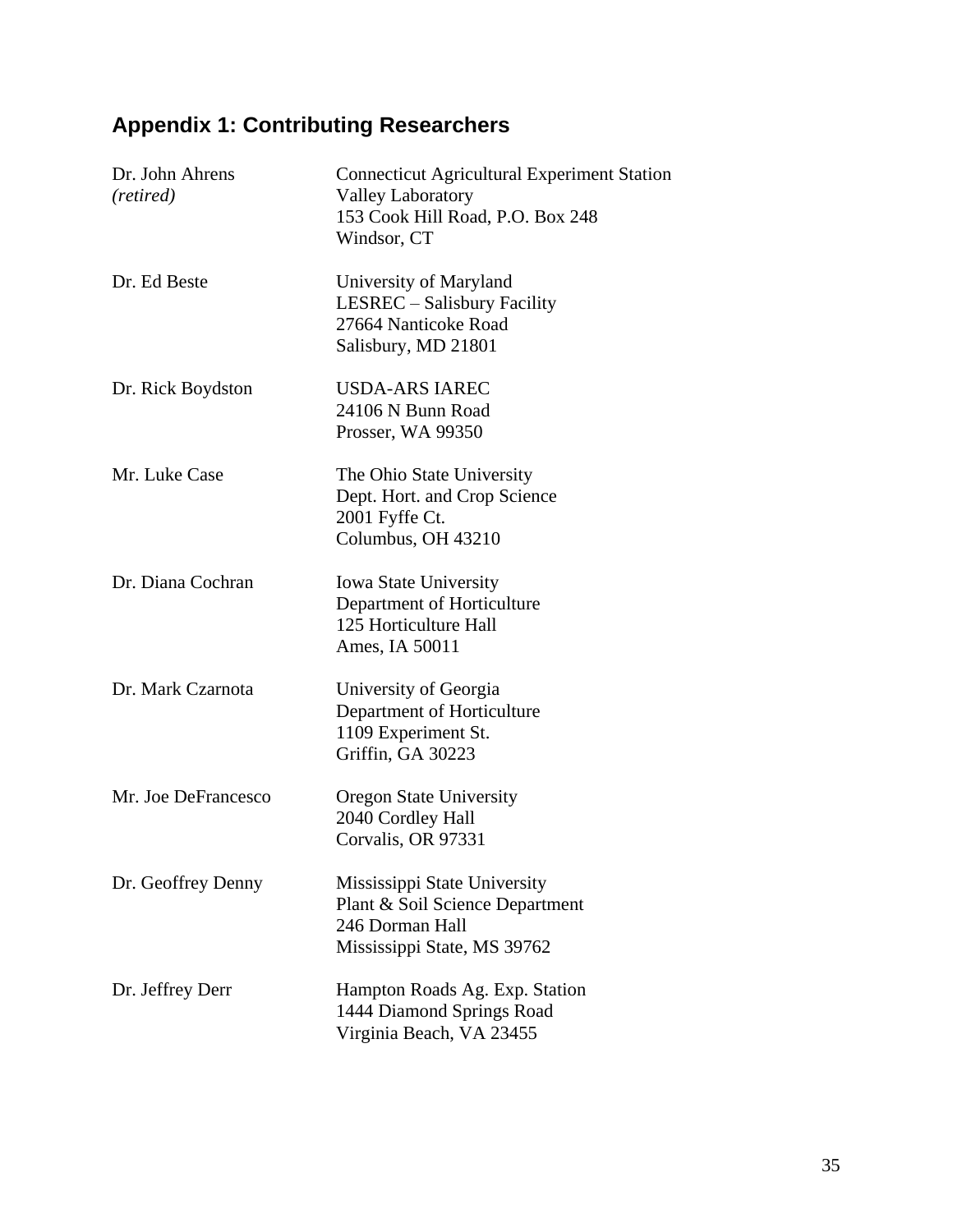## Appendix 1: Contributing Researchers

| | |
|---|---|
| Dr. John Ahrens *(retired)* | Connecticut Agricultural Experiment Station<br>Valley Laboratory<br>153 Cook Hill Road, P.O. Box 248<br>Windsor, CT |
| Dr. Ed Beste | University of Maryland<br>LESREC – Salisbury Facility<br>27664 Nanticoke Road<br>Salisbury, MD 21801 |
| Dr. Rick Boydston | USDA-ARS IAREC<br>24106 N Bunn Road<br>Prosser, WA 99350 |
| Mr. Luke Case | The Ohio State University<br>Dept. Hort. and Crop Science<br>2001 Fyffe Ct.<br>Columbus, OH 43210 |
| Dr. Diana Cochran | Iowa State University<br>Department of Horticulture<br>125 Horticulture Hall<br>Ames, IA 50011 |
| Dr. Mark Czarnota | University of Georgia<br>Department of Horticulture<br>1109 Experiment St.<br>Griffin, GA 30223 |
| Mr. Joe DeFrancesco | Oregon State University<br>2040 Cordley Hall<br>Corvalis, OR 97331 |
| Dr. Geoffrey Denny | Mississippi State University<br>Plant & Soil Science Department<br>246 Dorman Hall<br>Mississippi State, MS 39762 |
| Dr. Jeffrey Derr | Hampton Roads Ag. Exp. Station<br>1444 Diamond Springs Road<br>Virginia Beach, VA 23455 |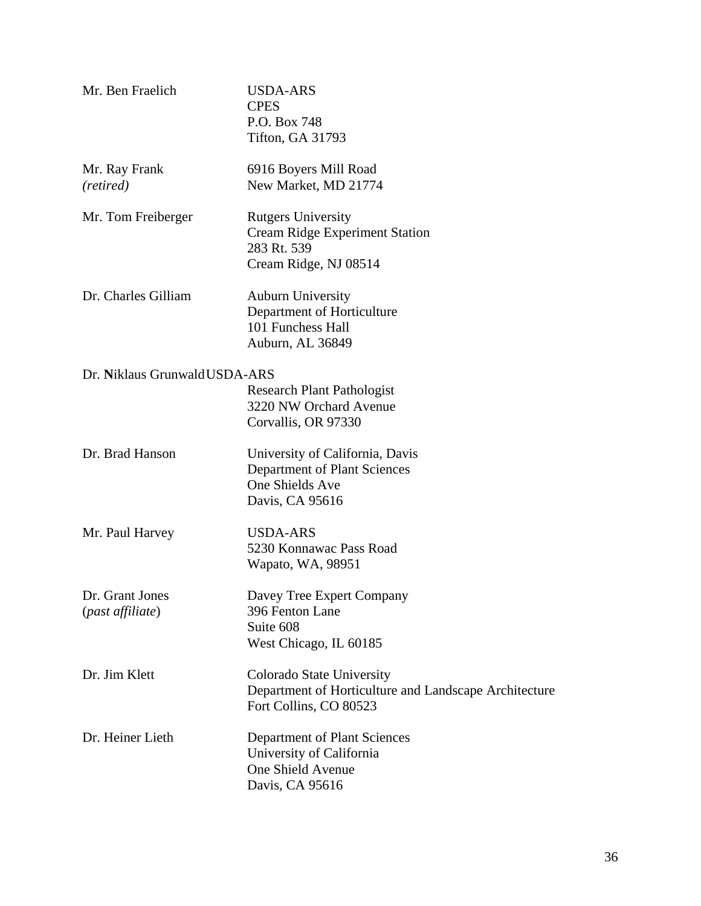| | |
|---|---|
| Mr. Ben Fraelich | USDA-ARS<br>CPES<br>P.O. Box 748<br>Tifton, GA 31793 |
| Mr. Ray Frank<br>*(retired)* | 6916 Boyers Mill Road<br>New Market, MD 21774 |
| Mr. Tom Freiberger | Rutgers University<br>Cream Ridge Experiment Station<br>283 Rt. 539<br>Cream Ridge, NJ 08514 |
| Dr. Charles Gilliam | Auburn University<br>Department of Horticulture<br>101 Funchess Hall<br>Auburn, AL 36849 |
| Dr. **N**iklaus Grunwald | USDA-ARS<br>Research Plant Pathologist<br>3220 NW Orchard Avenue<br>Corvallis, OR 97330 |
| Dr. Brad Hanson | University of California, Davis<br>Department of Plant Sciences<br>One Shields Ave<br>Davis, CA 95616 |
| Mr. Paul Harvey | USDA-ARS<br>5230 Konnawac Pass Road<br>Wapato, WA, 98951 |
| Dr. Grant Jones<br>(*past affiliate*) | Davey Tree Expert Company<br>396 Fenton Lane<br>Suite 608<br>West Chicago, IL 60185 |
| Dr. Jim Klett | Colorado State University<br>Department of Horticulture and Landscape Architecture<br>Fort Collins, CO 80523 |
| Dr. Heiner Lieth | Department of Plant Sciences<br>University of California<br>One Shield Avenue<br>Davis, CA 95616 |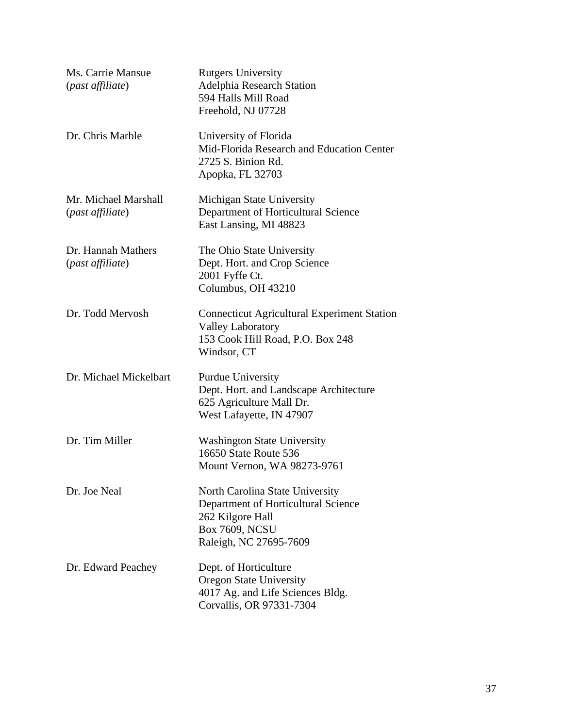| | |
|---|---|
| Ms. Carrie Mansue<br>(*past affiliate*) | Rutgers University<br>Adelphia Research Station<br>594 Halls Mill Road<br>Freehold, NJ 07728 |
| Dr. Chris Marble | University of Florida<br>Mid-Florida Research and Education Center<br>2725 S. Binion Rd.<br>Apopka, FL 32703 |
| Mr. Michael Marshall<br>(*past affiliate*) | Michigan State University<br>Department of Horticultural Science<br>East Lansing, MI 48823 |
| Dr. Hannah Mathers<br>(*past affiliate*) | The Ohio State University<br>Dept. Hort. and Crop Science<br>2001 Fyffe Ct.<br>Columbus, OH 43210 |
| Dr. Todd Mervosh | Connecticut Agricultural Experiment Station<br>Valley Laboratory<br>153 Cook Hill Road, P.O. Box 248<br>Windsor, CT |
| Dr. Michael Mickelbart | Purdue University<br>Dept. Hort. and Landscape Architecture<br>625 Agriculture Mall Dr.<br>West Lafayette, IN 47907 |
| Dr. Tim Miller | Washington State University<br>16650 State Route 536<br>Mount Vernon, WA 98273-9761 |
| Dr. Joe Neal | North Carolina State University<br>Department of Horticultural Science<br>262 Kilgore Hall<br>Box 7609, NCSU<br>Raleigh, NC 27695-7609 |
| Dr. Edward Peachey | Dept. of Horticulture<br>Oregon State University<br>4017 Ag. and Life Sciences Bldg.<br>Corvallis, OR 97331-7304 |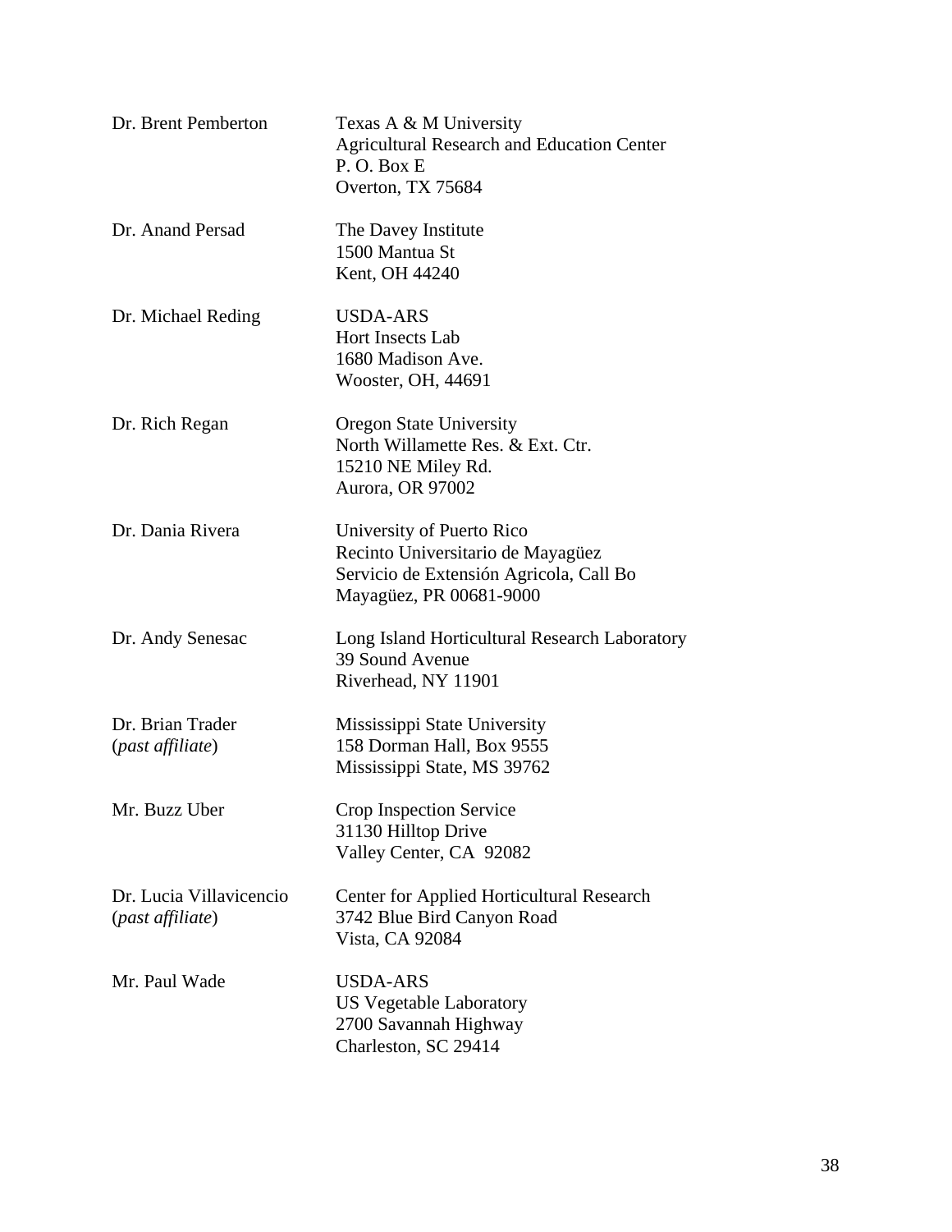| | |
|---|---|
| Dr. Brent Pemberton | Texas A & M University<br>Agricultural Research and Education Center<br>P. O. Box E<br>Overton, TX 75684 |
| Dr. Anand Persad | The Davey Institute<br>1500 Mantua St<br>Kent, OH 44240 |
| Dr. Michael Reding | USDA-ARS<br>Hort Insects Lab<br>1680 Madison Ave.<br>Wooster, OH, 44691 |
| Dr. Rich Regan | Oregon State University<br>North Willamette Res. & Ext. Ctr.<br>15210 NE Miley Rd.<br>Aurora, OR 97002 |
| Dr. Dania Rivera | University of Puerto Rico<br>Recinto Universitario de Mayagüez<br>Servicio de Extensión Agricola, Call Bo<br>Mayagüez, PR 00681-9000 |
| Dr. Andy Senesac | Long Island Horticultural Research Laboratory<br>39 Sound Avenue<br>Riverhead, NY 11901 |
| Dr. Brian Trader<br>(*past affiliate*) | Mississippi State University<br>158 Dorman Hall, Box 9555<br>Mississippi State, MS 39762 |
| Mr. Buzz Uber | Crop Inspection Service<br>31130 Hilltop Drive<br>Valley Center, CA 92082 |
| Dr. Lucia Villavicencio<br>(*past affiliate*) | Center for Applied Horticultural Research<br>3742 Blue Bird Canyon Road<br>Vista, CA 92084 |
| Mr. Paul Wade | USDA-ARS<br>US Vegetable Laboratory<br>2700 Savannah Highway<br>Charleston, SC 29414 |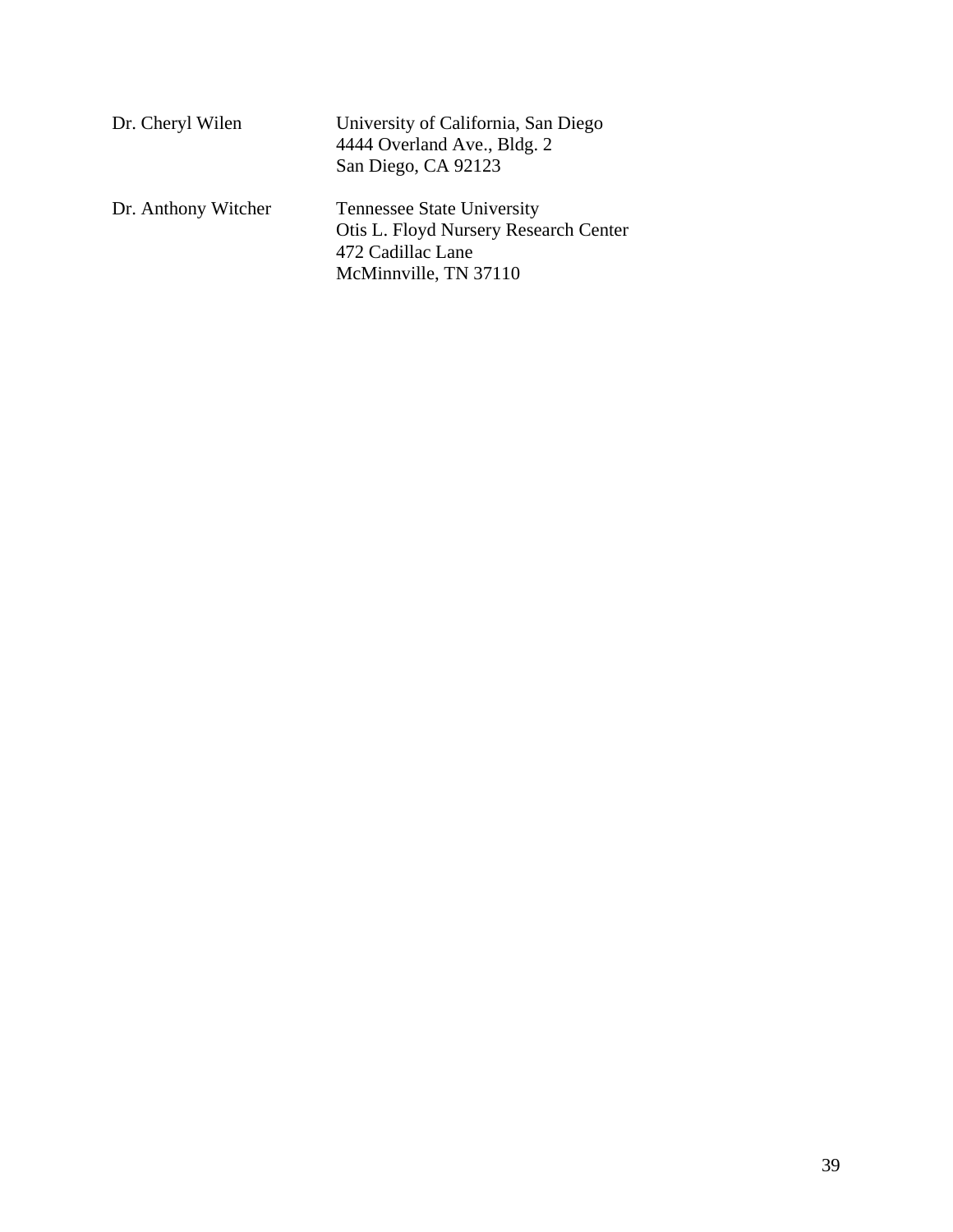| | |
|---|---|
| Dr. Cheryl Wilen | University of California, San Diego<br>4444 Overland Ave., Bldg. 2<br>San Diego, CA 92123 |
| Dr. Anthony Witcher | Tennessee State University<br>Otis L. Floyd Nursery Research Center<br>472 Cadillac Lane<br>McMinnville, TN 37110 |